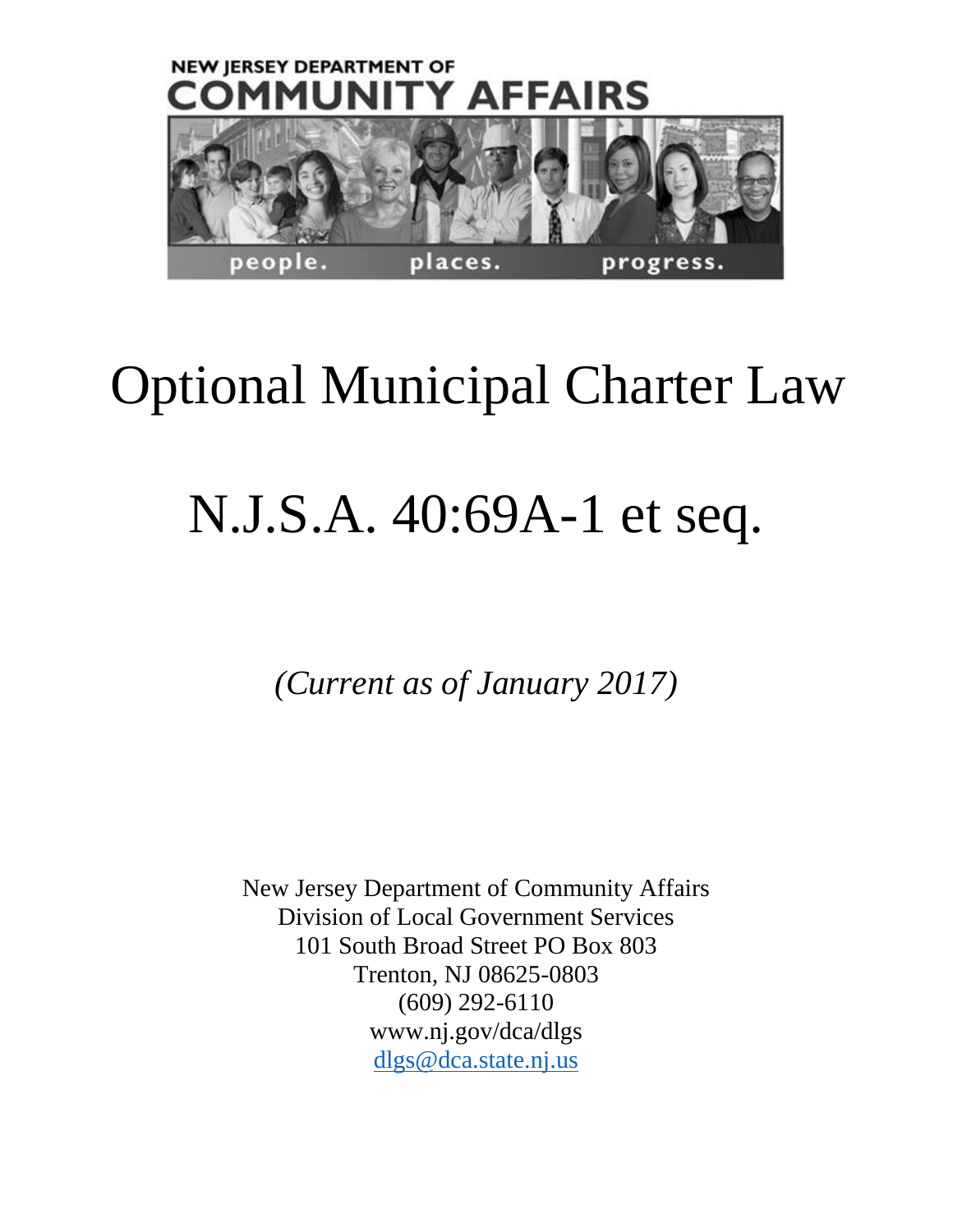NEW JERSEY DEPARTMENT OF
COMMUNITY AFFAIRS

people. places. progress.

# Optional Municipal Charter Law

# N.J.S.A. 40:69A-1 et seq.

*(Current as of January 2017)*

New Jersey Department of Community Affairs
Division of Local Government Services
101 South Broad Street PO Box 803
Trenton, NJ 08625-0803
(609) 292-6110
www.nj.gov/dca/dlgs
dlgs@dca.state.nj.us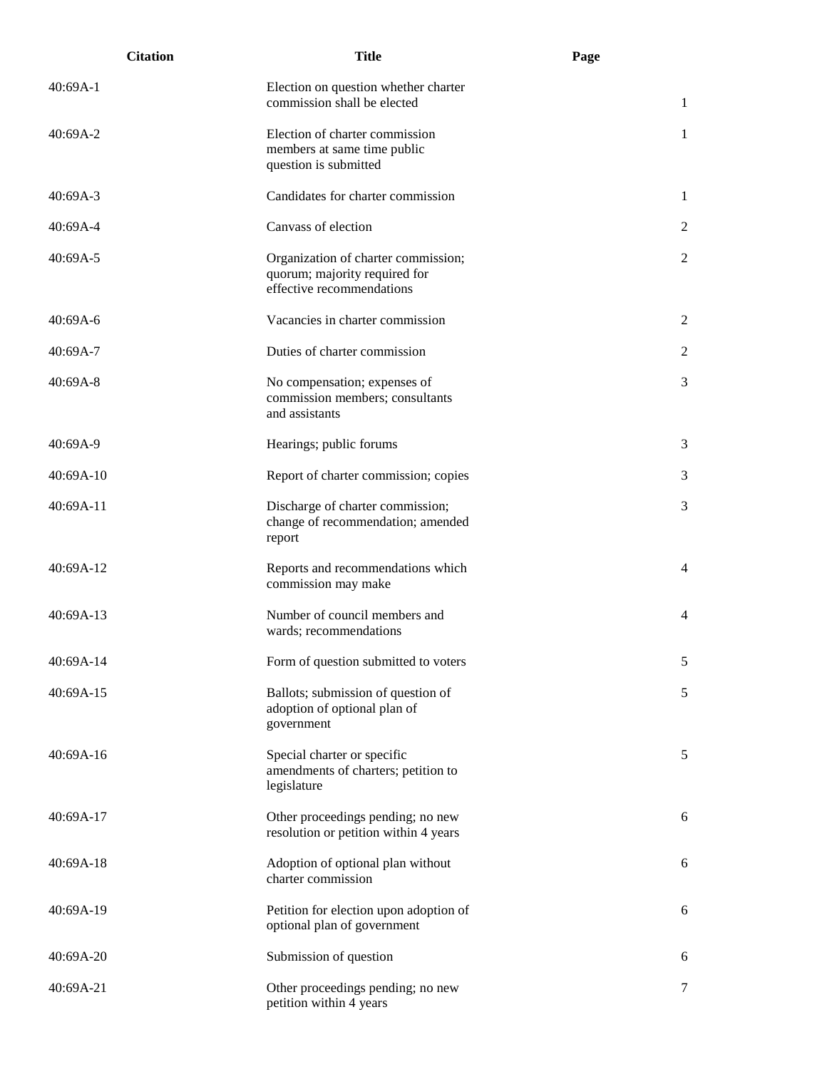| Citation | Title | Page |
|---|---|---|
| 40:69A-1 | Election on question whether charter commission shall be elected | 1 |
| 40:69A-2 | Election of charter commission members at same time public question is submitted | 1 |
| 40:69A-3 | Candidates for charter commission | 1 |
| 40:69A-4 | Canvass of election | 2 |
| 40:69A-5 | Organization of charter commission; quorum; majority required for effective recommendations | 2 |
| 40:69A-6 | Vacancies in charter commission | 2 |
| 40:69A-7 | Duties of charter commission | 2 |
| 40:69A-8 | No compensation; expenses of commission members; consultants and assistants | 3 |
| 40:69A-9 | Hearings; public forums | 3 |
| 40:69A-10 | Report of charter commission; copies | 3 |
| 40:69A-11 | Discharge of charter commission; change of recommendation; amended report | 3 |
| 40:69A-12 | Reports and recommendations which commission may make | 4 |
| 40:69A-13 | Number of council members and wards; recommendations | 4 |
| 40:69A-14 | Form of question submitted to voters | 5 |
| 40:69A-15 | Ballots; submission of question of adoption of optional plan of government | 5 |
| 40:69A-16 | Special charter or specific amendments of charters; petition to legislature | 5 |
| 40:69A-17 | Other proceedings pending; no new resolution or petition within 4 years | 6 |
| 40:69A-18 | Adoption of optional plan without charter commission | 6 |
| 40:69A-19 | Petition for election upon adoption of optional plan of government | 6 |
| 40:69A-20 | Submission of question | 6 |
| 40:69A-21 | Other proceedings pending; no new petition within 4 years | 7 |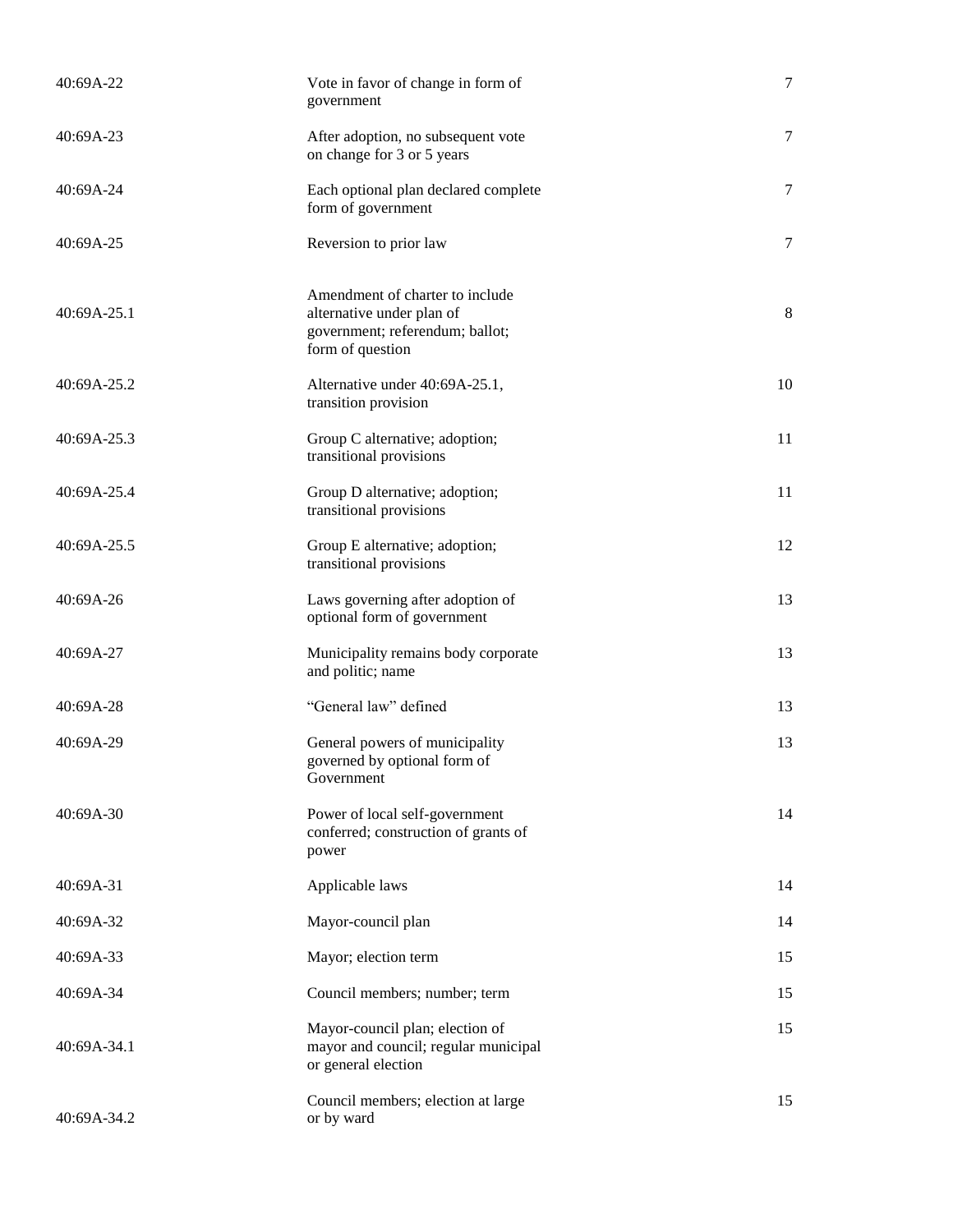| | | |
|---|---|---|
| 40:69A-22 | Vote in favor of change in form of government | 7 |
| 40:69A-23 | After adoption, no subsequent vote on change for 3 or 5 years | 7 |
| 40:69A-24 | Each optional plan declared complete form of government | 7 |
| 40:69A-25 | Reversion to prior law | 7 |
| 40:69A-25.1 | Amendment of charter to include alternative under plan of government; referendum; ballot; form of question | 8 |
| 40:69A-25.2 | Alternative under 40:69A-25.1, transition provision | 10 |
| 40:69A-25.3 | Group C alternative; adoption; transitional provisions | 11 |
| 40:69A-25.4 | Group D alternative; adoption; transitional provisions | 11 |
| 40:69A-25.5 | Group E alternative; adoption; transitional provisions | 12 |
| 40:69A-26 | Laws governing after adoption of optional form of government | 13 |
| 40:69A-27 | Municipality remains body corporate and politic; name | 13 |
| 40:69A-28 | "General law" defined | 13 |
| 40:69A-29 | General powers of municipality governed by optional form of Government | 13 |
| 40:69A-30 | Power of local self-government conferred; construction of grants of power | 14 |
| 40:69A-31 | Applicable laws | 14 |
| 40:69A-32 | Mayor-council plan | 14 |
| 40:69A-33 | Mayor; election term | 15 |
| 40:69A-34 | Council members; number; term | 15 |
| 40:69A-34.1 | Mayor-council plan; election of mayor and council; regular municipal or general election | 15 |
| 40:69A-34.2 | Council members; election at large or by ward | 15 |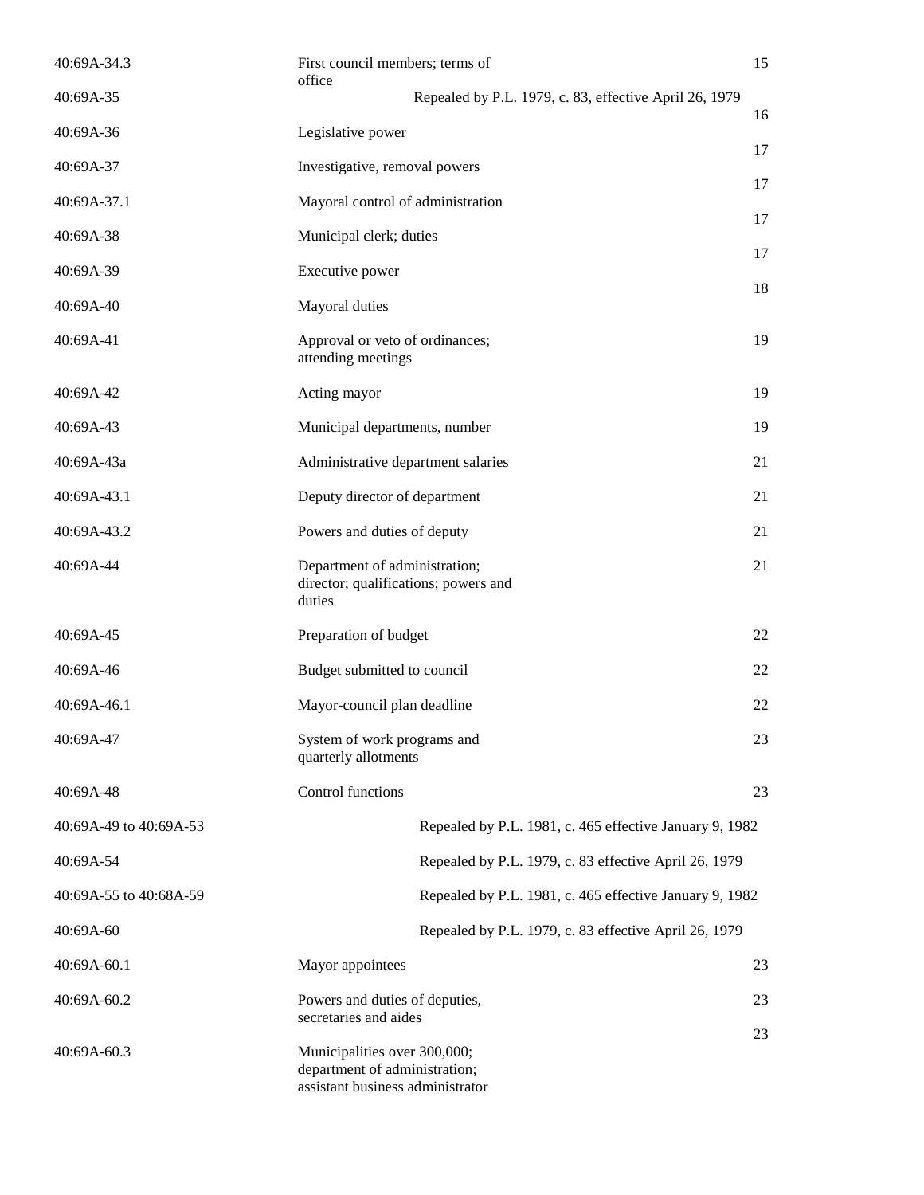| | | |
|---|---|---|
| 40:69A-34.3 | First council members; terms of office | 15 |
| 40:69A-35 | Repealed by P.L. 1979, c. 83, effective April 26, 1979 | 16 |
| 40:69A-36 | Legislative power | 17 |
| 40:69A-37 | Investigative, removal powers | 17 |
| 40:69A-37.1 | Mayoral control of administration | 17 |
| 40:69A-38 | Municipal clerk; duties | 17 |
| 40:69A-39 | Executive power | 18 |
| 40:69A-40 | Mayoral duties | |
| 40:69A-41 | Approval or veto of ordinances; attending meetings | 19 |
| 40:69A-42 | Acting mayor | 19 |
| 40:69A-43 | Municipal departments, number | 19 |
| 40:69A-43a | Administrative department salaries | 21 |
| 40:69A-43.1 | Deputy director of department | 21 |
| 40:69A-43.2 | Powers and duties of deputy | 21 |
| 40:69A-44 | Department of administration; director; qualifications; powers and duties | 21 |
| 40:69A-45 | Preparation of budget | 22 |
| 40:69A-46 | Budget submitted to council | 22 |
| 40:69A-46.1 | Mayor-council plan deadline | 22 |
| 40:69A-47 | System of work programs and quarterly allotments | 23 |
| 40:69A-48 | Control functions | 23 |
| 40:69A-49 to 40:69A-53 | Repealed by P.L. 1981, c. 465 effective January 9, 1982 | |
| 40:69A-54 | Repealed by P.L. 1979, c. 83 effective April 26, 1979 | |
| 40:69A-55 to 40:68A-59 | Repealed by P.L. 1981, c. 465 effective January 9, 1982 | |
| 40:69A-60 | Repealed by P.L. 1979, c. 83 effective April 26, 1979 | |
| 40:69A-60.1 | Mayor appointees | 23 |
| 40:69A-60.2 | Powers and duties of deputies, secretaries and aides | 23 |
| 40:69A-60.3 | Municipalities over 300,000; department of administration; assistant business administrator | 23 |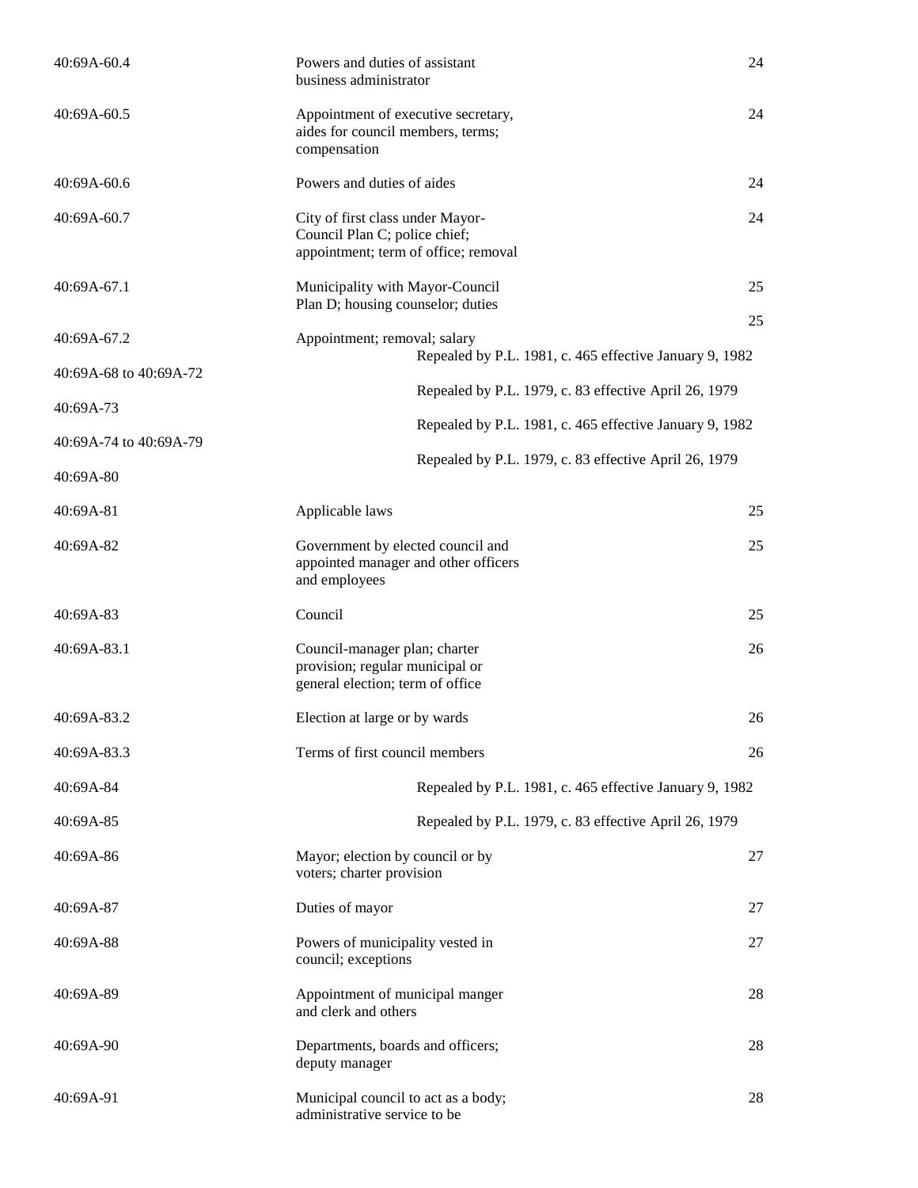| | | |
|---|---|---|
| 40:69A-60.4 | Powers and duties of assistant business administrator | 24 |
| 40:69A-60.5 | Appointment of executive secretary, aides for council members, terms; compensation | 24 |
| 40:69A-60.6 | Powers and duties of aides | 24 |
| 40:69A-60.7 | City of first class under Mayor-Council Plan C; police chief; appointment; term of office; removal | 24 |
| 40:69A-67.1 | Municipality with Mayor-Council Plan D; housing counselor; duties | 25 |
| 40:69A-67.2 | Appointment; removal; salary | 25 |
| 40:69A-68 to 40:69A-72 | Repealed by P.L. 1981, c. 465 effective January 9, 1982 | |
| 40:69A-73 | Repealed by P.L. 1979, c. 83 effective April 26, 1979 | |
| 40:69A-74 to 40:69A-79 | Repealed by P.L. 1981, c. 465 effective January 9, 1982 | |
| 40:69A-80 | Repealed by P.L. 1979, c. 83 effective April 26, 1979 | |
| 40:69A-81 | Applicable laws | 25 |
| 40:69A-82 | Government by elected council and appointed manager and other officers and employees | 25 |
| 40:69A-83 | Council | 25 |
| 40:69A-83.1 | Council-manager plan; charter provision; regular municipal or general election; term of office | 26 |
| 40:69A-83.2 | Election at large or by wards | 26 |
| 40:69A-83.3 | Terms of first council members | 26 |
| 40:69A-84 | Repealed by P.L. 1981, c. 465 effective January 9, 1982 | |
| 40:69A-85 | Repealed by P.L. 1979, c. 83 effective April 26, 1979 | |
| 40:69A-86 | Mayor; election by council or by voters; charter provision | 27 |
| 40:69A-87 | Duties of mayor | 27 |
| 40:69A-88 | Powers of municipality vested in council; exceptions | 27 |
| 40:69A-89 | Appointment of municipal manger and clerk and others | 28 |
| 40:69A-90 | Departments, boards and officers; deputy manager | 28 |
| 40:69A-91 | Municipal council to act as a body; administrative service to be | 28 |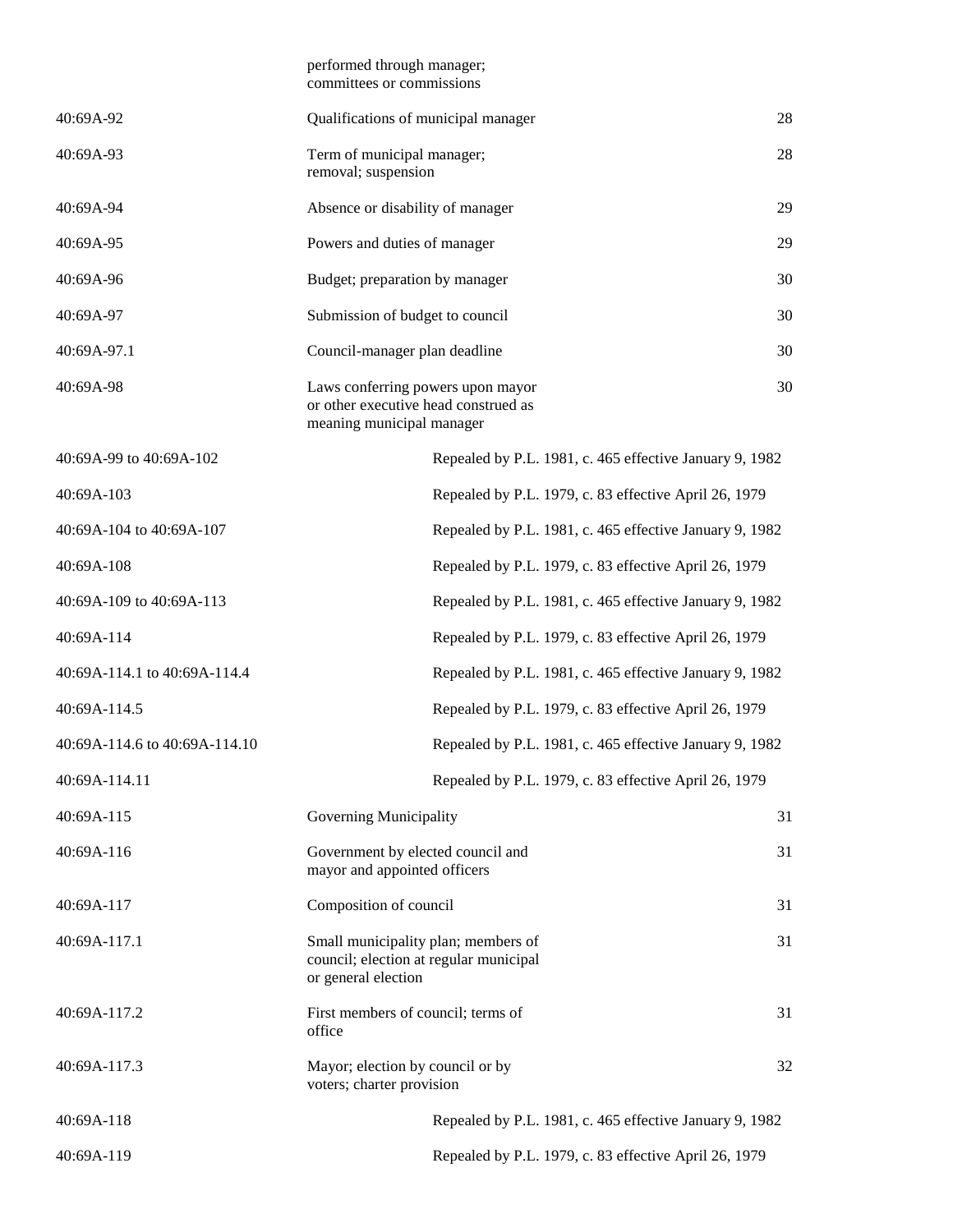| | | |
|---|---|---|
| | performed through manager; committees or commissions | |
| 40:69A-92 | Qualifications of municipal manager | 28 |
| 40:69A-93 | Term of municipal manager; removal; suspension | 28 |
| 40:69A-94 | Absence or disability of manager | 29 |
| 40:69A-95 | Powers and duties of manager | 29 |
| 40:69A-96 | Budget; preparation by manager | 30 |
| 40:69A-97 | Submission of budget to council | 30 |
| 40:69A-97.1 | Council-manager plan deadline | 30 |
| 40:69A-98 | Laws conferring powers upon mayor or other executive head construed as meaning municipal manager | 30 |
| 40:69A-99 to 40:69A-102 | Repealed by P.L. 1981, c. 465 effective January 9, 1982 | |
| 40:69A-103 | Repealed by P.L. 1979, c. 83 effective April 26, 1979 | |
| 40:69A-104 to 40:69A-107 | Repealed by P.L. 1981, c. 465 effective January 9, 1982 | |
| 40:69A-108 | Repealed by P.L. 1979, c. 83 effective April 26, 1979 | |
| 40:69A-109 to 40:69A-113 | Repealed by P.L. 1981, c. 465 effective January 9, 1982 | |
| 40:69A-114 | Repealed by P.L. 1979, c. 83 effective April 26, 1979 | |
| 40:69A-114.1 to 40:69A-114.4 | Repealed by P.L. 1981, c. 465 effective January 9, 1982 | |
| 40:69A-114.5 | Repealed by P.L. 1979, c. 83 effective April 26, 1979 | |
| 40:69A-114.6 to 40:69A-114.10 | Repealed by P.L. 1981, c. 465 effective January 9, 1982 | |
| 40:69A-114.11 | Repealed by P.L. 1979, c. 83 effective April 26, 1979 | |
| 40:69A-115 | Governing Municipality | 31 |
| 40:69A-116 | Government by elected council and mayor and appointed officers | 31 |
| 40:69A-117 | Composition of council | 31 |
| 40:69A-117.1 | Small municipality plan; members of council; election at regular municipal or general election | 31 |
| 40:69A-117.2 | First members of council; terms of office | 31 |
| 40:69A-117.3 | Mayor; election by council or by voters; charter provision | 32 |
| 40:69A-118 | Repealed by P.L. 1981, c. 465 effective January 9, 1982 | |
| 40:69A-119 | Repealed by P.L. 1979, c. 83 effective April 26, 1979 | |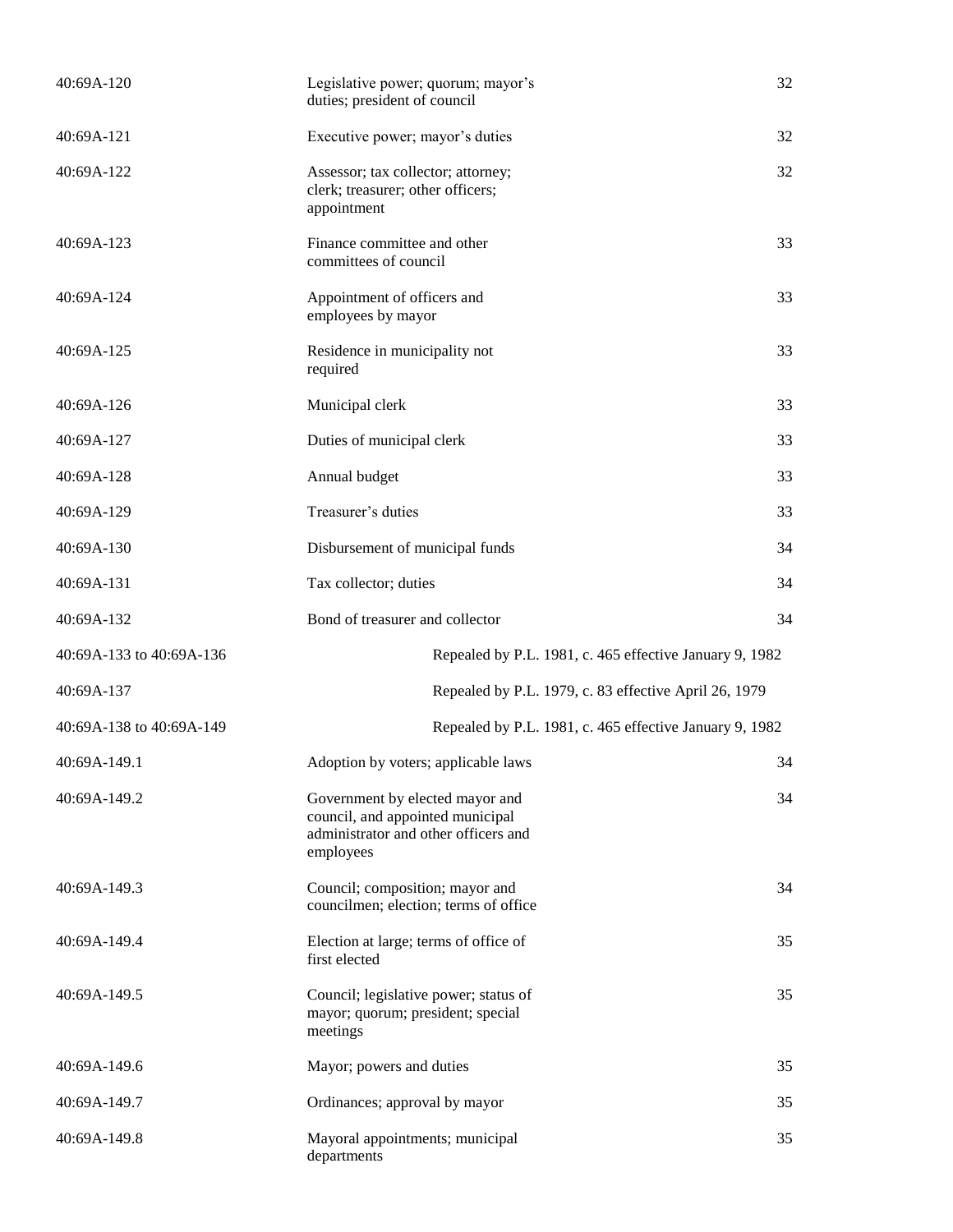| | | |
|---|---|---|
| 40:69A-120 | Legislative power; quorum; mayor's duties; president of council | 32 |
| 40:69A-121 | Executive power; mayor's duties | 32 |
| 40:69A-122 | Assessor; tax collector; attorney; clerk; treasurer; other officers; appointment | 32 |
| 40:69A-123 | Finance committee and other committees of council | 33 |
| 40:69A-124 | Appointment of officers and employees by mayor | 33 |
| 40:69A-125 | Residence in municipality not required | 33 |
| 40:69A-126 | Municipal clerk | 33 |
| 40:69A-127 | Duties of municipal clerk | 33 |
| 40:69A-128 | Annual budget | 33 |
| 40:69A-129 | Treasurer's duties | 33 |
| 40:69A-130 | Disbursement of municipal funds | 34 |
| 40:69A-131 | Tax collector; duties | 34 |
| 40:69A-132 | Bond of treasurer and collector | 34 |
| 40:69A-133 to 40:69A-136 | Repealed by P.L. 1981, c. 465 effective January 9, 1982 | |
| 40:69A-137 | Repealed by P.L. 1979, c. 83 effective April 26, 1979 | |
| 40:69A-138 to 40:69A-149 | Repealed by P.L. 1981, c. 465 effective January 9, 1982 | |
| 40:69A-149.1 | Adoption by voters; applicable laws | 34 |
| 40:69A-149.2 | Government by elected mayor and council, and appointed municipal administrator and other officers and employees | 34 |
| 40:69A-149.3 | Council; composition; mayor and councilmen; election; terms of office | 34 |
| 40:69A-149.4 | Election at large; terms of office of first elected | 35 |
| 40:69A-149.5 | Council; legislative power; status of mayor; quorum; president; special meetings | 35 |
| 40:69A-149.6 | Mayor; powers and duties | 35 |
| 40:69A-149.7 | Ordinances; approval by mayor | 35 |
| 40:69A-149.8 | Mayoral appointments; municipal departments | 35 |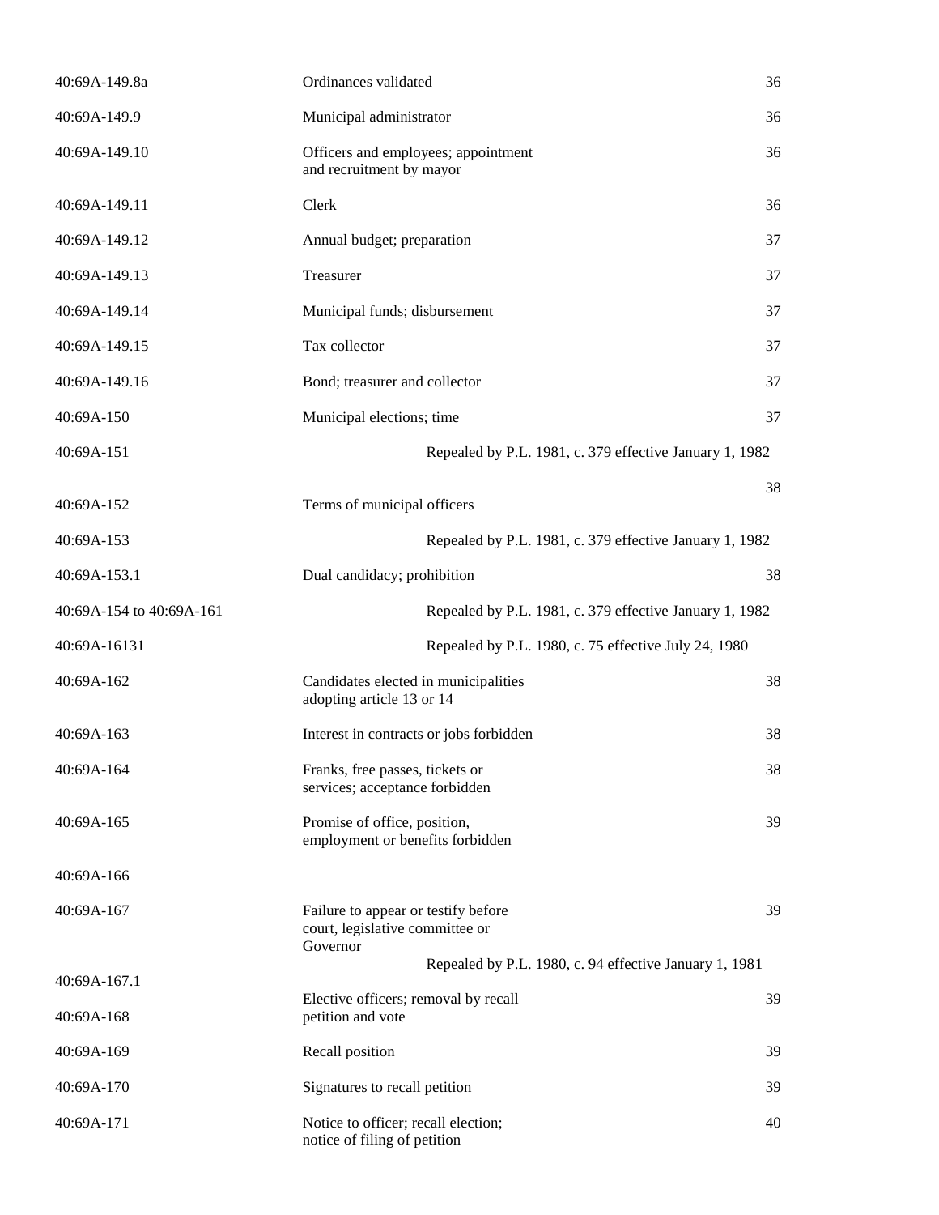| | | |
|---|---|---|
| 40:69A-149.8a | Ordinances validated | 36 |
| 40:69A-149.9 | Municipal administrator | 36 |
| 40:69A-149.10 | Officers and employees; appointment and recruitment by mayor | 36 |
| 40:69A-149.11 | Clerk | 36 |
| 40:69A-149.12 | Annual budget; preparation | 37 |
| 40:69A-149.13 | Treasurer | 37 |
| 40:69A-149.14 | Municipal funds; disbursement | 37 |
| 40:69A-149.15 | Tax collector | 37 |
| 40:69A-149.16 | Bond; treasurer and collector | 37 |
| 40:69A-150 | Municipal elections; time | 37 |
| 40:69A-151 | Repealed by P.L. 1981, c. 379 effective January 1, 1982 | |
| 40:69A-152 | Terms of municipal officers | 38 |
| 40:69A-153 | Repealed by P.L. 1981, c. 379 effective January 1, 1982 | |
| 40:69A-153.1 | Dual candidacy; prohibition | 38 |
| 40:69A-154 to 40:69A-161 | Repealed by P.L. 1981, c. 379 effective January 1, 1982 | |
| 40:69A-16131 | Repealed by P.L. 1980, c. 75 effective July 24, 1980 | |
| 40:69A-162 | Candidates elected in municipalities adopting article 13 or 14 | 38 |
| 40:69A-163 | Interest in contracts or jobs forbidden | 38 |
| 40:69A-164 | Franks, free passes, tickets or services; acceptance forbidden | 38 |
| 40:69A-165 | Promise of office, position, employment or benefits forbidden | 39 |
| 40:69A-166 | | |
| 40:69A-167 | Failure to appear or testify before court, legislative committee or Governor | 39 |
| 40:69A-167.1 | Repealed by P.L. 1980, c. 94 effective January 1, 1981 | |
| 40:69A-168 | Elective officers; removal by recall petition and vote | 39 |
| 40:69A-169 | Recall position | 39 |
| 40:69A-170 | Signatures to recall petition | 39 |
| 40:69A-171 | Notice to officer; recall election; notice of filing of petition | 40 |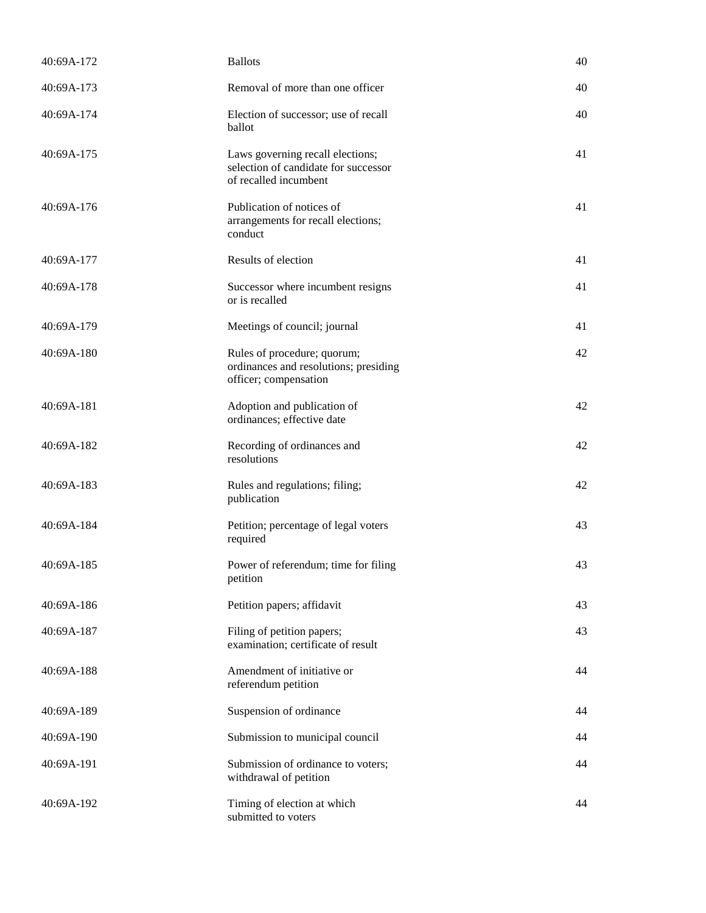| | | |
|---|---|---|
| 40:69A-172 | Ballots | 40 |
| 40:69A-173 | Removal of more than one officer | 40 |
| 40:69A-174 | Election of successor; use of recall ballot | 40 |
| 40:69A-175 | Laws governing recall elections; selection of candidate for successor of recalled incumbent | 41 |
| 40:69A-176 | Publication of notices of arrangements for recall elections; conduct | 41 |
| 40:69A-177 | Results of election | 41 |
| 40:69A-178 | Successor where incumbent resigns or is recalled | 41 |
| 40:69A-179 | Meetings of council; journal | 41 |
| 40:69A-180 | Rules of procedure; quorum; ordinances and resolutions; presiding officer; compensation | 42 |
| 40:69A-181 | Adoption and publication of ordinances; effective date | 42 |
| 40:69A-182 | Recording of ordinances and resolutions | 42 |
| 40:69A-183 | Rules and regulations; filing; publication | 42 |
| 40:69A-184 | Petition; percentage of legal voters required | 43 |
| 40:69A-185 | Power of referendum; time for filing petition | 43 |
| 40:69A-186 | Petition papers; affidavit | 43 |
| 40:69A-187 | Filing of petition papers; examination; certificate of result | 43 |
| 40:69A-188 | Amendment of initiative or referendum petition | 44 |
| 40:69A-189 | Suspension of ordinance | 44 |
| 40:69A-190 | Submission to municipal council | 44 |
| 40:69A-191 | Submission of ordinance to voters; withdrawal of petition | 44 |
| 40:69A-192 | Timing of election at which submitted to voters | 44 |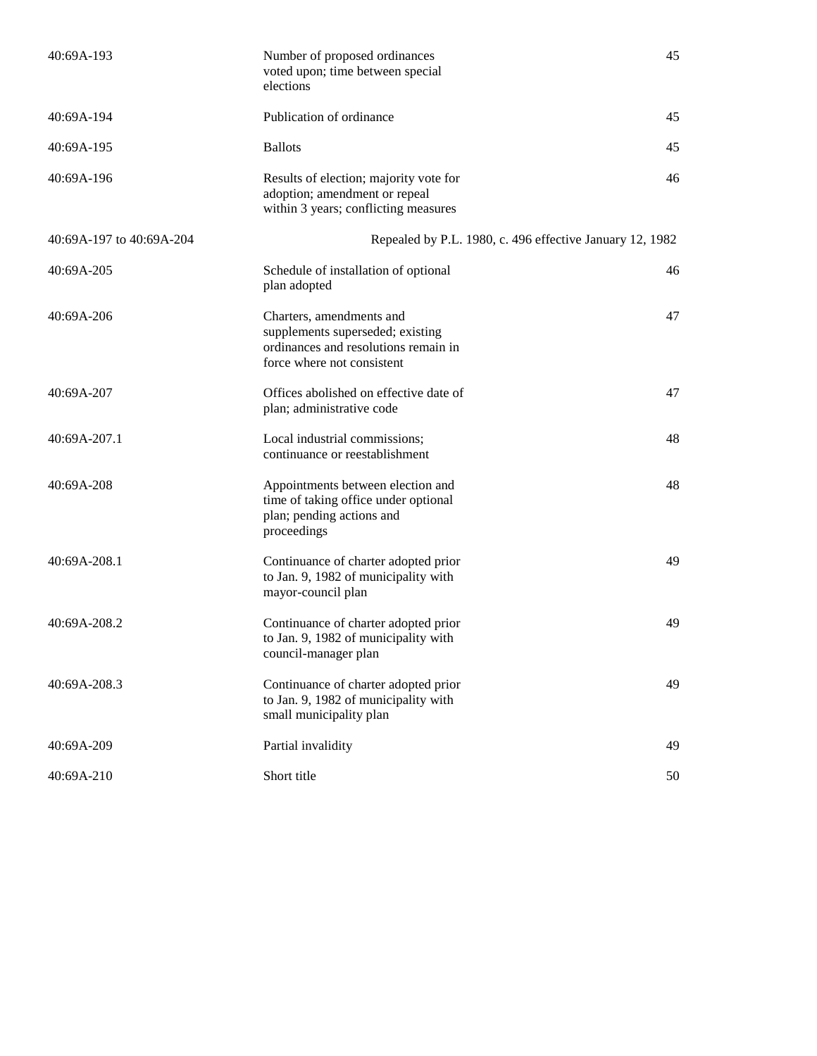| | | |
|---|---|---|
| 40:69A-193 | Number of proposed ordinances voted upon; time between special elections | 45 |
| 40:69A-194 | Publication of ordinance | 45 |
| 40:69A-195 | Ballots | 45 |
| 40:69A-196 | Results of election; majority vote for adoption; amendment or repeal within 3 years; conflicting measures | 46 |
| 40:69A-197 to 40:69A-204 | Repealed by P.L. 1980, c. 496 effective January 12, 1982 | |
| 40:69A-205 | Schedule of installation of optional plan adopted | 46 |
| 40:69A-206 | Charters, amendments and supplements superseded; existing ordinances and resolutions remain in force where not consistent | 47 |
| 40:69A-207 | Offices abolished on effective date of plan; administrative code | 47 |
| 40:69A-207.1 | Local industrial commissions; continuance or reestablishment | 48 |
| 40:69A-208 | Appointments between election and time of taking office under optional plan; pending actions and proceedings | 48 |
| 40:69A-208.1 | Continuance of charter adopted prior to Jan. 9, 1982 of municipality with mayor-council plan | 49 |
| 40:69A-208.2 | Continuance of charter adopted prior to Jan. 9, 1982 of municipality with council-manager plan | 49 |
| 40:69A-208.3 | Continuance of charter adopted prior to Jan. 9, 1982 of municipality with small municipality plan | 49 |
| 40:69A-209 | Partial invalidity | 49 |
| 40:69A-210 | Short title | 50 |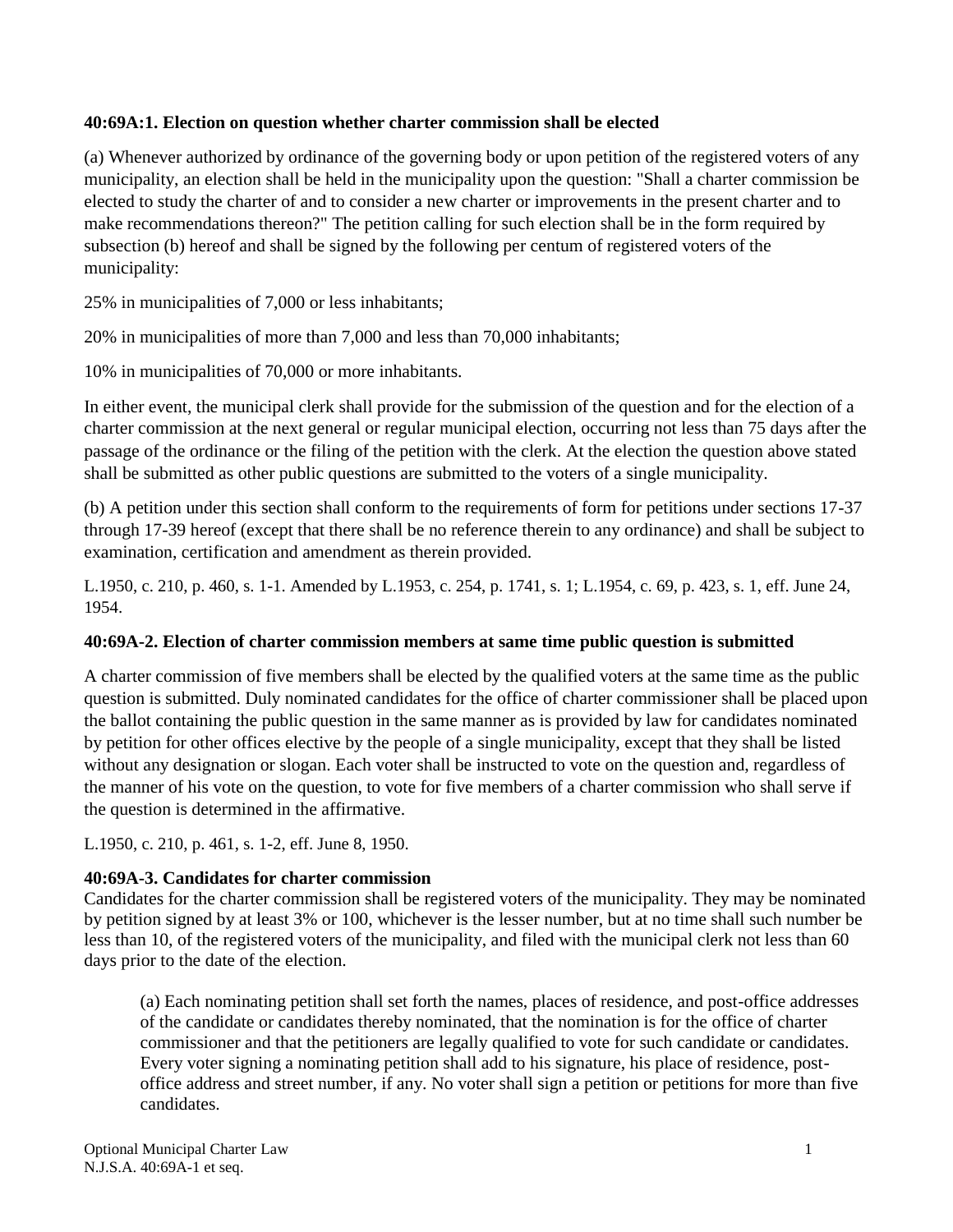**40:69A:1. Election on question whether charter commission shall be elected**

(a) Whenever authorized by ordinance of the governing body or upon petition of the registered voters of any municipality, an election shall be held in the municipality upon the question: "Shall a charter commission be elected to study the charter of and to consider a new charter or improvements in the present charter and to make recommendations thereon?" The petition calling for such election shall be in the form required by subsection (b) hereof and shall be signed by the following per centum of registered voters of the municipality:

25% in municipalities of 7,000 or less inhabitants;

20% in municipalities of more than 7,000 and less than 70,000 inhabitants;

10% in municipalities of 70,000 or more inhabitants.

In either event, the municipal clerk shall provide for the submission of the question and for the election of a charter commission at the next general or regular municipal election, occurring not less than 75 days after the passage of the ordinance or the filing of the petition with the clerk. At the election the question above stated shall be submitted as other public questions are submitted to the voters of a single municipality.

(b) A petition under this section shall conform to the requirements of form for petitions under sections 17-37 through 17-39 hereof (except that there shall be no reference therein to any ordinance) and shall be subject to examination, certification and amendment as therein provided.

L.1950, c. 210, p. 460, s. 1-1. Amended by L.1953, c. 254, p. 1741, s. 1; L.1954, c. 69, p. 423, s. 1, eff. June 24, 1954.

**40:69A-2. Election of charter commission members at same time public question is submitted**

A charter commission of five members shall be elected by the qualified voters at the same time as the public question is submitted. Duly nominated candidates for the office of charter commissioner shall be placed upon the ballot containing the public question in the same manner as is provided by law for candidates nominated by petition for other offices elective by the people of a single municipality, except that they shall be listed without any designation or slogan. Each voter shall be instructed to vote on the question and, regardless of the manner of his vote on the question, to vote for five members of a charter commission who shall serve if the question is determined in the affirmative.

L.1950, c. 210, p. 461, s. 1-2, eff. June 8, 1950.

**40:69A-3. Candidates for charter commission**

Candidates for the charter commission shall be registered voters of the municipality. They may be nominated by petition signed by at least 3% or 100, whichever is the lesser number, but at no time shall such number be less than 10, of the registered voters of the municipality, and filed with the municipal clerk not less than 60 days prior to the date of the election.

(a) Each nominating petition shall set forth the names, places of residence, and post-office addresses of the candidate or candidates thereby nominated, that the nomination is for the office of charter commissioner and that the petitioners are legally qualified to vote for such candidate or candidates. Every voter signing a nominating petition shall add to his signature, his place of residence, post-office address and street number, if any. No voter shall sign a petition or petitions for more than five candidates.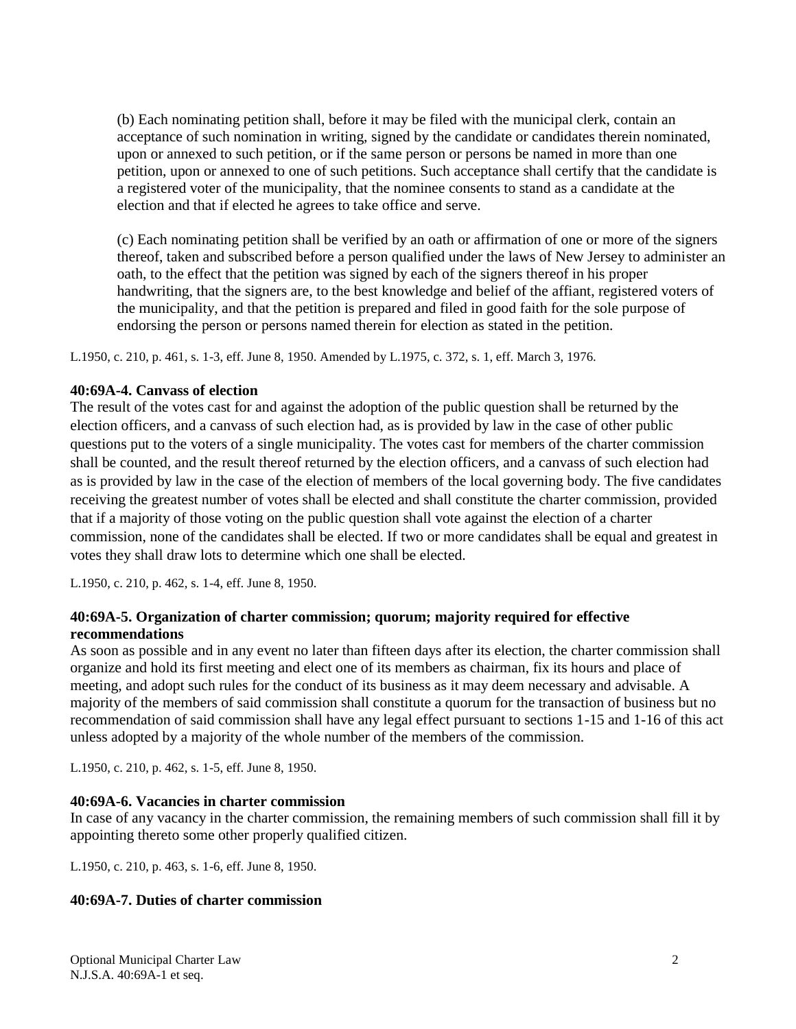(b) Each nominating petition shall, before it may be filed with the municipal clerk, contain an acceptance of such nomination in writing, signed by the candidate or candidates therein nominated, upon or annexed to such petition, or if the same person or persons be named in more than one petition, upon or annexed to one of such petitions. Such acceptance shall certify that the candidate is a registered voter of the municipality, that the nominee consents to stand as a candidate at the election and that if elected he agrees to take office and serve.

(c) Each nominating petition shall be verified by an oath or affirmation of one or more of the signers thereof, taken and subscribed before a person qualified under the laws of New Jersey to administer an oath, to the effect that the petition was signed by each of the signers thereof in his proper handwriting, that the signers are, to the best knowledge and belief of the affiant, registered voters of the municipality, and that the petition is prepared and filed in good faith for the sole purpose of endorsing the person or persons named therein for election as stated in the petition.

L.1950, c. 210, p. 461, s. 1-3, eff. June 8, 1950. Amended by L.1975, c. 372, s. 1, eff. March 3, 1976.

### 40:69A-4. Canvass of election

The result of the votes cast for and against the adoption of the public question shall be returned by the election officers, and a canvass of such election had, as is provided by law in the case of other public questions put to the voters of a single municipality. The votes cast for members of the charter commission shall be counted, and the result thereof returned by the election officers, and a canvass of such election had as is provided by law in the case of the election of members of the local governing body. The five candidates receiving the greatest number of votes shall be elected and shall constitute the charter commission, provided that if a majority of those voting on the public question shall vote against the election of a charter commission, none of the candidates shall be elected. If two or more candidates shall be equal and greatest in votes they shall draw lots to determine which one shall be elected.

L.1950, c. 210, p. 462, s. 1-4, eff. June 8, 1950.

### 40:69A-5. Organization of charter commission; quorum; majority required for effective recommendations

As soon as possible and in any event no later than fifteen days after its election, the charter commission shall organize and hold its first meeting and elect one of its members as chairman, fix its hours and place of meeting, and adopt such rules for the conduct of its business as it may deem necessary and advisable. A majority of the members of said commission shall constitute a quorum for the transaction of business but no recommendation of said commission shall have any legal effect pursuant to sections 1-15 and 1-16 of this act unless adopted by a majority of the whole number of the members of the commission.

L.1950, c. 210, p. 462, s. 1-5, eff. June 8, 1950.

### 40:69A-6. Vacancies in charter commission

In case of any vacancy in the charter commission, the remaining members of such commission shall fill it by appointing thereto some other properly qualified citizen.

L.1950, c. 210, p. 463, s. 1-6, eff. June 8, 1950.

### 40:69A-7. Duties of charter commission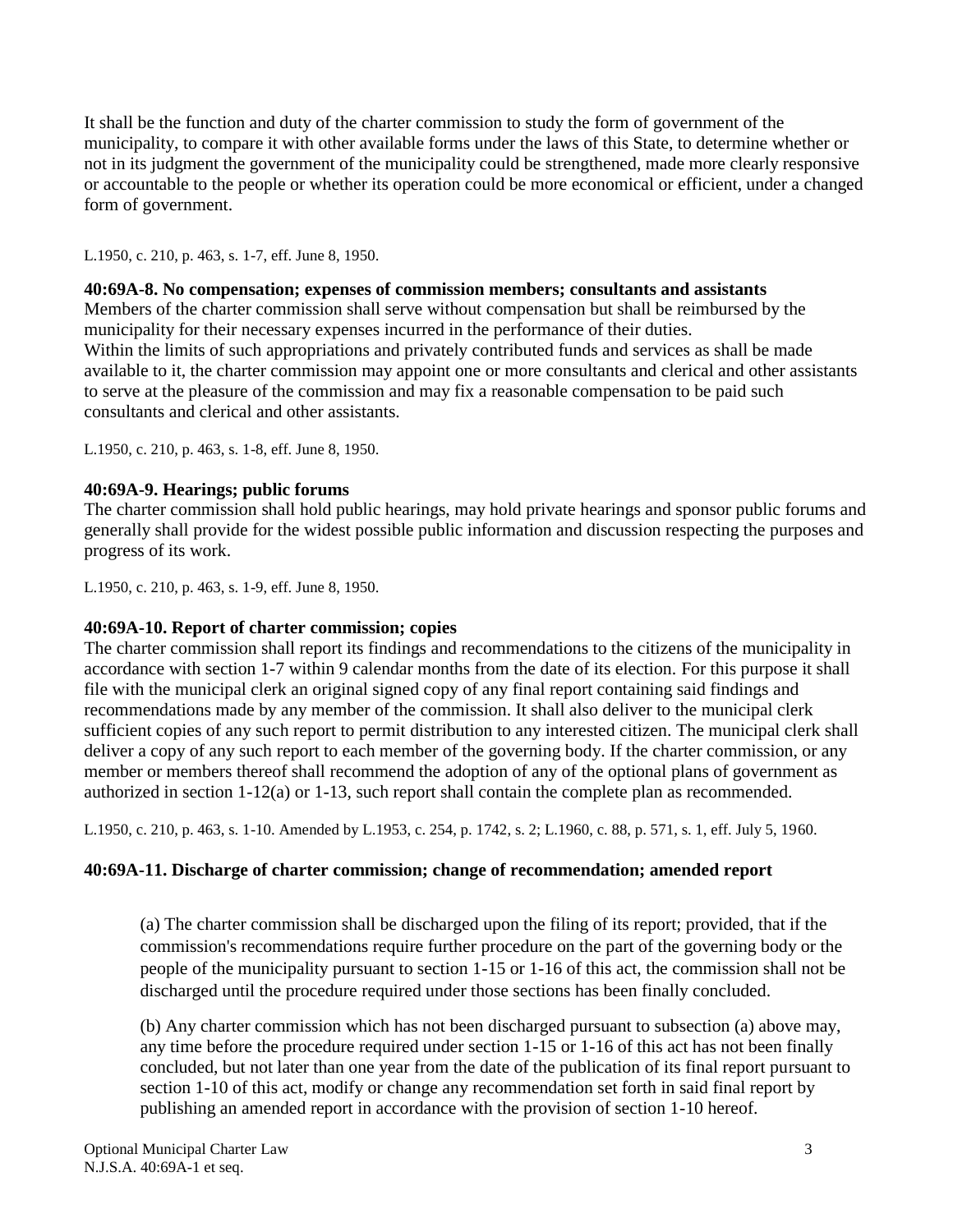It shall be the function and duty of the charter commission to study the form of government of the municipality, to compare it with other available forms under the laws of this State, to determine whether or not in its judgment the government of the municipality could be strengthened, made more clearly responsive or accountable to the people or whether its operation could be more economical or efficient, under a changed form of government.

L.1950, c. 210, p. 463, s. 1-7, eff. June 8, 1950.

**40:69A-8. No compensation; expenses of commission members; consultants and assistants**

Members of the charter commission shall serve without compensation but shall be reimbursed by the municipality for their necessary expenses incurred in the performance of their duties.

Within the limits of such appropriations and privately contributed funds and services as shall be made available to it, the charter commission may appoint one or more consultants and clerical and other assistants to serve at the pleasure of the commission and may fix a reasonable compensation to be paid such consultants and clerical and other assistants.

L.1950, c. 210, p. 463, s. 1-8, eff. June 8, 1950.

**40:69A-9. Hearings; public forums**

The charter commission shall hold public hearings, may hold private hearings and sponsor public forums and generally shall provide for the widest possible public information and discussion respecting the purposes and progress of its work.

L.1950, c. 210, p. 463, s. 1-9, eff. June 8, 1950.

**40:69A-10. Report of charter commission; copies**

The charter commission shall report its findings and recommendations to the citizens of the municipality in accordance with section 1-7 within 9 calendar months from the date of its election. For this purpose it shall file with the municipal clerk an original signed copy of any final report containing said findings and recommendations made by any member of the commission. It shall also deliver to the municipal clerk sufficient copies of any such report to permit distribution to any interested citizen. The municipal clerk shall deliver a copy of any such report to each member of the governing body. If the charter commission, or any member or members thereof shall recommend the adoption of any of the optional plans of government as authorized in section 1-12(a) or 1-13, such report shall contain the complete plan as recommended.

L.1950, c. 210, p. 463, s. 1-10. Amended by L.1953, c. 254, p. 1742, s. 2; L.1960, c. 88, p. 571, s. 1, eff. July 5, 1960.

**40:69A-11. Discharge of charter commission; change of recommendation; amended report**

(a) The charter commission shall be discharged upon the filing of its report; provided, that if the commission's recommendations require further procedure on the part of the governing body or the people of the municipality pursuant to section 1-15 or 1-16 of this act, the commission shall not be discharged until the procedure required under those sections has been finally concluded.

(b) Any charter commission which has not been discharged pursuant to subsection (a) above may, any time before the procedure required under section 1-15 or 1-16 of this act has not been finally concluded, but not later than one year from the date of the publication of its final report pursuant to section 1-10 of this act, modify or change any recommendation set forth in said final report by publishing an amended report in accordance with the provision of section 1-10 hereof.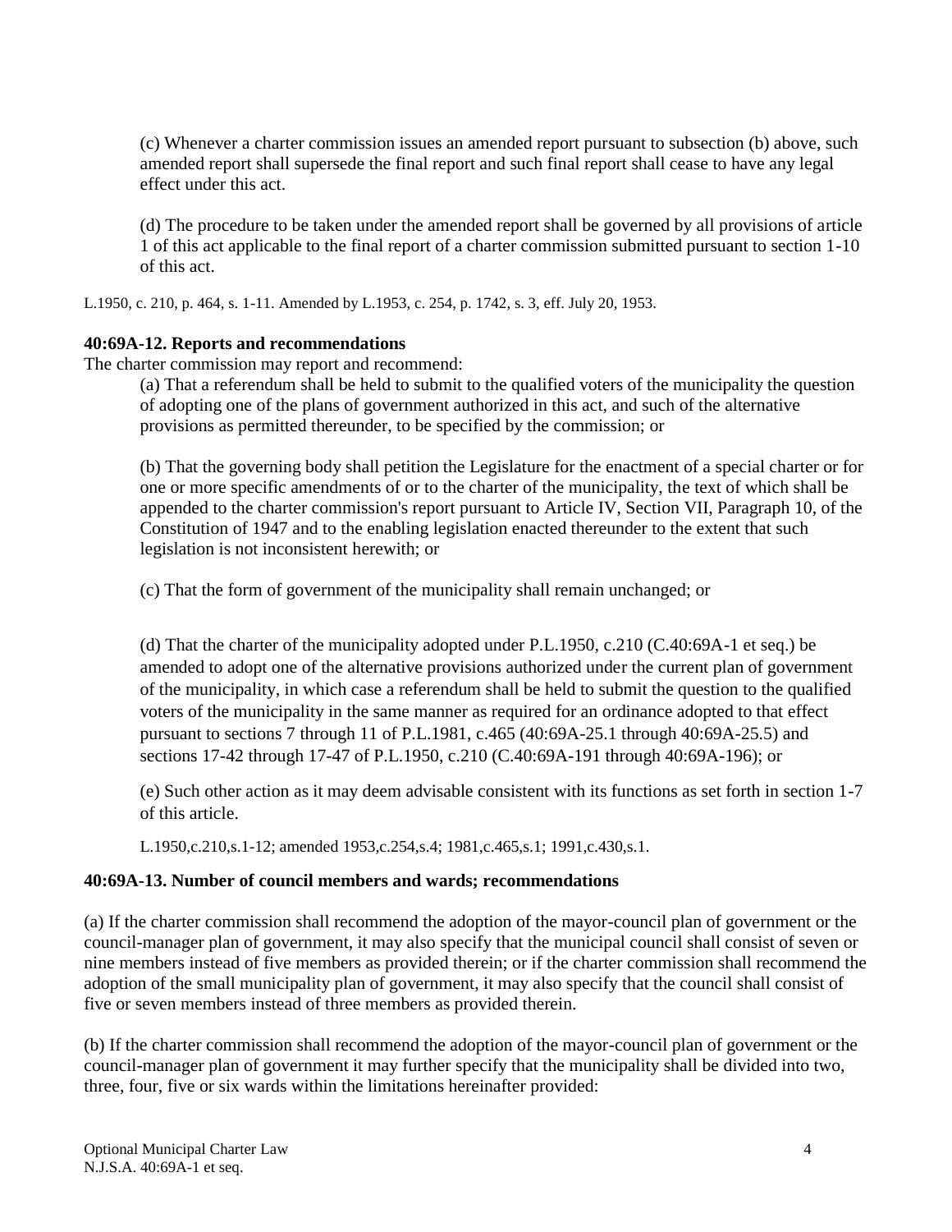(c) Whenever a charter commission issues an amended report pursuant to subsection (b) above, such amended report shall supersede the final report and such final report shall cease to have any legal effect under this act.

(d) The procedure to be taken under the amended report shall be governed by all provisions of article 1 of this act applicable to the final report of a charter commission submitted pursuant to section 1-10 of this act.

L.1950, c. 210, p. 464, s. 1-11. Amended by L.1953, c. 254, p. 1742, s. 3, eff. July 20, 1953.

**40:69A-12. Reports and recommendations**

The charter commission may report and recommend:

(a) That a referendum shall be held to submit to the qualified voters of the municipality the question of adopting one of the plans of government authorized in this act, and such of the alternative provisions as permitted thereunder, to be specified by the commission; or

(b) That the governing body shall petition the Legislature for the enactment of a special charter or for one or more specific amendments of or to the charter of the municipality, the text of which shall be appended to the charter commission's report pursuant to Article IV, Section VII, Paragraph 10, of the Constitution of 1947 and to the enabling legislation enacted thereunder to the extent that such legislation is not inconsistent herewith; or

(c) That the form of government of the municipality shall remain unchanged; or

(d) That the charter of the municipality adopted under P.L.1950, c.210 (C.40:69A-1 et seq.) be amended to adopt one of the alternative provisions authorized under the current plan of government of the municipality, in which case a referendum shall be held to submit the question to the qualified voters of the municipality in the same manner as required for an ordinance adopted to that effect pursuant to sections 7 through 11 of P.L.1981, c.465 (40:69A-25.1 through 40:69A-25.5) and sections 17-42 through 17-47 of P.L.1950, c.210 (C.40:69A-191 through 40:69A-196); or

(e) Such other action as it may deem advisable consistent with its functions as set forth in section 1-7 of this article.

L.1950,c.210,s.1-12; amended 1953,c.254,s.4; 1981,c.465,s.1; 1991,c.430,s.1.

**40:69A-13. Number of council members and wards; recommendations**

(a) If the charter commission shall recommend the adoption of the mayor-council plan of government or the council-manager plan of government, it may also specify that the municipal council shall consist of seven or nine members instead of five members as provided therein; or if the charter commission shall recommend the adoption of the small municipality plan of government, it may also specify that the council shall consist of five or seven members instead of three members as provided therein.

(b) If the charter commission shall recommend the adoption of the mayor-council plan of government or the council-manager plan of government it may further specify that the municipality shall be divided into two, three, four, five or six wards within the limitations hereinafter provided: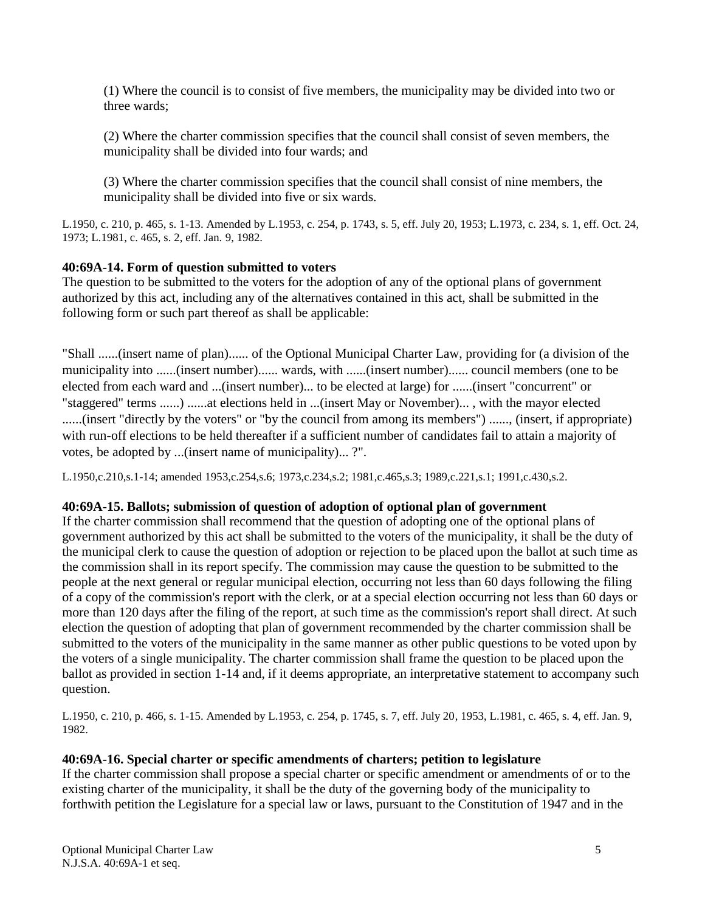(1) Where the council is to consist of five members, the municipality may be divided into two or three wards;

(2) Where the charter commission specifies that the council shall consist of seven members, the municipality shall be divided into four wards; and

(3) Where the charter commission specifies that the council shall consist of nine members, the municipality shall be divided into five or six wards.

L.1950, c. 210, p. 465, s. 1-13. Amended by L.1953, c. 254, p. 1743, s. 5, eff. July 20, 1953; L.1973, c. 234, s. 1, eff. Oct. 24, 1973; L.1981, c. 465, s. 2, eff. Jan. 9, 1982.

**40:69A-14. Form of question submitted to voters**

The question to be submitted to the voters for the adoption of any of the optional plans of government authorized by this act, including any of the alternatives contained in this act, shall be submitted in the following form or such part thereof as shall be applicable:

"Shall ......(insert name of plan)...... of the Optional Municipal Charter Law, providing for (a division of the municipality into ......(insert number)...... wards, with ......(insert number)...... council members (one to be elected from each ward and ...(insert number)... to be elected at large) for ......(insert "concurrent" or "staggered" terms ......) ......at elections held in ...(insert May or November)... , with the mayor elected ......(insert "directly by the voters" or "by the council from among its members") ......, (insert, if appropriate) with run-off elections to be held thereafter if a sufficient number of candidates fail to attain a majority of votes, be adopted by ...(insert name of municipality)... ?".

L.1950,c.210,s.1-14; amended 1953,c.254,s.6; 1973,c.234,s.2; 1981,c.465,s.3; 1989,c.221,s.1; 1991,c.430,s.2.

**40:69A-15. Ballots; submission of question of adoption of optional plan of government**

If the charter commission shall recommend that the question of adopting one of the optional plans of government authorized by this act shall be submitted to the voters of the municipality, it shall be the duty of the municipal clerk to cause the question of adoption or rejection to be placed upon the ballot at such time as the commission shall in its report specify. The commission may cause the question to be submitted to the people at the next general or regular municipal election, occurring not less than 60 days following the filing of a copy of the commission's report with the clerk, or at a special election occurring not less than 60 days or more than 120 days after the filing of the report, at such time as the commission's report shall direct. At such election the question of adopting that plan of government recommended by the charter commission shall be submitted to the voters of the municipality in the same manner as other public questions to be voted upon by the voters of a single municipality. The charter commission shall frame the question to be placed upon the ballot as provided in section 1-14 and, if it deems appropriate, an interpretative statement to accompany such question.

L.1950, c. 210, p. 466, s. 1-15. Amended by L.1953, c. 254, p. 1745, s. 7, eff. July 20, 1953, L.1981, c. 465, s. 4, eff. Jan. 9, 1982.

**40:69A-16. Special charter or specific amendments of charters; petition to legislature**

If the charter commission shall propose a special charter or specific amendment or amendments of or to the existing charter of the municipality, it shall be the duty of the governing body of the municipality to forthwith petition the Legislature for a special law or laws, pursuant to the Constitution of 1947 and in the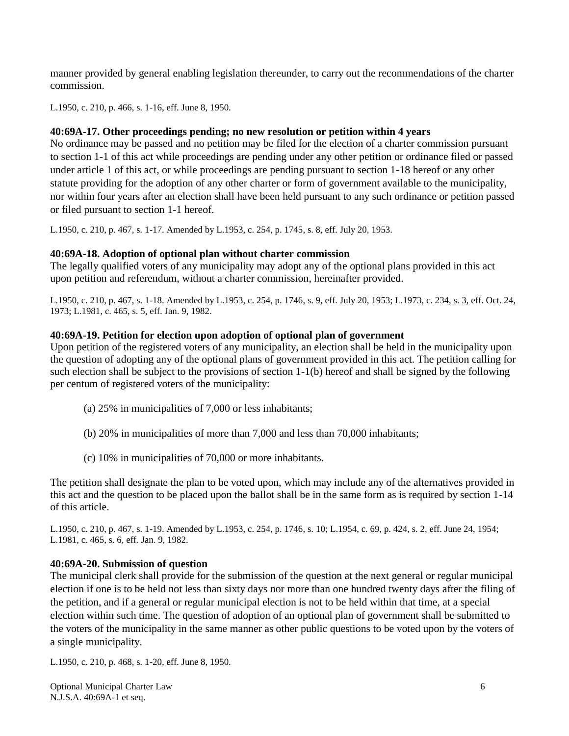manner provided by general enabling legislation thereunder, to carry out the recommendations of the charter commission.

L.1950, c. 210, p. 466, s. 1-16, eff. June 8, 1950.

**40:69A-17. Other proceedings pending; no new resolution or petition within 4 years**

No ordinance may be passed and no petition may be filed for the election of a charter commission pursuant to section 1-1 of this act while proceedings are pending under any other petition or ordinance filed or passed under article 1 of this act, or while proceedings are pending pursuant to section 1-18 hereof or any other statute providing for the adoption of any other charter or form of government available to the municipality, nor within four years after an election shall have been held pursuant to any such ordinance or petition passed or filed pursuant to section 1-1 hereof.

L.1950, c. 210, p. 467, s. 1-17. Amended by L.1953, c. 254, p. 1745, s. 8, eff. July 20, 1953.

**40:69A-18. Adoption of optional plan without charter commission**

The legally qualified voters of any municipality may adopt any of the optional plans provided in this act upon petition and referendum, without a charter commission, hereinafter provided.

L.1950, c. 210, p. 467, s. 1-18. Amended by L.1953, c. 254, p. 1746, s. 9, eff. July 20, 1953; L.1973, c. 234, s. 3, eff. Oct. 24, 1973; L.1981, c. 465, s. 5, eff. Jan. 9, 1982.

**40:69A-19. Petition for election upon adoption of optional plan of government**

Upon petition of the registered voters of any municipality, an election shall be held in the municipality upon the question of adopting any of the optional plans of government provided in this act. The petition calling for such election shall be subject to the provisions of section 1-1(b) hereof and shall be signed by the following per centum of registered voters of the municipality:

(a) 25% in municipalities of 7,000 or less inhabitants;

(b) 20% in municipalities of more than 7,000 and less than 70,000 inhabitants;

(c) 10% in municipalities of 70,000 or more inhabitants.

The petition shall designate the plan to be voted upon, which may include any of the alternatives provided in this act and the question to be placed upon the ballot shall be in the same form as is required by section 1-14 of this article.

L.1950, c. 210, p. 467, s. 1-19. Amended by L.1953, c. 254, p. 1746, s. 10; L.1954, c. 69, p. 424, s. 2, eff. June 24, 1954; L.1981, c. 465, s. 6, eff. Jan. 9, 1982.

**40:69A-20. Submission of question**

The municipal clerk shall provide for the submission of the question at the next general or regular municipal election if one is to be held not less than sixty days nor more than one hundred twenty days after the filing of the petition, and if a general or regular municipal election is not to be held within that time, at a special election within such time. The question of adoption of an optional plan of government shall be submitted to the voters of the municipality in the same manner as other public questions to be voted upon by the voters of a single municipality.

L.1950, c. 210, p. 468, s. 1-20, eff. June 8, 1950.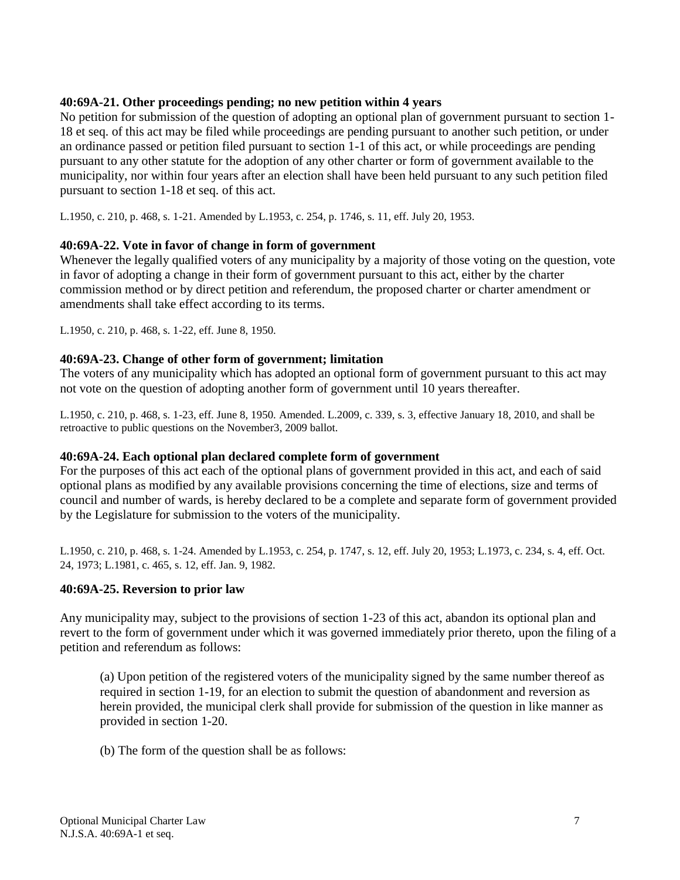**40:69A-21. Other proceedings pending; no new petition within 4 years**

No petition for submission of the question of adopting an optional plan of government pursuant to section 1-18 et seq. of this act may be filed while proceedings are pending pursuant to another such petition, or under an ordinance passed or petition filed pursuant to section 1-1 of this act, or while proceedings are pending pursuant to any other statute for the adoption of any other charter or form of government available to the municipality, nor within four years after an election shall have been held pursuant to any such petition filed pursuant to section 1-18 et seq. of this act.

L.1950, c. 210, p. 468, s. 1-21. Amended by L.1953, c. 254, p. 1746, s. 11, eff. July 20, 1953.

**40:69A-22. Vote in favor of change in form of government**

Whenever the legally qualified voters of any municipality by a majority of those voting on the question, vote in favor of adopting a change in their form of government pursuant to this act, either by the charter commission method or by direct petition and referendum, the proposed charter or charter amendment or amendments shall take effect according to its terms.

L.1950, c. 210, p. 468, s. 1-22, eff. June 8, 1950.

**40:69A-23. Change of other form of government; limitation**

The voters of any municipality which has adopted an optional form of government pursuant to this act may not vote on the question of adopting another form of government until 10 years thereafter.

L.1950, c. 210, p. 468, s. 1-23, eff. June 8, 1950. Amended. L.2009, c. 339, s. 3, effective January 18, 2010, and shall be retroactive to public questions on the November3, 2009 ballot.

**40:69A-24. Each optional plan declared complete form of government**

For the purposes of this act each of the optional plans of government provided in this act, and each of said optional plans as modified by any available provisions concerning the time of elections, size and terms of council and number of wards, is hereby declared to be a complete and separate form of government provided by the Legislature for submission to the voters of the municipality.

L.1950, c. 210, p. 468, s. 1-24. Amended by L.1953, c. 254, p. 1747, s. 12, eff. July 20, 1953; L.1973, c. 234, s. 4, eff. Oct. 24, 1973; L.1981, c. 465, s. 12, eff. Jan. 9, 1982.

**40:69A-25. Reversion to prior law**

Any municipality may, subject to the provisions of section 1-23 of this act, abandon its optional plan and revert to the form of government under which it was governed immediately prior thereto, upon the filing of a petition and referendum as follows:

(a) Upon petition of the registered voters of the municipality signed by the same number thereof as required in section 1-19, for an election to submit the question of abandonment and reversion as herein provided, the municipal clerk shall provide for submission of the question in like manner as provided in section 1-20.

(b) The form of the question shall be as follows: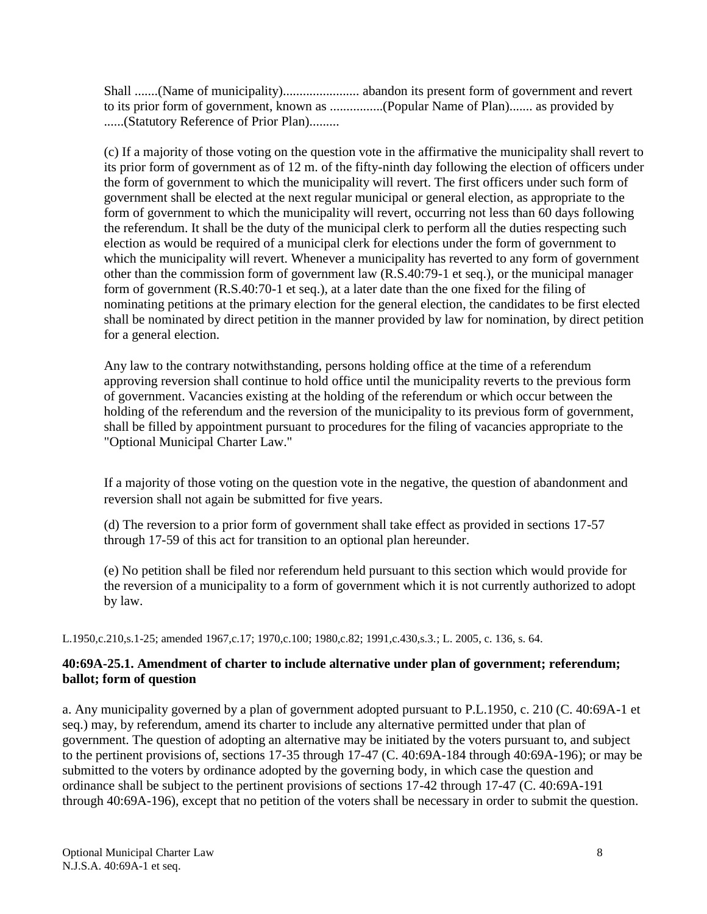Shall .......(Name of municipality)....................... abandon its present form of government and revert to its prior form of government, known as ................(Popular Name of Plan)....... as provided by ......(Statutory Reference of Prior Plan).........

(c) If a majority of those voting on the question vote in the affirmative the municipality shall revert to its prior form of government as of 12 m. of the fifty-ninth day following the election of officers under the form of government to which the municipality will revert. The first officers under such form of government shall be elected at the next regular municipal or general election, as appropriate to the form of government to which the municipality will revert, occurring not less than 60 days following the referendum. It shall be the duty of the municipal clerk to perform all the duties respecting such election as would be required of a municipal clerk for elections under the form of government to which the municipality will revert. Whenever a municipality has reverted to any form of government other than the commission form of government law (R.S.40:79-1 et seq.), or the municipal manager form of government (R.S.40:70-1 et seq.), at a later date than the one fixed for the filing of nominating petitions at the primary election for the general election, the candidates to be first elected shall be nominated by direct petition in the manner provided by law for nomination, by direct petition for a general election.

Any law to the contrary notwithstanding, persons holding office at the time of a referendum approving reversion shall continue to hold office until the municipality reverts to the previous form of government. Vacancies existing at the holding of the referendum or which occur between the holding of the referendum and the reversion of the municipality to its previous form of government, shall be filled by appointment pursuant to procedures for the filing of vacancies appropriate to the "Optional Municipal Charter Law."

If a majority of those voting on the question vote in the negative, the question of abandonment and reversion shall not again be submitted for five years.

(d) The reversion to a prior form of government shall take effect as provided in sections 17-57 through 17-59 of this act for transition to an optional plan hereunder.

(e) No petition shall be filed nor referendum held pursuant to this section which would provide for the reversion of a municipality to a form of government which it is not currently authorized to adopt by law.

L.1950,c.210,s.1-25; amended 1967,c.17; 1970,c.100; 1980,c.82; 1991,c.430,s.3.; L. 2005, c. 136, s. 64.

**40:69A-25.1. Amendment of charter to include alternative under plan of government; referendum; ballot; form of question**

a. Any municipality governed by a plan of government adopted pursuant to P.L.1950, c. 210 (C. 40:69A-1 et seq.) may, by referendum, amend its charter to include any alternative permitted under that plan of government. The question of adopting an alternative may be initiated by the voters pursuant to, and subject to the pertinent provisions of, sections 17-35 through 17-47 (C. 40:69A-184 through 40:69A-196); or may be submitted to the voters by ordinance adopted by the governing body, in which case the question and ordinance shall be subject to the pertinent provisions of sections 17-42 through 17-47 (C. 40:69A-191 through 40:69A-196), except that no petition of the voters shall be necessary in order to submit the question.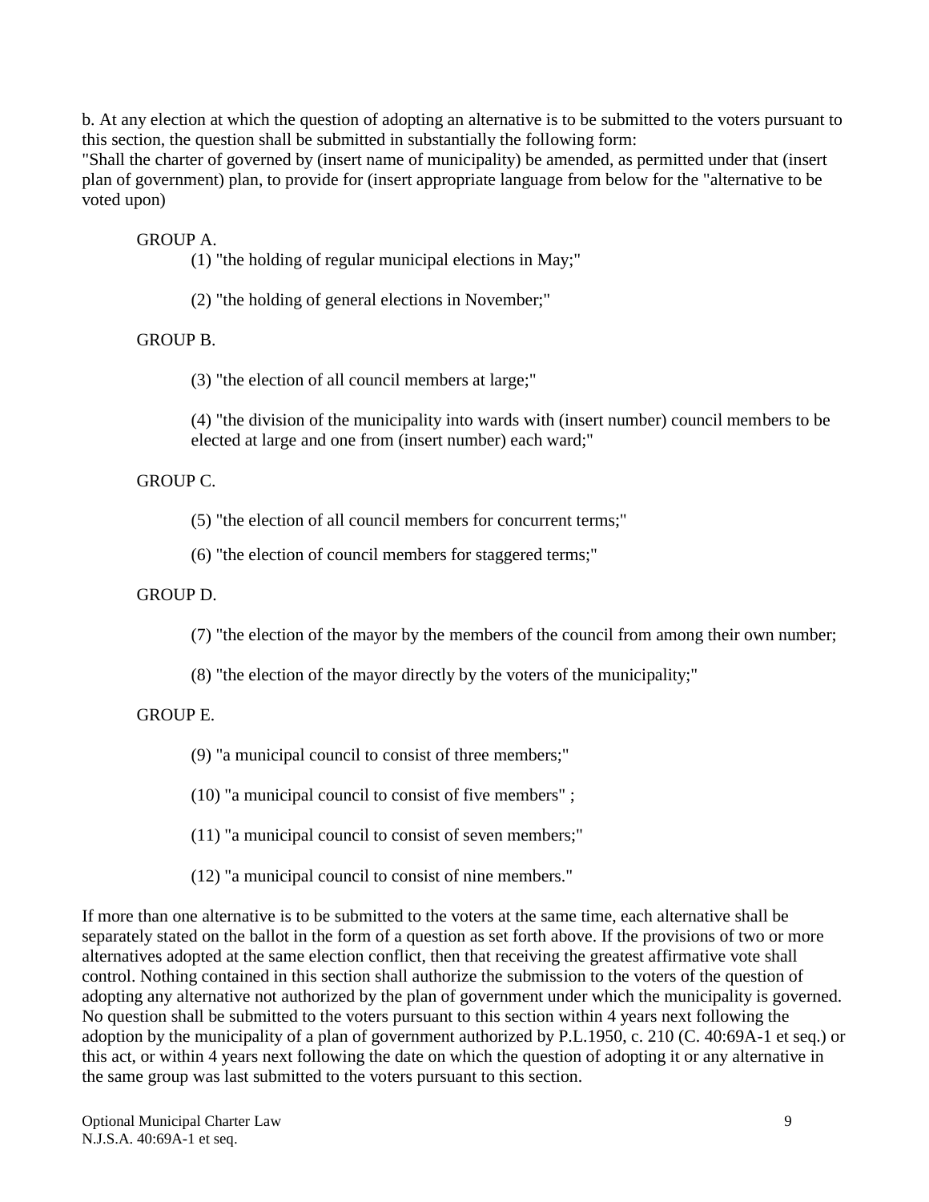b. At any election at which the question of adopting an alternative is to be submitted to the voters pursuant to this section, the question shall be submitted in substantially the following form:
"Shall the charter of governed by (insert name of municipality) be amended, as permitted under that (insert plan of government) plan, to provide for (insert appropriate language from below for the "alternative to be voted upon)

GROUP A.

(1) "the holding of regular municipal elections in May;"

(2) "the holding of general elections in November;"

GROUP B.

(3) "the election of all council members at large;"

(4) "the division of the municipality into wards with (insert number) council members to be elected at large and one from (insert number) each ward;"

GROUP C.

(5) "the election of all council members for concurrent terms;"

(6) "the election of council members for staggered terms;"

GROUP D.

(7) "the election of the mayor by the members of the council from among their own number;

(8) "the election of the mayor directly by the voters of the municipality;"

GROUP E.

(9) "a municipal council to consist of three members;"

(10) "a municipal council to consist of five members" ;

(11) "a municipal council to consist of seven members;"

(12) "a municipal council to consist of nine members."

If more than one alternative is to be submitted to the voters at the same time, each alternative shall be separately stated on the ballot in the form of a question as set forth above. If the provisions of two or more alternatives adopted at the same election conflict, then that receiving the greatest affirmative vote shall control. Nothing contained in this section shall authorize the submission to the voters of the question of adopting any alternative not authorized by the plan of government under which the municipality is governed. No question shall be submitted to the voters pursuant to this section within 4 years next following the adoption by the municipality of a plan of government authorized by P.L.1950, c. 210 (C. 40:69A-1 et seq.) or this act, or within 4 years next following the date on which the question of adopting it or any alternative in the same group was last submitted to the voters pursuant to this section.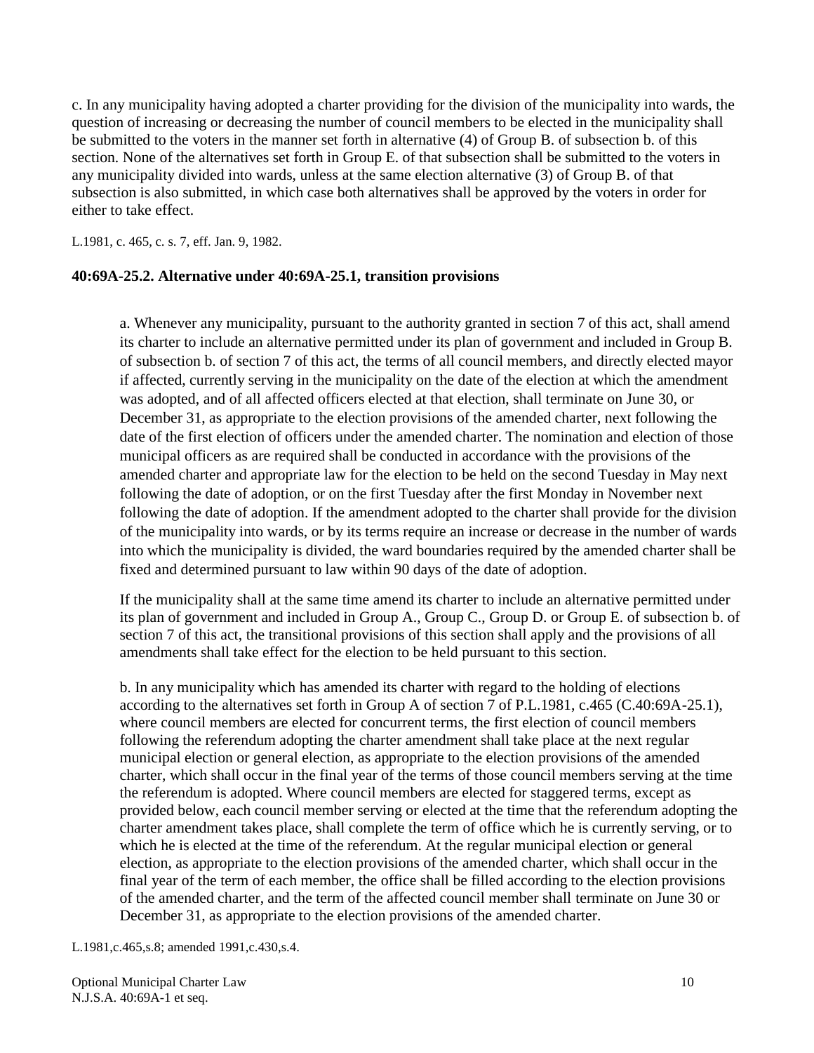c. In any municipality having adopted a charter providing for the division of the municipality into wards, the question of increasing or decreasing the number of council members to be elected in the municipality shall be submitted to the voters in the manner set forth in alternative (4) of Group B. of subsection b. of this section. None of the alternatives set forth in Group E. of that subsection shall be submitted to the voters in any municipality divided into wards, unless at the same election alternative (3) of Group B. of that subsection is also submitted, in which case both alternatives shall be approved by the voters in order for either to take effect.

L.1981, c. 465, c. s. 7, eff. Jan. 9, 1982.

### 40:69A-25.2. Alternative under 40:69A-25.1, transition provisions

a. Whenever any municipality, pursuant to the authority granted in section 7 of this act, shall amend its charter to include an alternative permitted under its plan of government and included in Group B. of subsection b. of section 7 of this act, the terms of all council members, and directly elected mayor if affected, currently serving in the municipality on the date of the election at which the amendment was adopted, and of all affected officers elected at that election, shall terminate on June 30, or December 31, as appropriate to the election provisions of the amended charter, next following the date of the first election of officers under the amended charter. The nomination and election of those municipal officers as are required shall be conducted in accordance with the provisions of the amended charter and appropriate law for the election to be held on the second Tuesday in May next following the date of adoption, or on the first Tuesday after the first Monday in November next following the date of adoption. If the amendment adopted to the charter shall provide for the division of the municipality into wards, or by its terms require an increase or decrease in the number of wards into which the municipality is divided, the ward boundaries required by the amended charter shall be fixed and determined pursuant to law within 90 days of the date of adoption.

If the municipality shall at the same time amend its charter to include an alternative permitted under its plan of government and included in Group A., Group C., Group D. or Group E. of subsection b. of section 7 of this act, the transitional provisions of this section shall apply and the provisions of all amendments shall take effect for the election to be held pursuant to this section.

b. In any municipality which has amended its charter with regard to the holding of elections according to the alternatives set forth in Group A of section 7 of P.L.1981, c.465 (C.40:69A-25.1), where council members are elected for concurrent terms, the first election of council members following the referendum adopting the charter amendment shall take place at the next regular municipal election or general election, as appropriate to the election provisions of the amended charter, which shall occur in the final year of the terms of those council members serving at the time the referendum is adopted. Where council members are elected for staggered terms, except as provided below, each council member serving or elected at the time that the referendum adopting the charter amendment takes place, shall complete the term of office which he is currently serving, or to which he is elected at the time of the referendum. At the regular municipal election or general election, as appropriate to the election provisions of the amended charter, which shall occur in the final year of the term of each member, the office shall be filled according to the election provisions of the amended charter, and the term of the affected council member shall terminate on June 30 or December 31, as appropriate to the election provisions of the amended charter.

L.1981,c.465,s.8; amended 1991,c.430,s.4.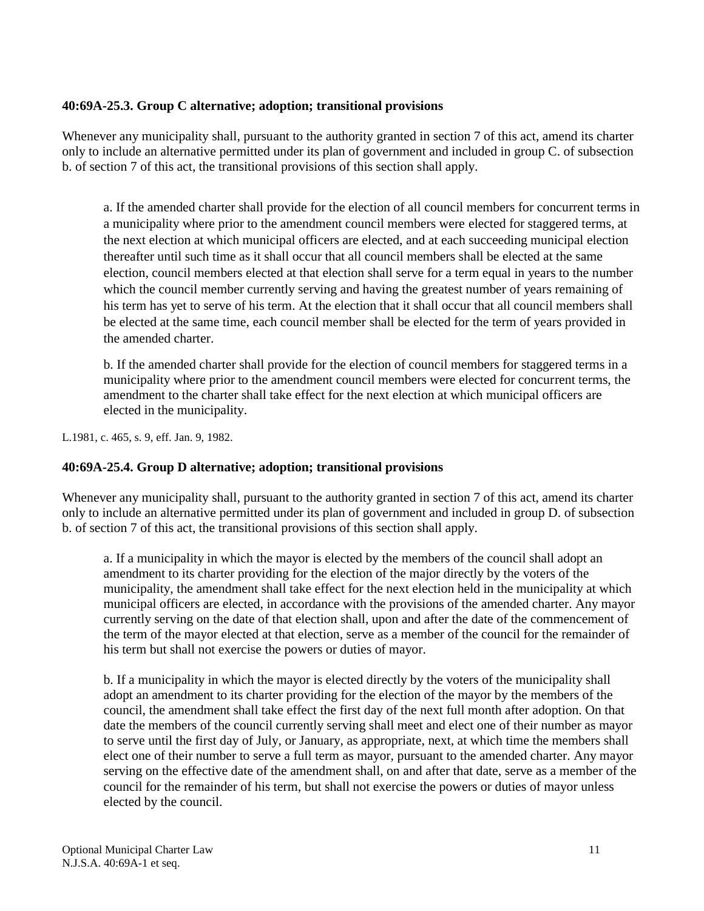### 40:69A-25.3. Group C alternative; adoption; transitional provisions

Whenever any municipality shall, pursuant to the authority granted in section 7 of this act, amend its charter only to include an alternative permitted under its plan of government and included in group C. of subsection b. of section 7 of this act, the transitional provisions of this section shall apply.

a. If the amended charter shall provide for the election of all council members for concurrent terms in a municipality where prior to the amendment council members were elected for staggered terms, at the next election at which municipal officers are elected, and at each succeeding municipal election thereafter until such time as it shall occur that all council members shall be elected at the same election, council members elected at that election shall serve for a term equal in years to the number which the council member currently serving and having the greatest number of years remaining of his term has yet to serve of his term. At the election that it shall occur that all council members shall be elected at the same time, each council member shall be elected for the term of years provided in the amended charter.

b. If the amended charter shall provide for the election of council members for staggered terms in a municipality where prior to the amendment council members were elected for concurrent terms, the amendment to the charter shall take effect for the next election at which municipal officers are elected in the municipality.

L.1981, c. 465, s. 9, eff. Jan. 9, 1982.

### 40:69A-25.4. Group D alternative; adoption; transitional provisions

Whenever any municipality shall, pursuant to the authority granted in section 7 of this act, amend its charter only to include an alternative permitted under its plan of government and included in group D. of subsection b. of section 7 of this act, the transitional provisions of this section shall apply.

a. If a municipality in which the mayor is elected by the members of the council shall adopt an amendment to its charter providing for the election of the major directly by the voters of the municipality, the amendment shall take effect for the next election held in the municipality at which municipal officers are elected, in accordance with the provisions of the amended charter. Any mayor currently serving on the date of that election shall, upon and after the date of the commencement of the term of the mayor elected at that election, serve as a member of the council for the remainder of his term but shall not exercise the powers or duties of mayor.

b. If a municipality in which the mayor is elected directly by the voters of the municipality shall adopt an amendment to its charter providing for the election of the mayor by the members of the council, the amendment shall take effect the first day of the next full month after adoption. On that date the members of the council currently serving shall meet and elect one of their number as mayor to serve until the first day of July, or January, as appropriate, next, at which time the members shall elect one of their number to serve a full term as mayor, pursuant to the amended charter. Any mayor serving on the effective date of the amendment shall, on and after that date, serve as a member of the council for the remainder of his term, but shall not exercise the powers or duties of mayor unless elected by the council.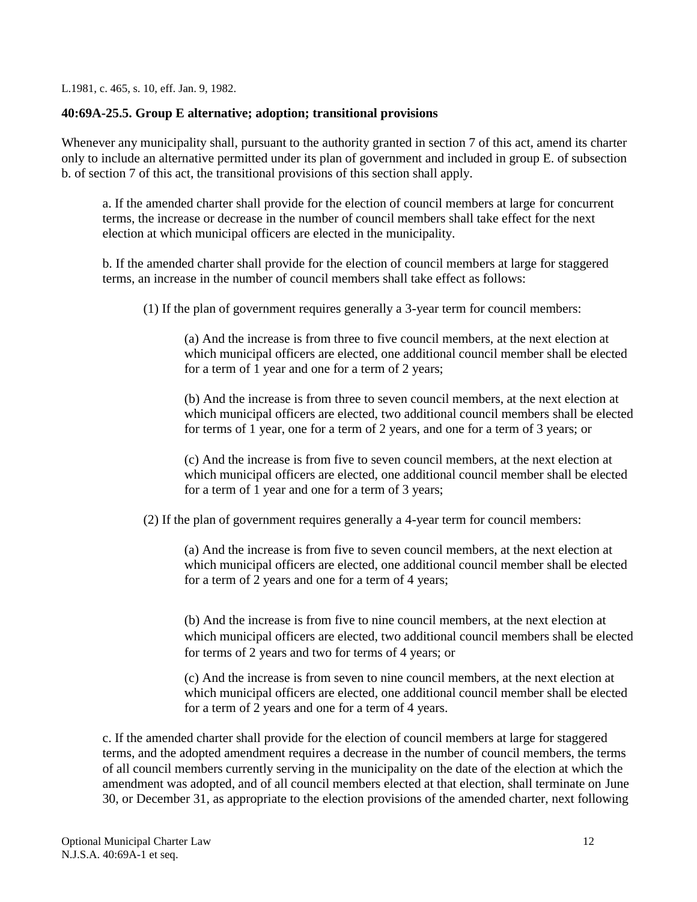L.1981, c. 465, s. 10, eff. Jan. 9, 1982.

**40:69A-25.5. Group E alternative; adoption; transitional provisions**

Whenever any municipality shall, pursuant to the authority granted in section 7 of this act, amend its charter only to include an alternative permitted under its plan of government and included in group E. of subsection b. of section 7 of this act, the transitional provisions of this section shall apply.

a. If the amended charter shall provide for the election of council members at large for concurrent terms, the increase or decrease in the number of council members shall take effect for the next election at which municipal officers are elected in the municipality.

b. If the amended charter shall provide for the election of council members at large for staggered terms, an increase in the number of council members shall take effect as follows:

(1) If the plan of government requires generally a 3-year term for council members:

(a) And the increase is from three to five council members, at the next election at which municipal officers are elected, one additional council member shall be elected for a term of 1 year and one for a term of 2 years;

(b) And the increase is from three to seven council members, at the next election at which municipal officers are elected, two additional council members shall be elected for terms of 1 year, one for a term of 2 years, and one for a term of 3 years; or

(c) And the increase is from five to seven council members, at the next election at which municipal officers are elected, one additional council member shall be elected for a term of 1 year and one for a term of 3 years;

(2) If the plan of government requires generally a 4-year term for council members:

(a) And the increase is from five to seven council members, at the next election at which municipal officers are elected, one additional council member shall be elected for a term of 2 years and one for a term of 4 years;

(b) And the increase is from five to nine council members, at the next election at which municipal officers are elected, two additional council members shall be elected for terms of 2 years and two for terms of 4 years; or

(c) And the increase is from seven to nine council members, at the next election at which municipal officers are elected, one additional council member shall be elected for a term of 2 years and one for a term of 4 years.

c. If the amended charter shall provide for the election of council members at large for staggered terms, and the adopted amendment requires a decrease in the number of council members, the terms of all council members currently serving in the municipality on the date of the election at which the amendment was adopted, and of all council members elected at that election, shall terminate on June 30, or December 31, as appropriate to the election provisions of the amended charter, next following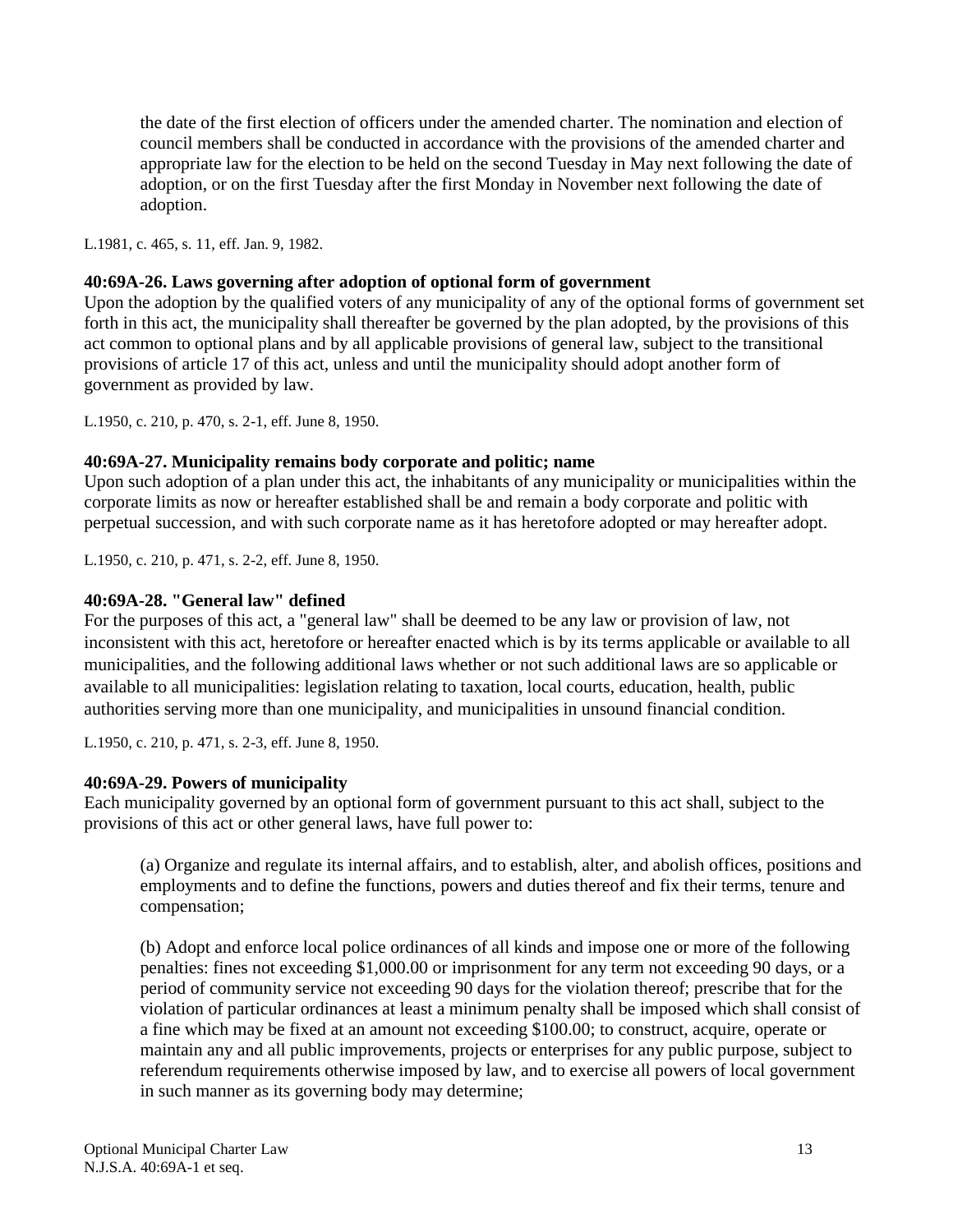the date of the first election of officers under the amended charter. The nomination and election of council members shall be conducted in accordance with the provisions of the amended charter and appropriate law for the election to be held on the second Tuesday in May next following the date of adoption, or on the first Tuesday after the first Monday in November next following the date of adoption.

L.1981, c. 465, s. 11, eff. Jan. 9, 1982.

**40:69A-26. Laws governing after adoption of optional form of government**
Upon the adoption by the qualified voters of any municipality of any of the optional forms of government set forth in this act, the municipality shall thereafter be governed by the plan adopted, by the provisions of this act common to optional plans and by all applicable provisions of general law, subject to the transitional provisions of article 17 of this act, unless and until the municipality should adopt another form of government as provided by law.

L.1950, c. 210, p. 470, s. 2-1, eff. June 8, 1950.

**40:69A-27. Municipality remains body corporate and politic; name**
Upon such adoption of a plan under this act, the inhabitants of any municipality or municipalities within the corporate limits as now or hereafter established shall be and remain a body corporate and politic with perpetual succession, and with such corporate name as it has heretofore adopted or may hereafter adopt.

L.1950, c. 210, p. 471, s. 2-2, eff. June 8, 1950.

**40:69A-28. "General law" defined**
For the purposes of this act, a "general law" shall be deemed to be any law or provision of law, not inconsistent with this act, heretofore or hereafter enacted which is by its terms applicable or available to all municipalities, and the following additional laws whether or not such additional laws are so applicable or available to all municipalities: legislation relating to taxation, local courts, education, health, public authorities serving more than one municipality, and municipalities in unsound financial condition.

L.1950, c. 210, p. 471, s. 2-3, eff. June 8, 1950.

**40:69A-29. Powers of municipality**
Each municipality governed by an optional form of government pursuant to this act shall, subject to the provisions of this act or other general laws, have full power to:

(a) Organize and regulate its internal affairs, and to establish, alter, and abolish offices, positions and employments and to define the functions, powers and duties thereof and fix their terms, tenure and compensation;

(b) Adopt and enforce local police ordinances of all kinds and impose one or more of the following penalties: fines not exceeding $1,000.00 or imprisonment for any term not exceeding 90 days, or a period of community service not exceeding 90 days for the violation thereof; prescribe that for the violation of particular ordinances at least a minimum penalty shall be imposed which shall consist of a fine which may be fixed at an amount not exceeding $100.00; to construct, acquire, operate or maintain any and all public improvements, projects or enterprises for any public purpose, subject to referendum requirements otherwise imposed by law, and to exercise all powers of local government in such manner as its governing body may determine;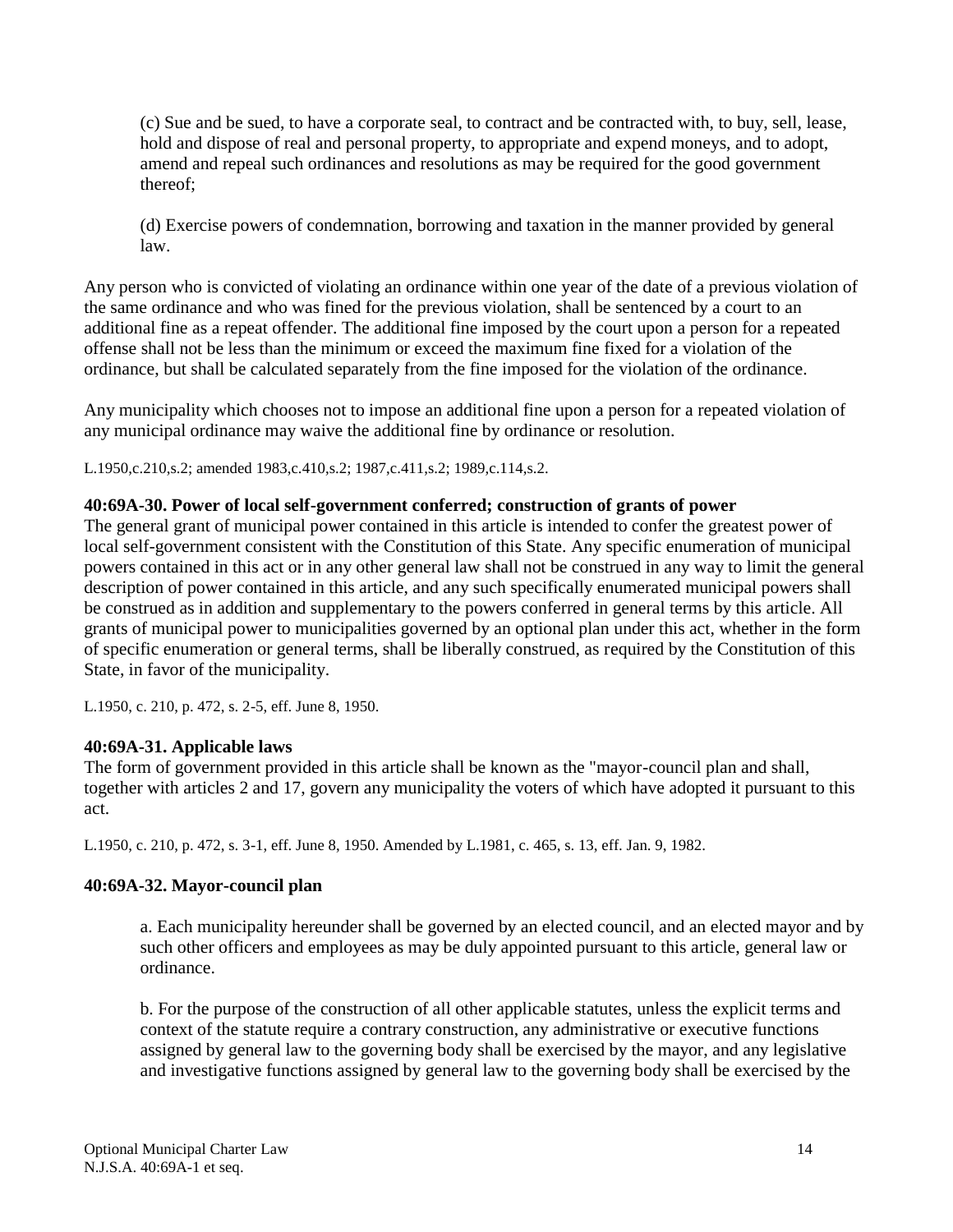(c) Sue and be sued, to have a corporate seal, to contract and be contracted with, to buy, sell, lease, hold and dispose of real and personal property, to appropriate and expend moneys, and to adopt, amend and repeal such ordinances and resolutions as may be required for the good government thereof;

(d) Exercise powers of condemnation, borrowing and taxation in the manner provided by general law.

Any person who is convicted of violating an ordinance within one year of the date of a previous violation of the same ordinance and who was fined for the previous violation, shall be sentenced by a court to an additional fine as a repeat offender. The additional fine imposed by the court upon a person for a repeated offense shall not be less than the minimum or exceed the maximum fine fixed for a violation of the ordinance, but shall be calculated separately from the fine imposed for the violation of the ordinance.

Any municipality which chooses not to impose an additional fine upon a person for a repeated violation of any municipal ordinance may waive the additional fine by ordinance or resolution.

L.1950,c.210,s.2; amended 1983,c.410,s.2; 1987,c.411,s.2; 1989,c.114,s.2.

**40:69A-30. Power of local self-government conferred; construction of grants of power**

The general grant of municipal power contained in this article is intended to confer the greatest power of local self-government consistent with the Constitution of this State. Any specific enumeration of municipal powers contained in this act or in any other general law shall not be construed in any way to limit the general description of power contained in this article, and any such specifically enumerated municipal powers shall be construed as in addition and supplementary to the powers conferred in general terms by this article. All grants of municipal power to municipalities governed by an optional plan under this act, whether in the form of specific enumeration or general terms, shall be liberally construed, as required by the Constitution of this State, in favor of the municipality.

L.1950, c. 210, p. 472, s. 2-5, eff. June 8, 1950.

**40:69A-31. Applicable laws**

The form of government provided in this article shall be known as the "mayor-council plan and shall, together with articles 2 and 17, govern any municipality the voters of which have adopted it pursuant to this act.

L.1950, c. 210, p. 472, s. 3-1, eff. June 8, 1950. Amended by L.1981, c. 465, s. 13, eff. Jan. 9, 1982.

**40:69A-32. Mayor-council plan**

a. Each municipality hereunder shall be governed by an elected council, and an elected mayor and by such other officers and employees as may be duly appointed pursuant to this article, general law or ordinance.

b. For the purpose of the construction of all other applicable statutes, unless the explicit terms and context of the statute require a contrary construction, any administrative or executive functions assigned by general law to the governing body shall be exercised by the mayor, and any legislative and investigative functions assigned by general law to the governing body shall be exercised by the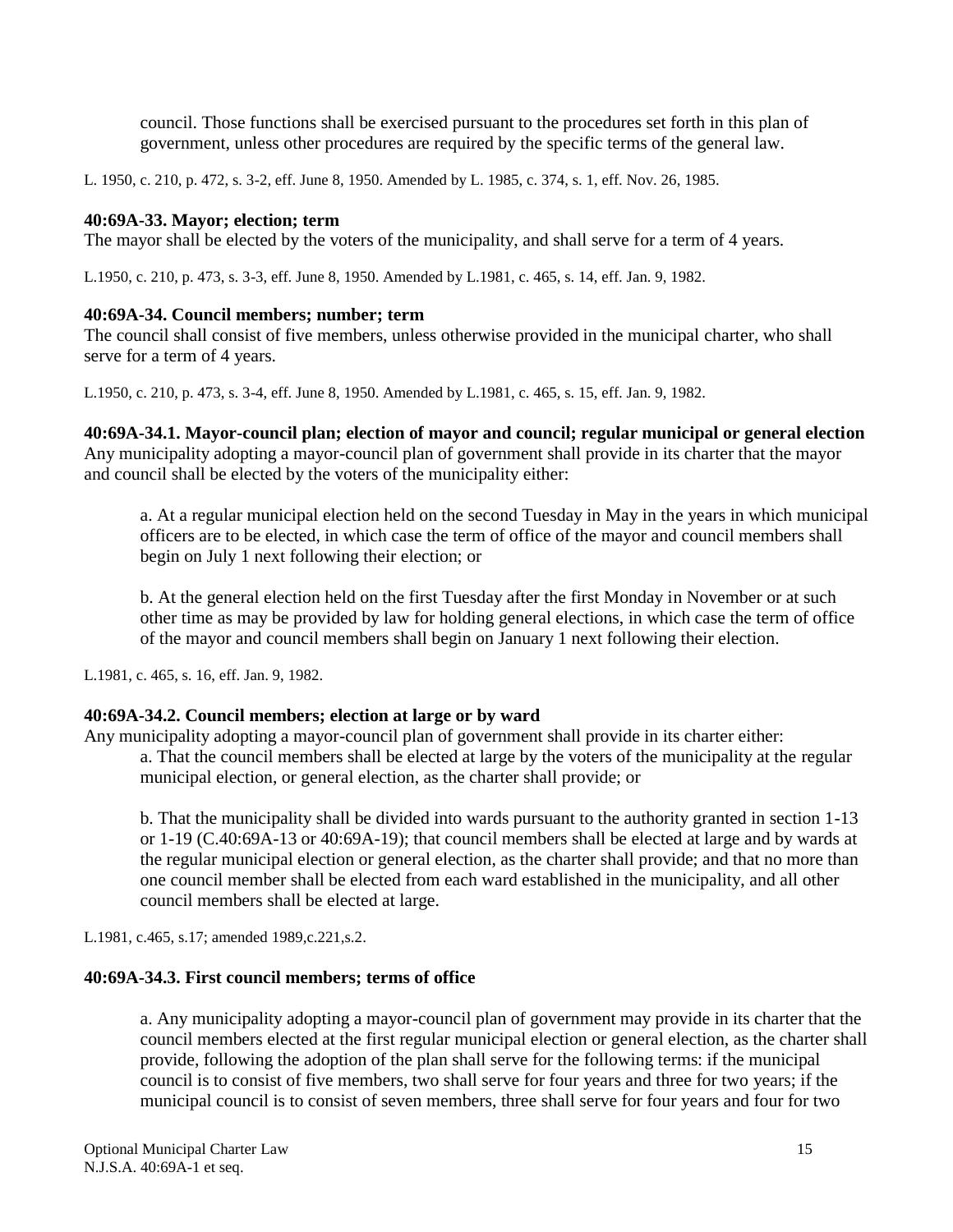council. Those functions shall be exercised pursuant to the procedures set forth in this plan of government, unless other procedures are required by the specific terms of the general law.

L. 1950, c. 210, p. 472, s. 3-2, eff. June 8, 1950. Amended by L. 1985, c. 374, s. 1, eff. Nov. 26, 1985.

**40:69A-33. Mayor; election; term**
The mayor shall be elected by the voters of the municipality, and shall serve for a term of 4 years.

L.1950, c. 210, p. 473, s. 3-3, eff. June 8, 1950. Amended by L.1981, c. 465, s. 14, eff. Jan. 9, 1982.

**40:69A-34. Council members; number; term**
The council shall consist of five members, unless otherwise provided in the municipal charter, who shall serve for a term of 4 years.

L.1950, c. 210, p. 473, s. 3-4, eff. June 8, 1950. Amended by L.1981, c. 465, s. 15, eff. Jan. 9, 1982.

**40:69A-34.1. Mayor-council plan; election of mayor and council; regular municipal or general election**
Any municipality adopting a mayor-council plan of government shall provide in its charter that the mayor and council shall be elected by the voters of the municipality either:

a. At a regular municipal election held on the second Tuesday in May in the years in which municipal officers are to be elected, in which case the term of office of the mayor and council members shall begin on July 1 next following their election; or

b. At the general election held on the first Tuesday after the first Monday in November or at such other time as may be provided by law for holding general elections, in which case the term of office of the mayor and council members shall begin on January 1 next following their election.

L.1981, c. 465, s. 16, eff. Jan. 9, 1982.

**40:69A-34.2. Council members; election at large or by ward**
Any municipality adopting a mayor-council plan of government shall provide in its charter either:

a. That the council members shall be elected at large by the voters of the municipality at the regular municipal election, or general election, as the charter shall provide; or

b. That the municipality shall be divided into wards pursuant to the authority granted in section 1-13 or 1-19 (C.40:69A-13 or 40:69A-19); that council members shall be elected at large and by wards at the regular municipal election or general election, as the charter shall provide; and that no more than one council member shall be elected from each ward established in the municipality, and all other council members shall be elected at large.

L.1981, c.465, s.17; amended 1989,c.221,s.2.

**40:69A-34.3. First council members; terms of office**

a. Any municipality adopting a mayor-council plan of government may provide in its charter that the council members elected at the first regular municipal election or general election, as the charter shall provide, following the adoption of the plan shall serve for the following terms: if the municipal council is to consist of five members, two shall serve for four years and three for two years; if the municipal council is to consist of seven members, three shall serve for four years and four for two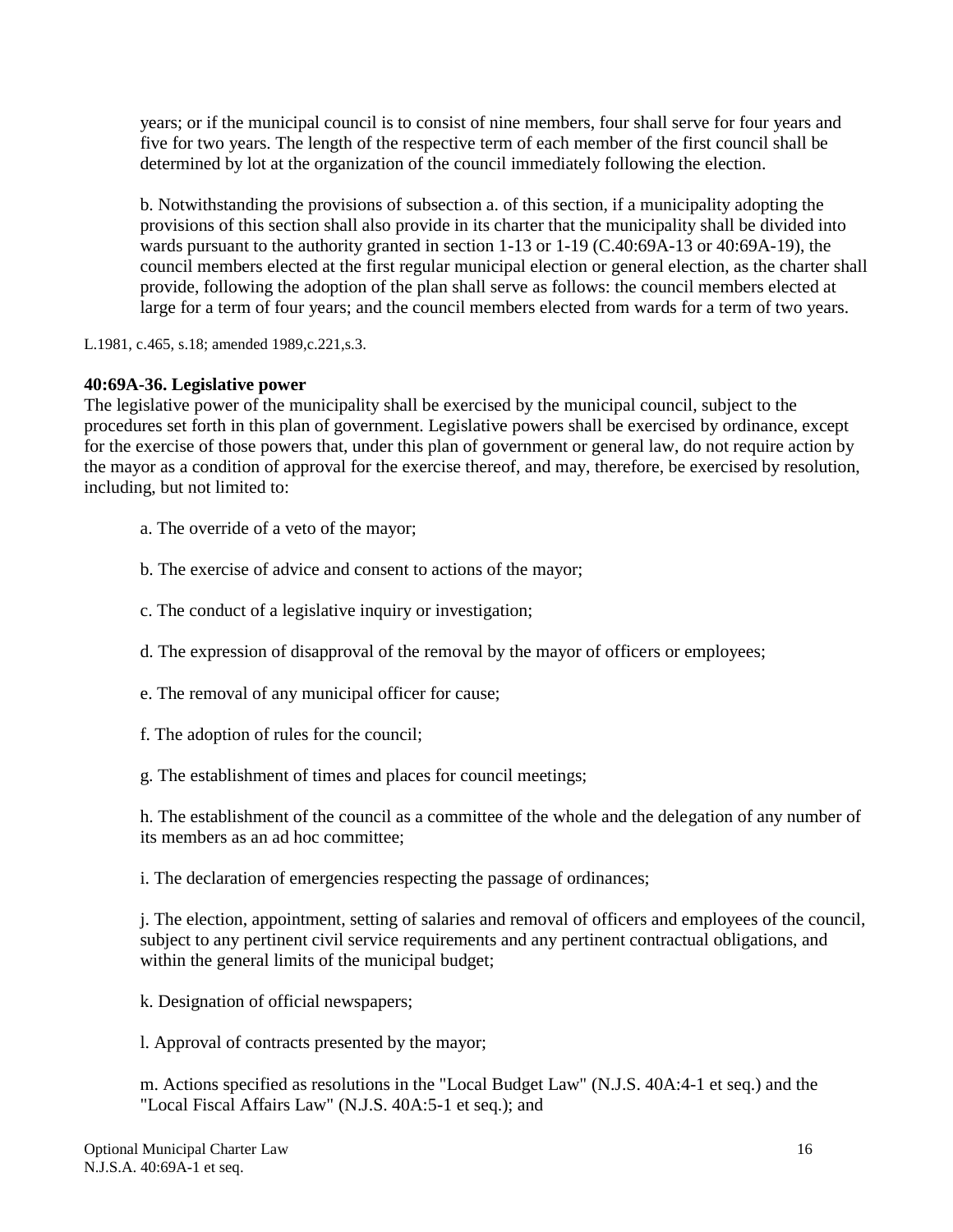years; or if the municipal council is to consist of nine members, four shall serve for four years and five for two years. The length of the respective term of each member of the first council shall be determined by lot at the organization of the council immediately following the election.

b. Notwithstanding the provisions of subsection a. of this section, if a municipality adopting the provisions of this section shall also provide in its charter that the municipality shall be divided into wards pursuant to the authority granted in section 1-13 or 1-19 (C.40:69A-13 or 40:69A-19), the council members elected at the first regular municipal election or general election, as the charter shall provide, following the adoption of the plan shall serve as follows: the council members elected at large for a term of four years; and the council members elected from wards for a term of two years.

L.1981, c.465, s.18; amended 1989,c.221,s.3.

**40:69A-36. Legislative power**

The legislative power of the municipality shall be exercised by the municipal council, subject to the procedures set forth in this plan of government. Legislative powers shall be exercised by ordinance, except for the exercise of those powers that, under this plan of government or general law, do not require action by the mayor as a condition of approval for the exercise thereof, and may, therefore, be exercised by resolution, including, but not limited to:

a. The override of a veto of the mayor;

b. The exercise of advice and consent to actions of the mayor;

c. The conduct of a legislative inquiry or investigation;

d. The expression of disapproval of the removal by the mayor of officers or employees;

e. The removal of any municipal officer for cause;

f. The adoption of rules for the council;

g. The establishment of times and places for council meetings;

h. The establishment of the council as a committee of the whole and the delegation of any number of its members as an ad hoc committee;

i. The declaration of emergencies respecting the passage of ordinances;

j. The election, appointment, setting of salaries and removal of officers and employees of the council, subject to any pertinent civil service requirements and any pertinent contractual obligations, and within the general limits of the municipal budget;

k. Designation of official newspapers;

l. Approval of contracts presented by the mayor;

m. Actions specified as resolutions in the "Local Budget Law" (N.J.S. 40A:4-1 et seq.) and the "Local Fiscal Affairs Law" (N.J.S. 40A:5-1 et seq.); and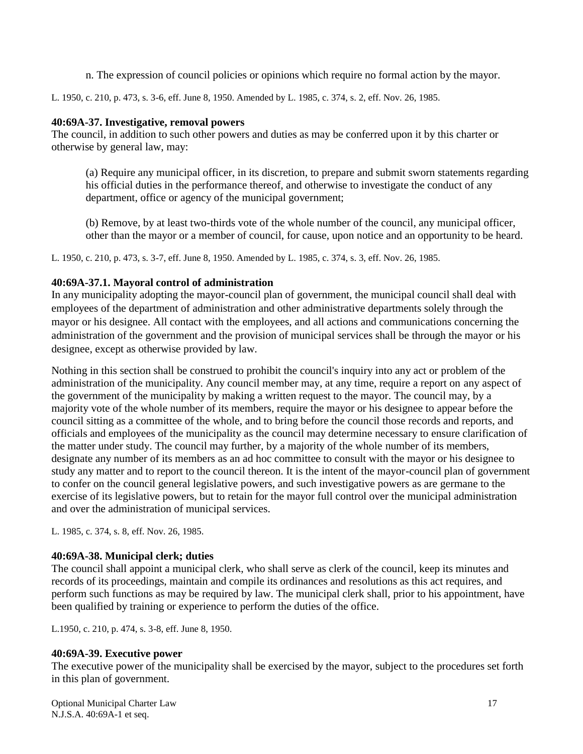n. The expression of council policies or opinions which require no formal action by the mayor.

L. 1950, c. 210, p. 473, s. 3-6, eff. June 8, 1950. Amended by L. 1985, c. 374, s. 2, eff. Nov. 26, 1985.

**40:69A-37. Investigative, removal powers**

The council, in addition to such other powers and duties as may be conferred upon it by this charter or otherwise by general law, may:

(a) Require any municipal officer, in its discretion, to prepare and submit sworn statements regarding his official duties in the performance thereof, and otherwise to investigate the conduct of any department, office or agency of the municipal government;

(b) Remove, by at least two-thirds vote of the whole number of the council, any municipal officer, other than the mayor or a member of council, for cause, upon notice and an opportunity to be heard.

L. 1950, c. 210, p. 473, s. 3-7, eff. June 8, 1950. Amended by L. 1985, c. 374, s. 3, eff. Nov. 26, 1985.

**40:69A-37.1. Mayoral control of administration**

In any municipality adopting the mayor-council plan of government, the municipal council shall deal with employees of the department of administration and other administrative departments solely through the mayor or his designee. All contact with the employees, and all actions and communications concerning the administration of the government and the provision of municipal services shall be through the mayor or his designee, except as otherwise provided by law.

Nothing in this section shall be construed to prohibit the council's inquiry into any act or problem of the administration of the municipality. Any council member may, at any time, require a report on any aspect of the government of the municipality by making a written request to the mayor. The council may, by a majority vote of the whole number of its members, require the mayor or his designee to appear before the council sitting as a committee of the whole, and to bring before the council those records and reports, and officials and employees of the municipality as the council may determine necessary to ensure clarification of the matter under study. The council may further, by a majority of the whole number of its members, designate any number of its members as an ad hoc committee to consult with the mayor or his designee to study any matter and to report to the council thereon. It is the intent of the mayor-council plan of government to confer on the council general legislative powers, and such investigative powers as are germane to the exercise of its legislative powers, but to retain for the mayor full control over the municipal administration and over the administration of municipal services.

L. 1985, c. 374, s. 8, eff. Nov. 26, 1985.

**40:69A-38. Municipal clerk; duties**

The council shall appoint a municipal clerk, who shall serve as clerk of the council, keep its minutes and records of its proceedings, maintain and compile its ordinances and resolutions as this act requires, and perform such functions as may be required by law. The municipal clerk shall, prior to his appointment, have been qualified by training or experience to perform the duties of the office.

L.1950, c. 210, p. 474, s. 3-8, eff. June 8, 1950.

**40:69A-39. Executive power**

The executive power of the municipality shall be exercised by the mayor, subject to the procedures set forth in this plan of government.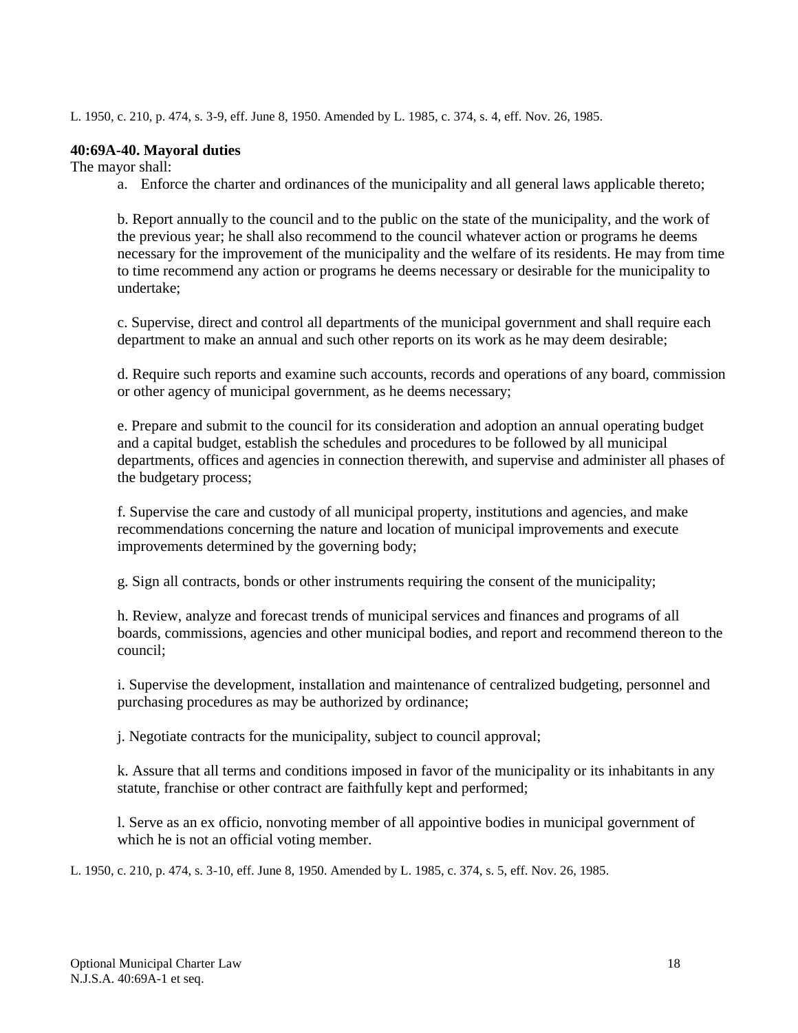L. 1950, c. 210, p. 474, s. 3-9, eff. June 8, 1950. Amended by L. 1985, c. 374, s. 4, eff. Nov. 26, 1985.

**40:69A-40. Mayoral duties**

The mayor shall:

a. Enforce the charter and ordinances of the municipality and all general laws applicable thereto;

b. Report annually to the council and to the public on the state of the municipality, and the work of the previous year; he shall also recommend to the council whatever action or programs he deems necessary for the improvement of the municipality and the welfare of its residents. He may from time to time recommend any action or programs he deems necessary or desirable for the municipality to undertake;

c. Supervise, direct and control all departments of the municipal government and shall require each department to make an annual and such other reports on its work as he may deem desirable;

d. Require such reports and examine such accounts, records and operations of any board, commission or other agency of municipal government, as he deems necessary;

e. Prepare and submit to the council for its consideration and adoption an annual operating budget and a capital budget, establish the schedules and procedures to be followed by all municipal departments, offices and agencies in connection therewith, and supervise and administer all phases of the budgetary process;

f. Supervise the care and custody of all municipal property, institutions and agencies, and make recommendations concerning the nature and location of municipal improvements and execute improvements determined by the governing body;

g. Sign all contracts, bonds or other instruments requiring the consent of the municipality;

h. Review, analyze and forecast trends of municipal services and finances and programs of all boards, commissions, agencies and other municipal bodies, and report and recommend thereon to the council;

i. Supervise the development, installation and maintenance of centralized budgeting, personnel and purchasing procedures as may be authorized by ordinance;

j. Negotiate contracts for the municipality, subject to council approval;

k. Assure that all terms and conditions imposed in favor of the municipality or its inhabitants in any statute, franchise or other contract are faithfully kept and performed;

l. Serve as an ex officio, nonvoting member of all appointive bodies in municipal government of which he is not an official voting member.

L. 1950, c. 210, p. 474, s. 3-10, eff. June 8, 1950. Amended by L. 1985, c. 374, s. 5, eff. Nov. 26, 1985.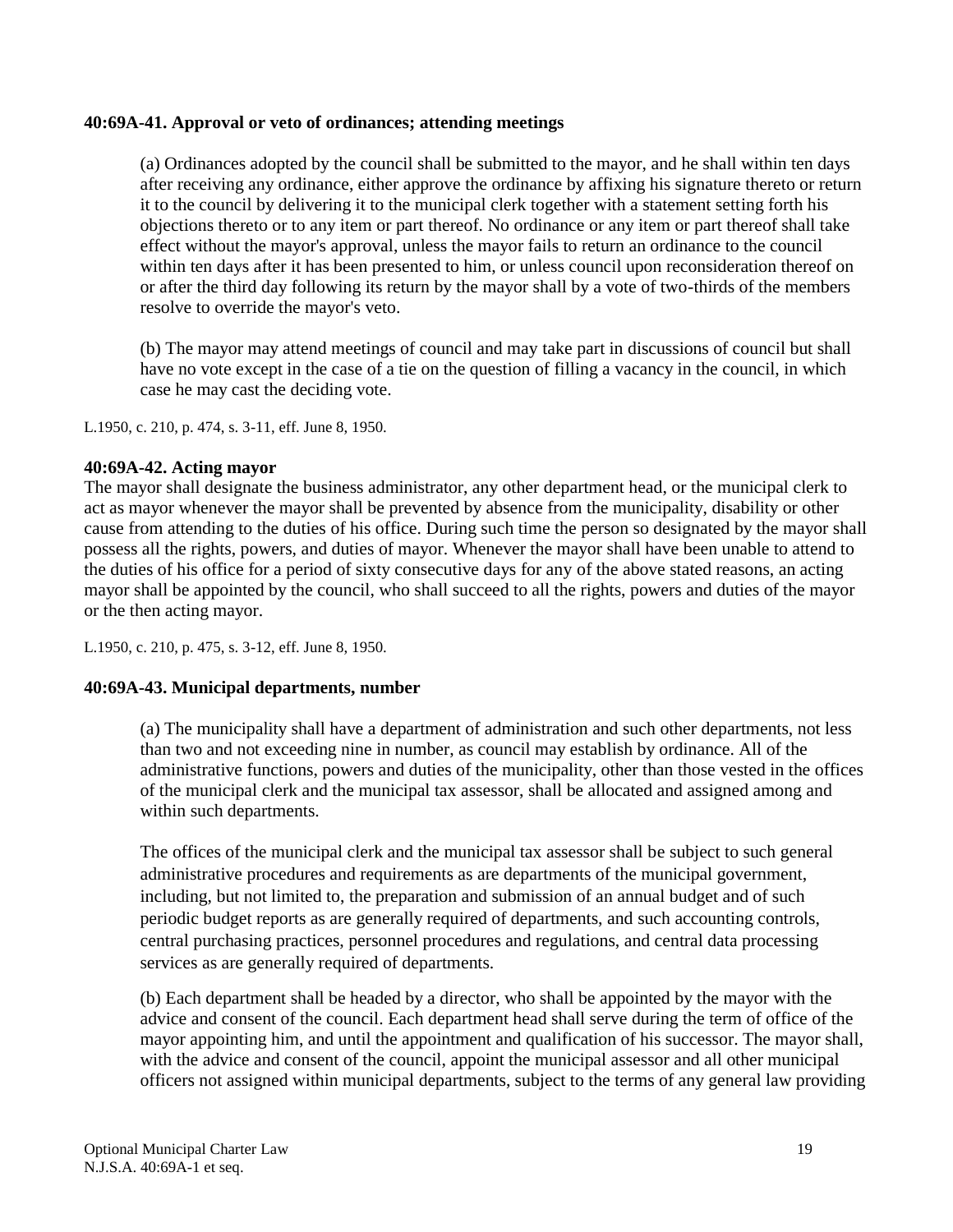**40:69A-41. Approval or veto of ordinances; attending meetings**

(a) Ordinances adopted by the council shall be submitted to the mayor, and he shall within ten days after receiving any ordinance, either approve the ordinance by affixing his signature thereto or return it to the council by delivering it to the municipal clerk together with a statement setting forth his objections thereto or to any item or part thereof. No ordinance or any item or part thereof shall take effect without the mayor's approval, unless the mayor fails to return an ordinance to the council within ten days after it has been presented to him, or unless council upon reconsideration thereof on or after the third day following its return by the mayor shall by a vote of two-thirds of the members resolve to override the mayor's veto.

(b) The mayor may attend meetings of council and may take part in discussions of council but shall have no vote except in the case of a tie on the question of filling a vacancy in the council, in which case he may cast the deciding vote.

L.1950, c. 210, p. 474, s. 3-11, eff. June 8, 1950.

**40:69A-42. Acting mayor**

The mayor shall designate the business administrator, any other department head, or the municipal clerk to act as mayor whenever the mayor shall be prevented by absence from the municipality, disability or other cause from attending to the duties of his office. During such time the person so designated by the mayor shall possess all the rights, powers, and duties of mayor. Whenever the mayor shall have been unable to attend to the duties of his office for a period of sixty consecutive days for any of the above stated reasons, an acting mayor shall be appointed by the council, who shall succeed to all the rights, powers and duties of the mayor or the then acting mayor.

L.1950, c. 210, p. 475, s. 3-12, eff. June 8, 1950.

**40:69A-43. Municipal departments, number**

(a) The municipality shall have a department of administration and such other departments, not less than two and not exceeding nine in number, as council may establish by ordinance. All of the administrative functions, powers and duties of the municipality, other than those vested in the offices of the municipal clerk and the municipal tax assessor, shall be allocated and assigned among and within such departments.

The offices of the municipal clerk and the municipal tax assessor shall be subject to such general administrative procedures and requirements as are departments of the municipal government, including, but not limited to, the preparation and submission of an annual budget and of such periodic budget reports as are generally required of departments, and such accounting controls, central purchasing practices, personnel procedures and regulations, and central data processing services as are generally required of departments.

(b) Each department shall be headed by a director, who shall be appointed by the mayor with the advice and consent of the council. Each department head shall serve during the term of office of the mayor appointing him, and until the appointment and qualification of his successor. The mayor shall, with the advice and consent of the council, appoint the municipal assessor and all other municipal officers not assigned within municipal departments, subject to the terms of any general law providing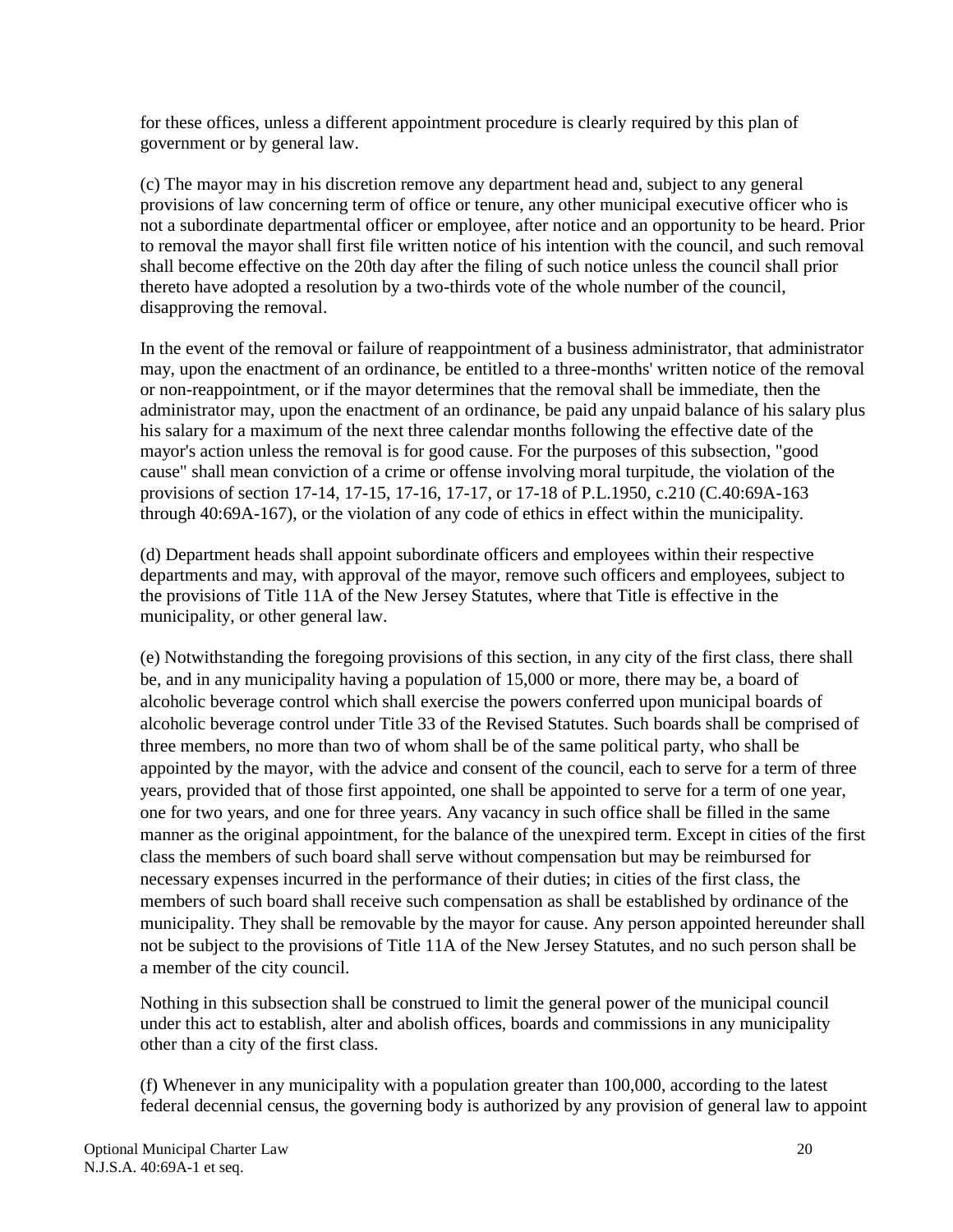for these offices, unless a different appointment procedure is clearly required by this plan of government or by general law.

(c) The mayor may in his discretion remove any department head and, subject to any general provisions of law concerning term of office or tenure, any other municipal executive officer who is not a subordinate departmental officer or employee, after notice and an opportunity to be heard. Prior to removal the mayor shall first file written notice of his intention with the council, and such removal shall become effective on the 20th day after the filing of such notice unless the council shall prior thereto have adopted a resolution by a two-thirds vote of the whole number of the council, disapproving the removal.

In the event of the removal or failure of reappointment of a business administrator, that administrator may, upon the enactment of an ordinance, be entitled to a three-months' written notice of the removal or non-reappointment, or if the mayor determines that the removal shall be immediate, then the administrator may, upon the enactment of an ordinance, be paid any unpaid balance of his salary plus his salary for a maximum of the next three calendar months following the effective date of the mayor's action unless the removal is for good cause. For the purposes of this subsection, "good cause" shall mean conviction of a crime or offense involving moral turpitude, the violation of the provisions of section 17-14, 17-15, 17-16, 17-17, or 17-18 of P.L.1950, c.210 (C.40:69A-163 through 40:69A-167), or the violation of any code of ethics in effect within the municipality.

(d) Department heads shall appoint subordinate officers and employees within their respective departments and may, with approval of the mayor, remove such officers and employees, subject to the provisions of Title 11A of the New Jersey Statutes, where that Title is effective in the municipality, or other general law.

(e) Notwithstanding the foregoing provisions of this section, in any city of the first class, there shall be, and in any municipality having a population of 15,000 or more, there may be, a board of alcoholic beverage control which shall exercise the powers conferred upon municipal boards of alcoholic beverage control under Title 33 of the Revised Statutes. Such boards shall be comprised of three members, no more than two of whom shall be of the same political party, who shall be appointed by the mayor, with the advice and consent of the council, each to serve for a term of three years, provided that of those first appointed, one shall be appointed to serve for a term of one year, one for two years, and one for three years. Any vacancy in such office shall be filled in the same manner as the original appointment, for the balance of the unexpired term. Except in cities of the first class the members of such board shall serve without compensation but may be reimbursed for necessary expenses incurred in the performance of their duties; in cities of the first class, the members of such board shall receive such compensation as shall be established by ordinance of the municipality. They shall be removable by the mayor for cause. Any person appointed hereunder shall not be subject to the provisions of Title 11A of the New Jersey Statutes, and no such person shall be a member of the city council.

Nothing in this subsection shall be construed to limit the general power of the municipal council under this act to establish, alter and abolish offices, boards and commissions in any municipality other than a city of the first class.

(f) Whenever in any municipality with a population greater than 100,000, according to the latest federal decennial census, the governing body is authorized by any provision of general law to appoint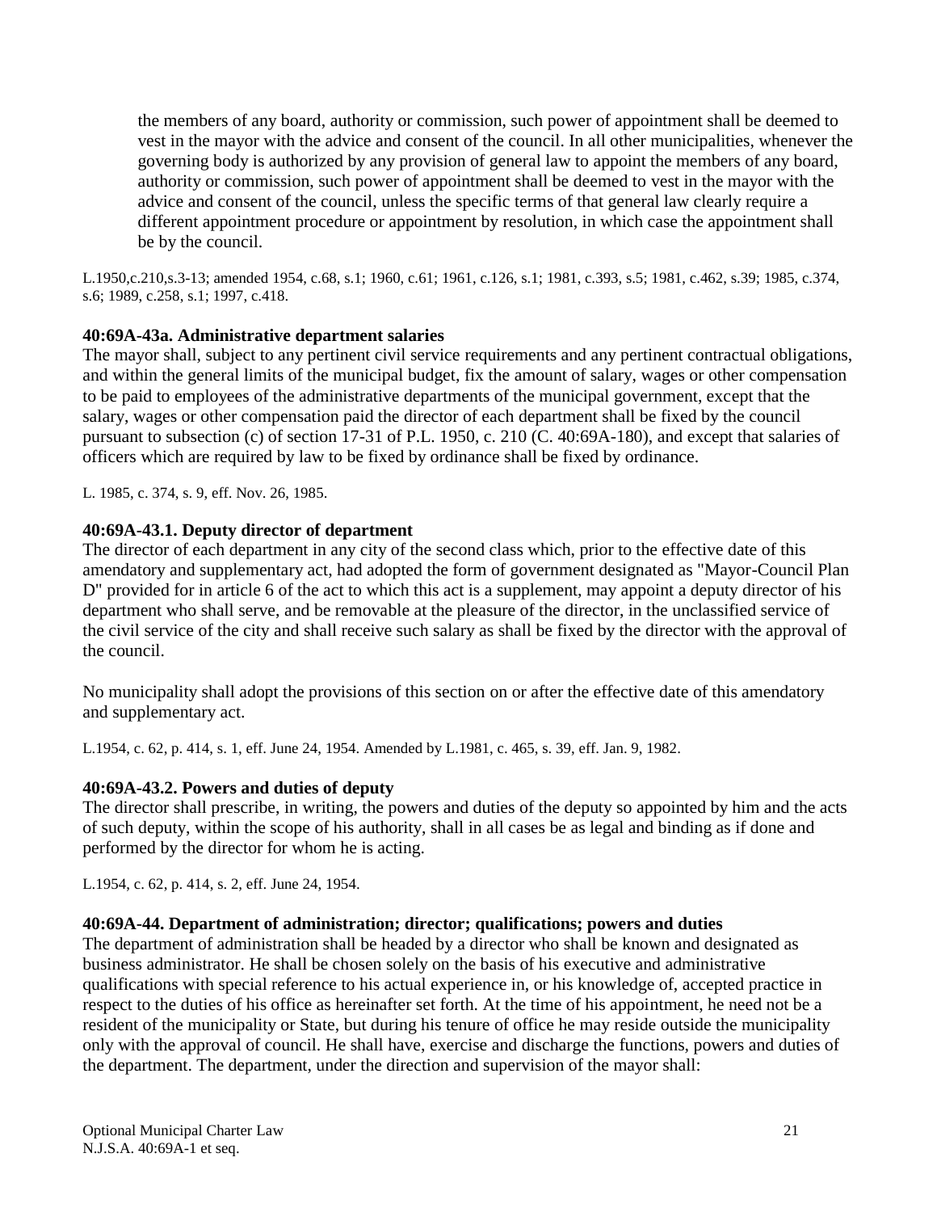the members of any board, authority or commission, such power of appointment shall be deemed to vest in the mayor with the advice and consent of the council. In all other municipalities, whenever the governing body is authorized by any provision of general law to appoint the members of any board, authority or commission, such power of appointment shall be deemed to vest in the mayor with the advice and consent of the council, unless the specific terms of that general law clearly require a different appointment procedure or appointment by resolution, in which case the appointment shall be by the council.

L.1950,c.210,s.3-13; amended 1954, c.68, s.1; 1960, c.61; 1961, c.126, s.1; 1981, c.393, s.5; 1981, c.462, s.39; 1985, c.374, s.6; 1989, c.258, s.1; 1997, c.418.

**40:69A-43a. Administrative department salaries**

The mayor shall, subject to any pertinent civil service requirements and any pertinent contractual obligations, and within the general limits of the municipal budget, fix the amount of salary, wages or other compensation to be paid to employees of the administrative departments of the municipal government, except that the salary, wages or other compensation paid the director of each department shall be fixed by the council pursuant to subsection (c) of section 17-31 of P.L. 1950, c. 210 (C. 40:69A-180), and except that salaries of officers which are required by law to be fixed by ordinance shall be fixed by ordinance.

L. 1985, c. 374, s. 9, eff. Nov. 26, 1985.

**40:69A-43.1. Deputy director of department**

The director of each department in any city of the second class which, prior to the effective date of this amendatory and supplementary act, had adopted the form of government designated as "Mayor-Council Plan D" provided for in article 6 of the act to which this act is a supplement, may appoint a deputy director of his department who shall serve, and be removable at the pleasure of the director, in the unclassified service of the civil service of the city and shall receive such salary as shall be fixed by the director with the approval of the council.

No municipality shall adopt the provisions of this section on or after the effective date of this amendatory and supplementary act.

L.1954, c. 62, p. 414, s. 1, eff. June 24, 1954. Amended by L.1981, c. 465, s. 39, eff. Jan. 9, 1982.

**40:69A-43.2. Powers and duties of deputy**

The director shall prescribe, in writing, the powers and duties of the deputy so appointed by him and the acts of such deputy, within the scope of his authority, shall in all cases be as legal and binding as if done and performed by the director for whom he is acting.

L.1954, c. 62, p. 414, s. 2, eff. June 24, 1954.

**40:69A-44. Department of administration; director; qualifications; powers and duties**

The department of administration shall be headed by a director who shall be known and designated as business administrator. He shall be chosen solely on the basis of his executive and administrative qualifications with special reference to his actual experience in, or his knowledge of, accepted practice in respect to the duties of his office as hereinafter set forth. At the time of his appointment, he need not be a resident of the municipality or State, but during his tenure of office he may reside outside the municipality only with the approval of council. He shall have, exercise and discharge the functions, powers and duties of the department. The department, under the direction and supervision of the mayor shall: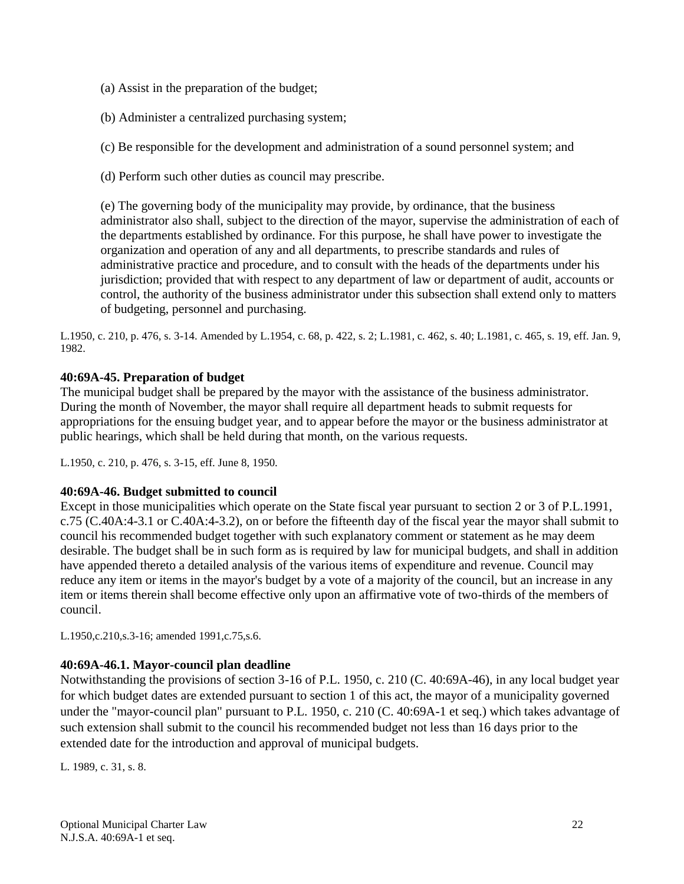(a) Assist in the preparation of the budget;

(b) Administer a centralized purchasing system;

(c) Be responsible for the development and administration of a sound personnel system; and

(d) Perform such other duties as council may prescribe.

(e) The governing body of the municipality may provide, by ordinance, that the business administrator also shall, subject to the direction of the mayor, supervise the administration of each of the departments established by ordinance. For this purpose, he shall have power to investigate the organization and operation of any and all departments, to prescribe standards and rules of administrative practice and procedure, and to consult with the heads of the departments under his jurisdiction; provided that with respect to any department of law or department of audit, accounts or control, the authority of the business administrator under this subsection shall extend only to matters of budgeting, personnel and purchasing.

L.1950, c. 210, p. 476, s. 3-14. Amended by L.1954, c. 68, p. 422, s. 2; L.1981, c. 462, s. 40; L.1981, c. 465, s. 19, eff. Jan. 9, 1982.

**40:69A-45. Preparation of budget**

The municipal budget shall be prepared by the mayor with the assistance of the business administrator. During the month of November, the mayor shall require all department heads to submit requests for appropriations for the ensuing budget year, and to appear before the mayor or the business administrator at public hearings, which shall be held during that month, on the various requests.

L.1950, c. 210, p. 476, s. 3-15, eff. June 8, 1950.

**40:69A-46. Budget submitted to council**

Except in those municipalities which operate on the State fiscal year pursuant to section 2 or 3 of P.L.1991, c.75 (C.40A:4-3.1 or C.40A:4-3.2), on or before the fifteenth day of the fiscal year the mayor shall submit to council his recommended budget together with such explanatory comment or statement as he may deem desirable. The budget shall be in such form as is required by law for municipal budgets, and shall in addition have appended thereto a detailed analysis of the various items of expenditure and revenue. Council may reduce any item or items in the mayor's budget by a vote of a majority of the council, but an increase in any item or items therein shall become effective only upon an affirmative vote of two-thirds of the members of council.

L.1950,c.210,s.3-16; amended 1991,c.75,s.6.

**40:69A-46.1. Mayor-council plan deadline**

Notwithstanding the provisions of section 3-16 of P.L. 1950, c. 210 (C. 40:69A-46), in any local budget year for which budget dates are extended pursuant to section 1 of this act, the mayor of a municipality governed under the "mayor-council plan" pursuant to P.L. 1950, c. 210 (C. 40:69A-1 et seq.) which takes advantage of such extension shall submit to the council his recommended budget not less than 16 days prior to the extended date for the introduction and approval of municipal budgets.

L. 1989, c. 31, s. 8.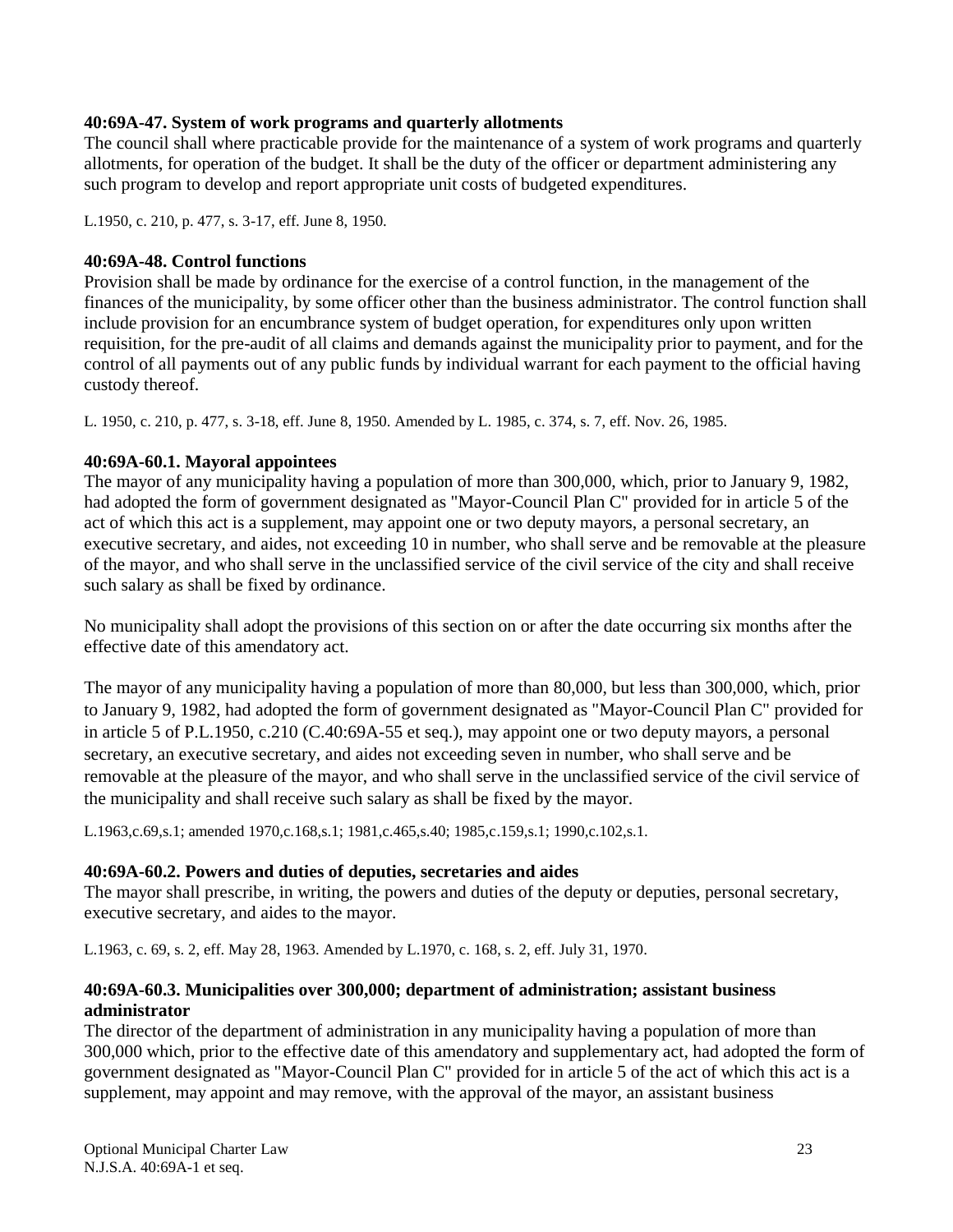**40:69A-47. System of work programs and quarterly allotments**

The council shall where practicable provide for the maintenance of a system of work programs and quarterly allotments, for operation of the budget. It shall be the duty of the officer or department administering any such program to develop and report appropriate unit costs of budgeted expenditures.

L.1950, c. 210, p. 477, s. 3-17, eff. June 8, 1950.

**40:69A-48. Control functions**

Provision shall be made by ordinance for the exercise of a control function, in the management of the finances of the municipality, by some officer other than the business administrator. The control function shall include provision for an encumbrance system of budget operation, for expenditures only upon written requisition, for the pre-audit of all claims and demands against the municipality prior to payment, and for the control of all payments out of any public funds by individual warrant for each payment to the official having custody thereof.

L. 1950, c. 210, p. 477, s. 3-18, eff. June 8, 1950. Amended by L. 1985, c. 374, s. 7, eff. Nov. 26, 1985.

**40:69A-60.1. Mayoral appointees**

The mayor of any municipality having a population of more than 300,000, which, prior to January 9, 1982, had adopted the form of government designated as "Mayor-Council Plan C" provided for in article 5 of the act of which this act is a supplement, may appoint one or two deputy mayors, a personal secretary, an executive secretary, and aides, not exceeding 10 in number, who shall serve and be removable at the pleasure of the mayor, and who shall serve in the unclassified service of the civil service of the city and shall receive such salary as shall be fixed by ordinance.

No municipality shall adopt the provisions of this section on or after the date occurring six months after the effective date of this amendatory act.

The mayor of any municipality having a population of more than 80,000, but less than 300,000, which, prior to January 9, 1982, had adopted the form of government designated as "Mayor-Council Plan C" provided for in article 5 of P.L.1950, c.210 (C.40:69A-55 et seq.), may appoint one or two deputy mayors, a personal secretary, an executive secretary, and aides not exceeding seven in number, who shall serve and be removable at the pleasure of the mayor, and who shall serve in the unclassified service of the civil service of the municipality and shall receive such salary as shall be fixed by the mayor.

L.1963,c.69,s.1; amended 1970,c.168,s.1; 1981,c.465,s.40; 1985,c.159,s.1; 1990,c.102,s.1.

**40:69A-60.2. Powers and duties of deputies, secretaries and aides**

The mayor shall prescribe, in writing, the powers and duties of the deputy or deputies, personal secretary, executive secretary, and aides to the mayor.

L.1963, c. 69, s. 2, eff. May 28, 1963. Amended by L.1970, c. 168, s. 2, eff. July 31, 1970.

**40:69A-60.3. Municipalities over 300,000; department of administration; assistant business administrator**

The director of the department of administration in any municipality having a population of more than 300,000 which, prior to the effective date of this amendatory and supplementary act, had adopted the form of government designated as "Mayor-Council Plan C" provided for in article 5 of the act of which this act is a supplement, may appoint and may remove, with the approval of the mayor, an assistant business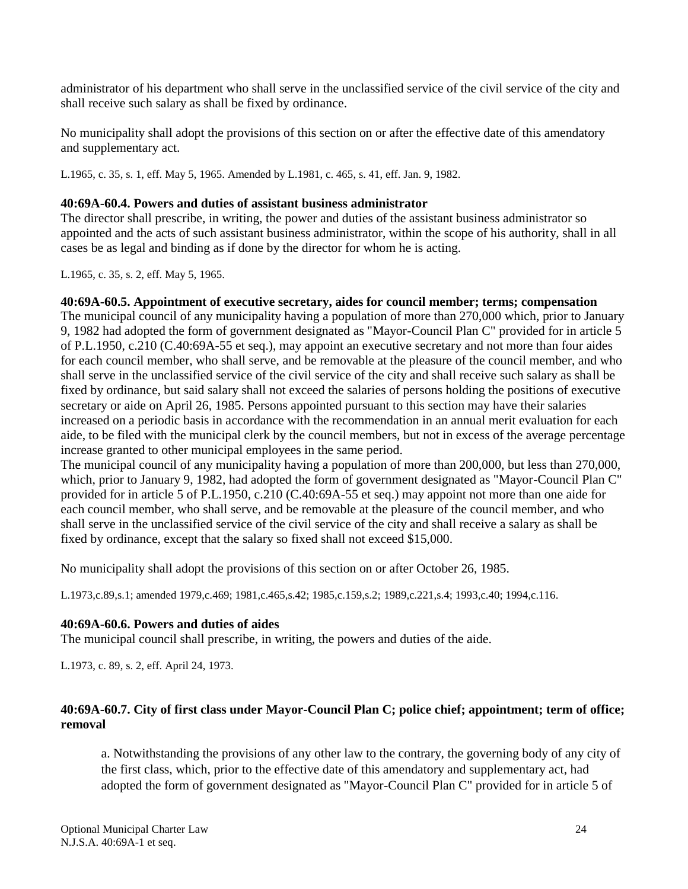administrator of his department who shall serve in the unclassified service of the civil service of the city and shall receive such salary as shall be fixed by ordinance.

No municipality shall adopt the provisions of this section on or after the effective date of this amendatory and supplementary act.

L.1965, c. 35, s. 1, eff. May 5, 1965. Amended by L.1981, c. 465, s. 41, eff. Jan. 9, 1982.

**40:69A-60.4. Powers and duties of assistant business administrator**

The director shall prescribe, in writing, the power and duties of the assistant business administrator so appointed and the acts of such assistant business administrator, within the scope of his authority, shall in all cases be as legal and binding as if done by the director for whom he is acting.

L.1965, c. 35, s. 2, eff. May 5, 1965.

**40:69A-60.5. Appointment of executive secretary, aides for council member; terms; compensation**

The municipal council of any municipality having a population of more than 270,000 which, prior to January 9, 1982 had adopted the form of government designated as "Mayor-Council Plan C" provided for in article 5 of P.L.1950, c.210 (C.40:69A-55 et seq.), may appoint an executive secretary and not more than four aides for each council member, who shall serve, and be removable at the pleasure of the council member, and who shall serve in the unclassified service of the civil service of the city and shall receive such salary as shall be fixed by ordinance, but said salary shall not exceed the salaries of persons holding the positions of executive secretary or aide on April 26, 1985. Persons appointed pursuant to this section may have their salaries increased on a periodic basis in accordance with the recommendation in an annual merit evaluation for each aide, to be filed with the municipal clerk by the council members, but not in excess of the average percentage increase granted to other municipal employees in the same period.

The municipal council of any municipality having a population of more than 200,000, but less than 270,000, which, prior to January 9, 1982, had adopted the form of government designated as "Mayor-Council Plan C" provided for in article 5 of P.L.1950, c.210 (C.40:69A-55 et seq.) may appoint not more than one aide for each council member, who shall serve, and be removable at the pleasure of the council member, and who shall serve in the unclassified service of the civil service of the city and shall receive a salary as shall be fixed by ordinance, except that the salary so fixed shall not exceed $15,000.

No municipality shall adopt the provisions of this section on or after October 26, 1985.

L.1973,c.89,s.1; amended 1979,c.469; 1981,c.465,s.42; 1985,c.159,s.2; 1989,c.221,s.4; 1993,c.40; 1994,c.116.

**40:69A-60.6. Powers and duties of aides**

The municipal council shall prescribe, in writing, the powers and duties of the aide.

L.1973, c. 89, s. 2, eff. April 24, 1973.

**40:69A-60.7. City of first class under Mayor-Council Plan C; police chief; appointment; term of office; removal**

a. Notwithstanding the provisions of any other law to the contrary, the governing body of any city of the first class, which, prior to the effective date of this amendatory and supplementary act, had adopted the form of government designated as "Mayor-Council Plan C" provided for in article 5 of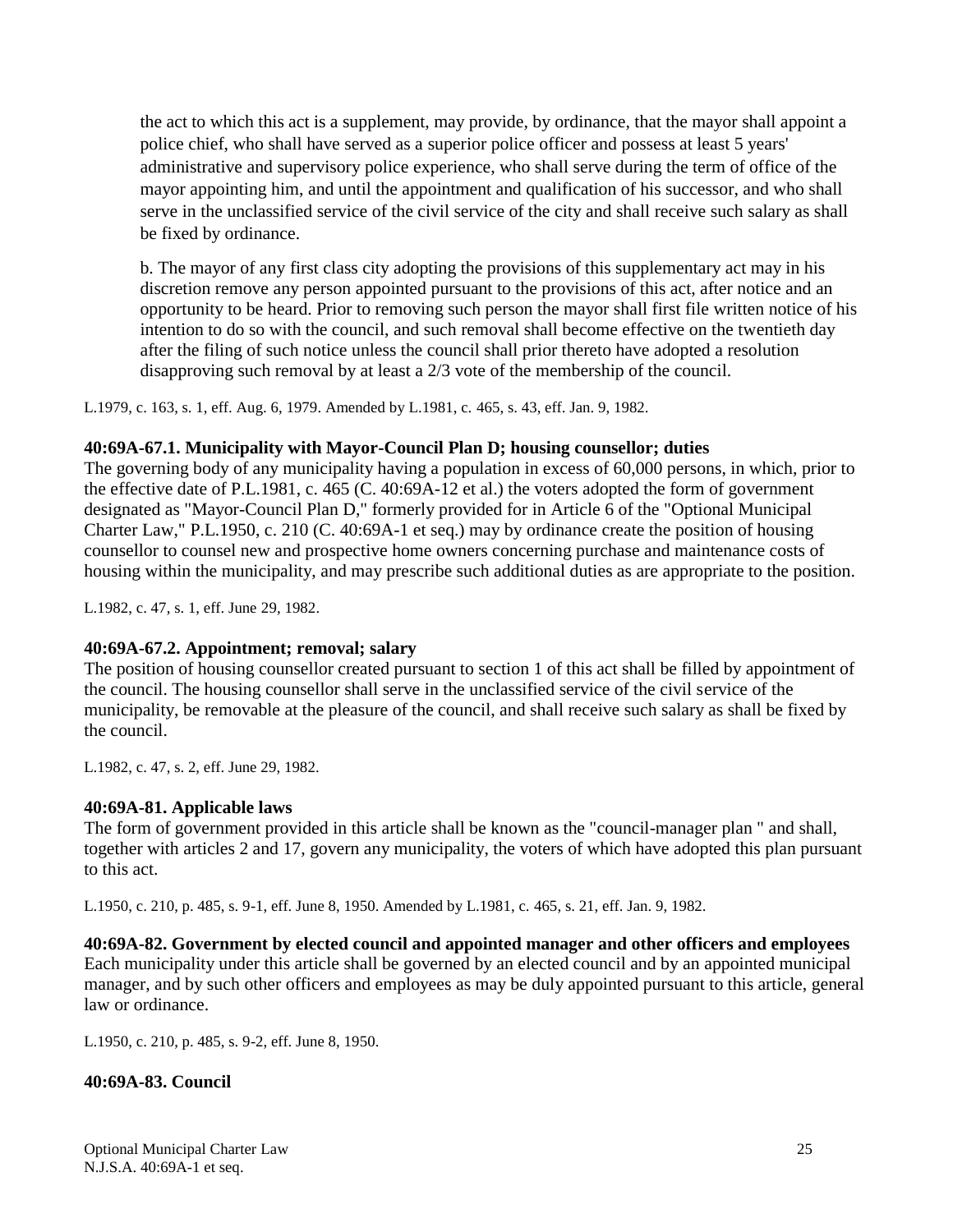the act to which this act is a supplement, may provide, by ordinance, that the mayor shall appoint a police chief, who shall have served as a superior police officer and possess at least 5 years' administrative and supervisory police experience, who shall serve during the term of office of the mayor appointing him, and until the appointment and qualification of his successor, and who shall serve in the unclassified service of the civil service of the city and shall receive such salary as shall be fixed by ordinance.

b. The mayor of any first class city adopting the provisions of this supplementary act may in his discretion remove any person appointed pursuant to the provisions of this act, after notice and an opportunity to be heard. Prior to removing such person the mayor shall first file written notice of his intention to do so with the council, and such removal shall become effective on the twentieth day after the filing of such notice unless the council shall prior thereto have adopted a resolution disapproving such removal by at least a 2/3 vote of the membership of the council.

L.1979, c. 163, s. 1, eff. Aug. 6, 1979. Amended by L.1981, c. 465, s. 43, eff. Jan. 9, 1982.

**40:69A-67.1. Municipality with Mayor-Council Plan D; housing counsellor; duties**

The governing body of any municipality having a population in excess of 60,000 persons, in which, prior to the effective date of P.L.1981, c. 465 (C. 40:69A-12 et al.) the voters adopted the form of government designated as "Mayor-Council Plan D," formerly provided for in Article 6 of the "Optional Municipal Charter Law," P.L.1950, c. 210 (C. 40:69A-1 et seq.) may by ordinance create the position of housing counsellor to counsel new and prospective home owners concerning purchase and maintenance costs of housing within the municipality, and may prescribe such additional duties as are appropriate to the position.

L.1982, c. 47, s. 1, eff. June 29, 1982.

**40:69A-67.2. Appointment; removal; salary**

The position of housing counsellor created pursuant to section 1 of this act shall be filled by appointment of the council. The housing counsellor shall serve in the unclassified service of the civil service of the municipality, be removable at the pleasure of the council, and shall receive such salary as shall be fixed by the council.

L.1982, c. 47, s. 2, eff. June 29, 1982.

**40:69A-81. Applicable laws**

The form of government provided in this article shall be known as the "council-manager plan " and shall, together with articles 2 and 17, govern any municipality, the voters of which have adopted this plan pursuant to this act.

L.1950, c. 210, p. 485, s. 9-1, eff. June 8, 1950. Amended by L.1981, c. 465, s. 21, eff. Jan. 9, 1982.

**40:69A-82. Government by elected council and appointed manager and other officers and employees**

Each municipality under this article shall be governed by an elected council and by an appointed municipal manager, and by such other officers and employees as may be duly appointed pursuant to this article, general law or ordinance.

L.1950, c. 210, p. 485, s. 9-2, eff. June 8, 1950.

**40:69A-83. Council**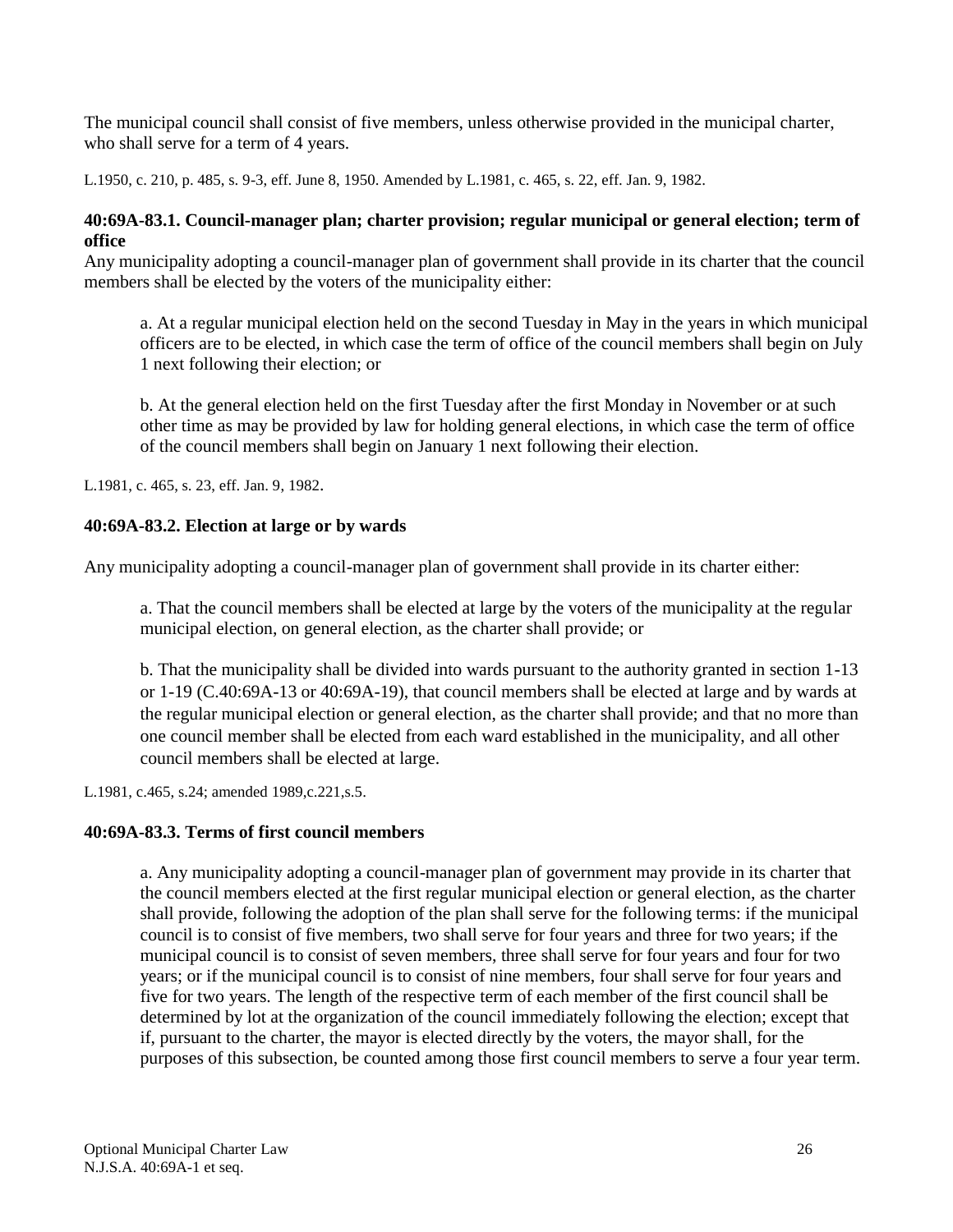The municipal council shall consist of five members, unless otherwise provided in the municipal charter, who shall serve for a term of 4 years.

L.1950, c. 210, p. 485, s. 9-3, eff. June 8, 1950. Amended by L.1981, c. 465, s. 22, eff. Jan. 9, 1982.

### 40:69A-83.1. Council-manager plan; charter provision; regular municipal or general election; term of office

Any municipality adopting a council-manager plan of government shall provide in its charter that the council members shall be elected by the voters of the municipality either:

a. At a regular municipal election held on the second Tuesday in May in the years in which municipal officers are to be elected, in which case the term of office of the council members shall begin on July 1 next following their election; or

b. At the general election held on the first Tuesday after the first Monday in November or at such other time as may be provided by law for holding general elections, in which case the term of office of the council members shall begin on January 1 next following their election.

L.1981, c. 465, s. 23, eff. Jan. 9, 1982.

### 40:69A-83.2. Election at large or by wards

Any municipality adopting a council-manager plan of government shall provide in its charter either:

a. That the council members shall be elected at large by the voters of the municipality at the regular municipal election, on general election, as the charter shall provide; or

b. That the municipality shall be divided into wards pursuant to the authority granted in section 1-13 or 1-19 (C.40:69A-13 or 40:69A-19), that council members shall be elected at large and by wards at the regular municipal election or general election, as the charter shall provide; and that no more than one council member shall be elected from each ward established in the municipality, and all other council members shall be elected at large.

L.1981, c.465, s.24; amended 1989,c.221,s.5.

### 40:69A-83.3. Terms of first council members

a. Any municipality adopting a council-manager plan of government may provide in its charter that the council members elected at the first regular municipal election or general election, as the charter shall provide, following the adoption of the plan shall serve for the following terms: if the municipal council is to consist of five members, two shall serve for four years and three for two years; if the municipal council is to consist of seven members, three shall serve for four years and four for two years; or if the municipal council is to consist of nine members, four shall serve for four years and five for two years. The length of the respective term of each member of the first council shall be determined by lot at the organization of the council immediately following the election; except that if, pursuant to the charter, the mayor is elected directly by the voters, the mayor shall, for the purposes of this subsection, be counted among those first council members to serve a four year term.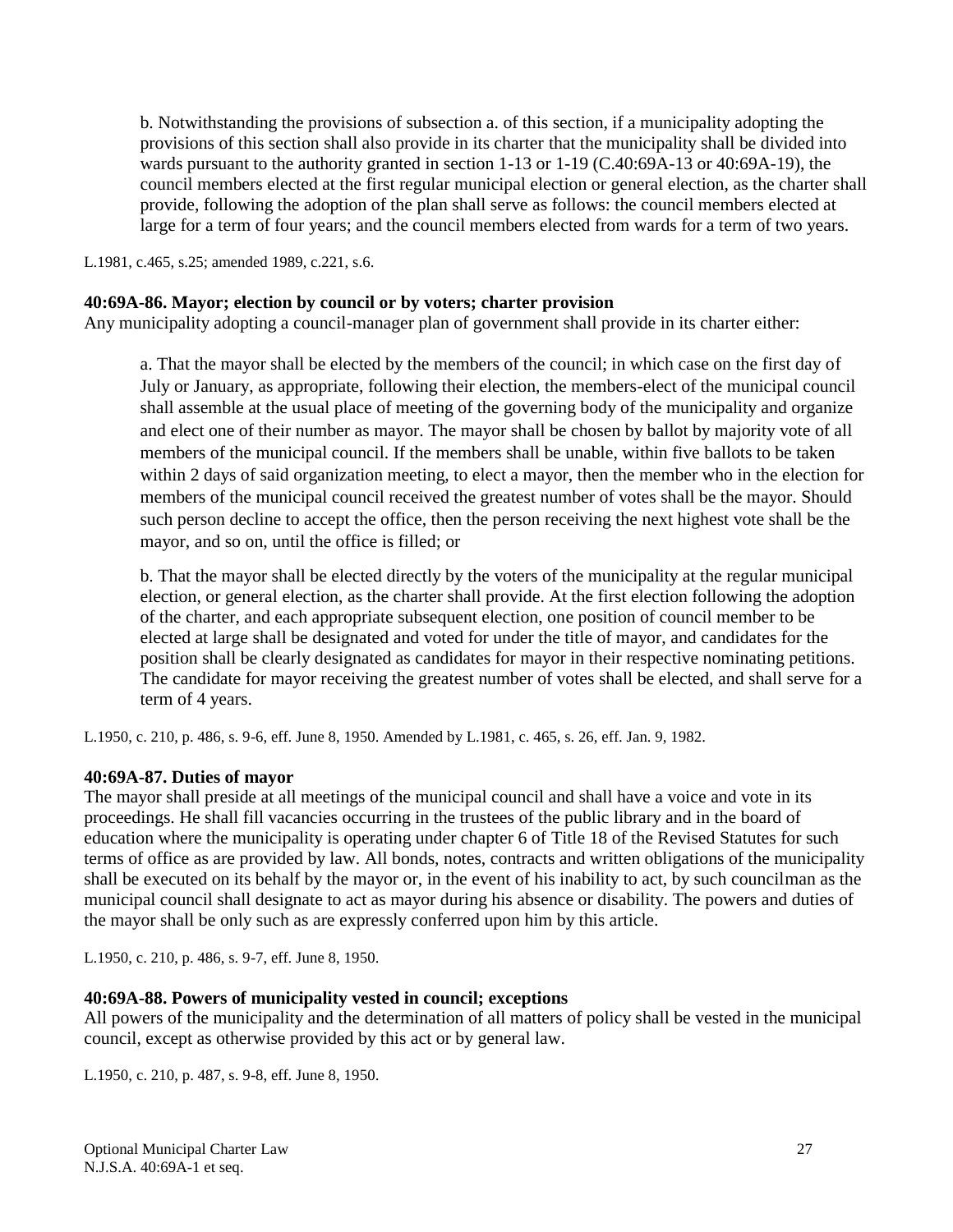b. Notwithstanding the provisions of subsection a. of this section, if a municipality adopting the provisions of this section shall also provide in its charter that the municipality shall be divided into wards pursuant to the authority granted in section 1-13 or 1-19 (C.40:69A-13 or 40:69A-19), the council members elected at the first regular municipal election or general election, as the charter shall provide, following the adoption of the plan shall serve as follows: the council members elected at large for a term of four years; and the council members elected from wards for a term of two years.

L.1981, c.465, s.25; amended 1989, c.221, s.6.

**40:69A-86. Mayor; election by council or by voters; charter provision**

Any municipality adopting a council-manager plan of government shall provide in its charter either:

a. That the mayor shall be elected by the members of the council; in which case on the first day of July or January, as appropriate, following their election, the members-elect of the municipal council shall assemble at the usual place of meeting of the governing body of the municipality and organize and elect one of their number as mayor. The mayor shall be chosen by ballot by majority vote of all members of the municipal council. If the members shall be unable, within five ballots to be taken within 2 days of said organization meeting, to elect a mayor, then the member who in the election for members of the municipal council received the greatest number of votes shall be the mayor. Should such person decline to accept the office, then the person receiving the next highest vote shall be the mayor, and so on, until the office is filled; or

b. That the mayor shall be elected directly by the voters of the municipality at the regular municipal election, or general election, as the charter shall provide. At the first election following the adoption of the charter, and each appropriate subsequent election, one position of council member to be elected at large shall be designated and voted for under the title of mayor, and candidates for the position shall be clearly designated as candidates for mayor in their respective nominating petitions. The candidate for mayor receiving the greatest number of votes shall be elected, and shall serve for a term of 4 years.

L.1950, c. 210, p. 486, s. 9-6, eff. June 8, 1950. Amended by L.1981, c. 465, s. 26, eff. Jan. 9, 1982.

**40:69A-87. Duties of mayor**

The mayor shall preside at all meetings of the municipal council and shall have a voice and vote in its proceedings. He shall fill vacancies occurring in the trustees of the public library and in the board of education where the municipality is operating under chapter 6 of Title 18 of the Revised Statutes for such terms of office as are provided by law. All bonds, notes, contracts and written obligations of the municipality shall be executed on its behalf by the mayor or, in the event of his inability to act, by such councilman as the municipal council shall designate to act as mayor during his absence or disability. The powers and duties of the mayor shall be only such as are expressly conferred upon him by this article.

L.1950, c. 210, p. 486, s. 9-7, eff. June 8, 1950.

**40:69A-88. Powers of municipality vested in council; exceptions**

All powers of the municipality and the determination of all matters of policy shall be vested in the municipal council, except as otherwise provided by this act or by general law.

L.1950, c. 210, p. 487, s. 9-8, eff. June 8, 1950.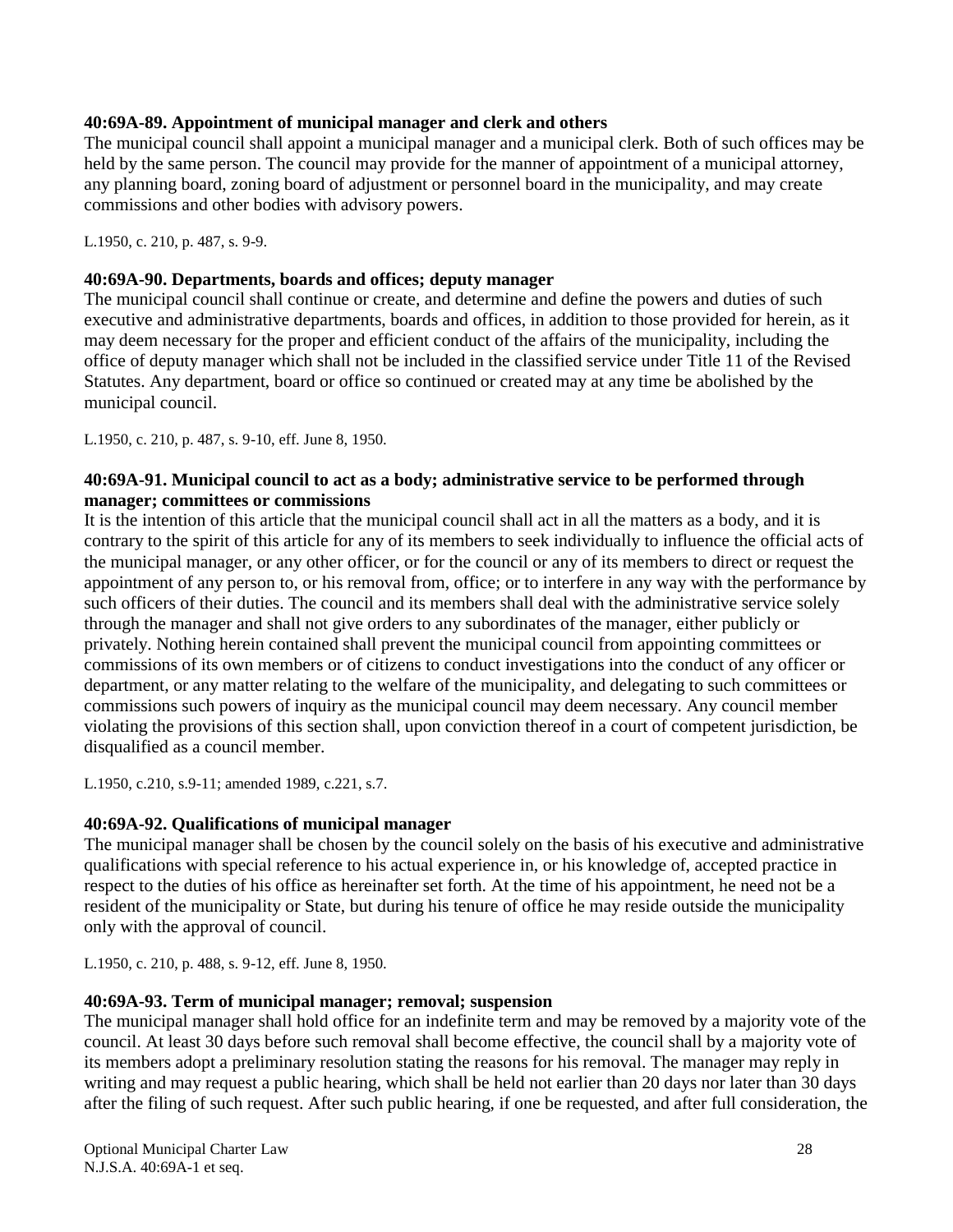**40:69A-89. Appointment of municipal manager and clerk and others**

The municipal council shall appoint a municipal manager and a municipal clerk. Both of such offices may be held by the same person. The council may provide for the manner of appointment of a municipal attorney, any planning board, zoning board of adjustment or personnel board in the municipality, and may create commissions and other bodies with advisory powers.

L.1950, c. 210, p. 487, s. 9-9.

**40:69A-90. Departments, boards and offices; deputy manager**

The municipal council shall continue or create, and determine and define the powers and duties of such executive and administrative departments, boards and offices, in addition to those provided for herein, as it may deem necessary for the proper and efficient conduct of the affairs of the municipality, including the office of deputy manager which shall not be included in the classified service under Title 11 of the Revised Statutes. Any department, board or office so continued or created may at any time be abolished by the municipal council.

L.1950, c. 210, p. 487, s. 9-10, eff. June 8, 1950.

**40:69A-91. Municipal council to act as a body; administrative service to be performed through manager; committees or commissions**

It is the intention of this article that the municipal council shall act in all the matters as a body, and it is contrary to the spirit of this article for any of its members to seek individually to influence the official acts of the municipal manager, or any other officer, or for the council or any of its members to direct or request the appointment of any person to, or his removal from, office; or to interfere in any way with the performance by such officers of their duties. The council and its members shall deal with the administrative service solely through the manager and shall not give orders to any subordinates of the manager, either publicly or privately. Nothing herein contained shall prevent the municipal council from appointing committees or commissions of its own members or of citizens to conduct investigations into the conduct of any officer or department, or any matter relating to the welfare of the municipality, and delegating to such committees or commissions such powers of inquiry as the municipal council may deem necessary. Any council member violating the provisions of this section shall, upon conviction thereof in a court of competent jurisdiction, be disqualified as a council member.

L.1950, c.210, s.9-11; amended 1989, c.221, s.7.

**40:69A-92. Qualifications of municipal manager**

The municipal manager shall be chosen by the council solely on the basis of his executive and administrative qualifications with special reference to his actual experience in, or his knowledge of, accepted practice in respect to the duties of his office as hereinafter set forth. At the time of his appointment, he need not be a resident of the municipality or State, but during his tenure of office he may reside outside the municipality only with the approval of council.

L.1950, c. 210, p. 488, s. 9-12, eff. June 8, 1950.

**40:69A-93. Term of municipal manager; removal; suspension**

The municipal manager shall hold office for an indefinite term and may be removed by a majority vote of the council. At least 30 days before such removal shall become effective, the council shall by a majority vote of its members adopt a preliminary resolution stating the reasons for his removal. The manager may reply in writing and may request a public hearing, which shall be held not earlier than 20 days nor later than 30 days after the filing of such request. After such public hearing, if one be requested, and after full consideration, the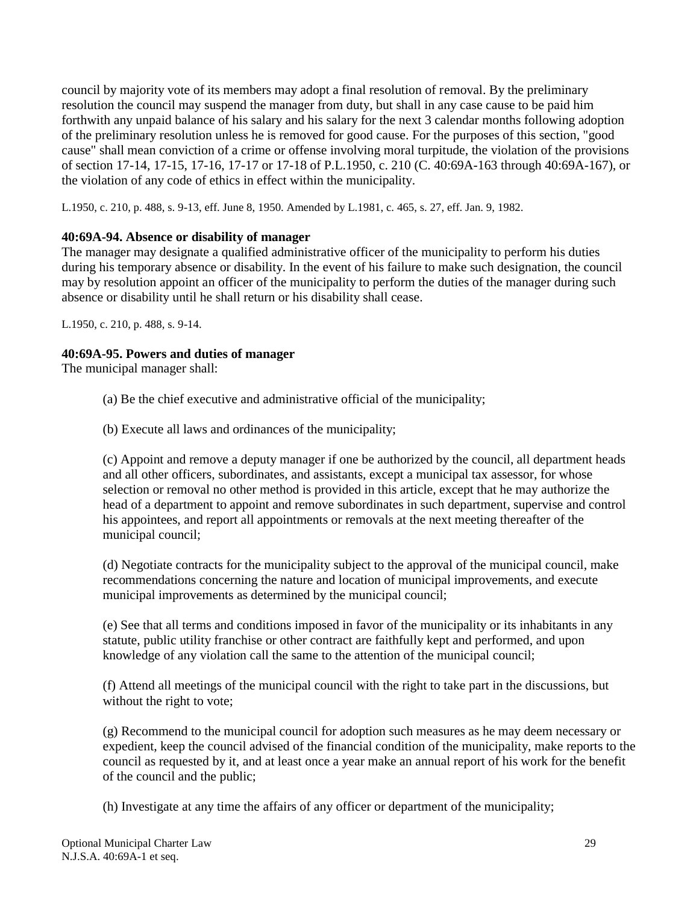council by majority vote of its members may adopt a final resolution of removal. By the preliminary resolution the council may suspend the manager from duty, but shall in any case cause to be paid him forthwith any unpaid balance of his salary and his salary for the next 3 calendar months following adoption of the preliminary resolution unless he is removed for good cause. For the purposes of this section, "good cause" shall mean conviction of a crime or offense involving moral turpitude, the violation of the provisions of section 17-14, 17-15, 17-16, 17-17 or 17-18 of P.L.1950, c. 210 (C. 40:69A-163 through 40:69A-167), or the violation of any code of ethics in effect within the municipality.

L.1950, c. 210, p. 488, s. 9-13, eff. June 8, 1950. Amended by L.1981, c. 465, s. 27, eff. Jan. 9, 1982.

**40:69A-94. Absence or disability of manager**
The manager may designate a qualified administrative officer of the municipality to perform his duties during his temporary absence or disability. In the event of his failure to make such designation, the council may by resolution appoint an officer of the municipality to perform the duties of the manager during such absence or disability until he shall return or his disability shall cease.

L.1950, c. 210, p. 488, s. 9-14.

**40:69A-95. Powers and duties of manager**
The municipal manager shall:

(a) Be the chief executive and administrative official of the municipality;

(b) Execute all laws and ordinances of the municipality;

(c) Appoint and remove a deputy manager if one be authorized by the council, all department heads and all other officers, subordinates, and assistants, except a municipal tax assessor, for whose selection or removal no other method is provided in this article, except that he may authorize the head of a department to appoint and remove subordinates in such department, supervise and control his appointees, and report all appointments or removals at the next meeting thereafter of the municipal council;

(d) Negotiate contracts for the municipality subject to the approval of the municipal council, make recommendations concerning the nature and location of municipal improvements, and execute municipal improvements as determined by the municipal council;

(e) See that all terms and conditions imposed in favor of the municipality or its inhabitants in any statute, public utility franchise or other contract are faithfully kept and performed, and upon knowledge of any violation call the same to the attention of the municipal council;

(f) Attend all meetings of the municipal council with the right to take part in the discussions, but without the right to vote;

(g) Recommend to the municipal council for adoption such measures as he may deem necessary or expedient, keep the council advised of the financial condition of the municipality, make reports to the council as requested by it, and at least once a year make an annual report of his work for the benefit of the council and the public;

(h) Investigate at any time the affairs of any officer or department of the municipality;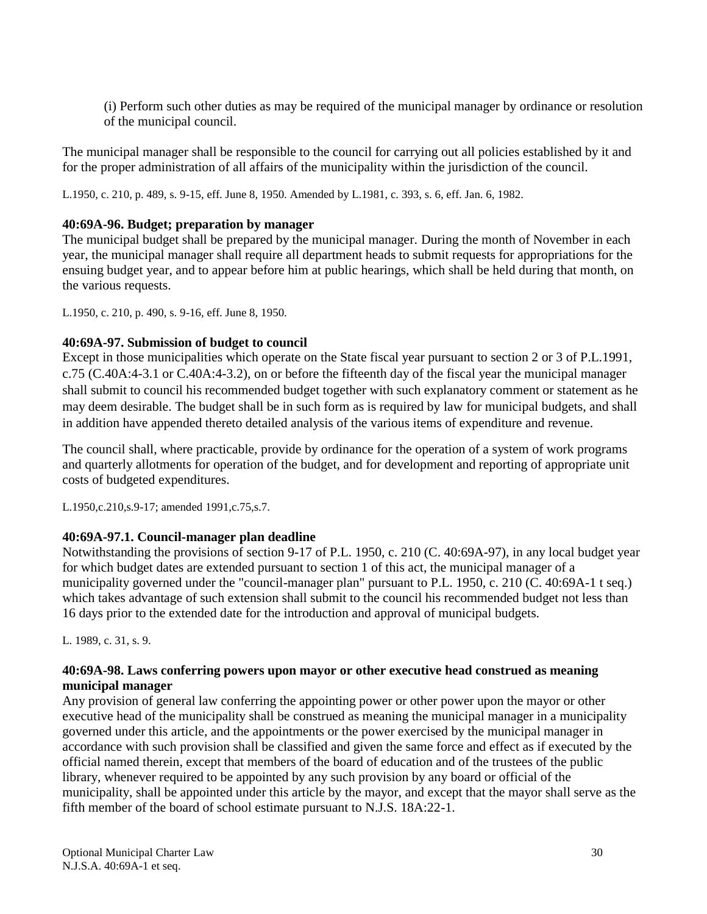(i) Perform such other duties as may be required of the municipal manager by ordinance or resolution of the municipal council.

The municipal manager shall be responsible to the council for carrying out all policies established by it and for the proper administration of all affairs of the municipality within the jurisdiction of the council.

L.1950, c. 210, p. 489, s. 9-15, eff. June 8, 1950. Amended by L.1981, c. 393, s. 6, eff. Jan. 6, 1982.

**40:69A-96. Budget; preparation by manager**

The municipal budget shall be prepared by the municipal manager. During the month of November in each year, the municipal manager shall require all department heads to submit requests for appropriations for the ensuing budget year, and to appear before him at public hearings, which shall be held during that month, on the various requests.

L.1950, c. 210, p. 490, s. 9-16, eff. June 8, 1950.

**40:69A-97. Submission of budget to council**

Except in those municipalities which operate on the State fiscal year pursuant to section 2 or 3 of P.L.1991, c.75 (C.40A:4-3.1 or C.40A:4-3.2), on or before the fifteenth day of the fiscal year the municipal manager shall submit to council his recommended budget together with such explanatory comment or statement as he may deem desirable. The budget shall be in such form as is required by law for municipal budgets, and shall in addition have appended thereto detailed analysis of the various items of expenditure and revenue.

The council shall, where practicable, provide by ordinance for the operation of a system of work programs and quarterly allotments for operation of the budget, and for development and reporting of appropriate unit costs of budgeted expenditures.

L.1950,c.210,s.9-17; amended 1991,c.75,s.7.

**40:69A-97.1. Council-manager plan deadline**

Notwithstanding the provisions of section 9-17 of P.L. 1950, c. 210 (C. 40:69A-97), in any local budget year for which budget dates are extended pursuant to section 1 of this act, the municipal manager of a municipality governed under the "council-manager plan" pursuant to P.L. 1950, c. 210 (C. 40:69A-1 t seq.) which takes advantage of such extension shall submit to the council his recommended budget not less than 16 days prior to the extended date for the introduction and approval of municipal budgets.

L. 1989, c. 31, s. 9.

**40:69A-98. Laws conferring powers upon mayor or other executive head construed as meaning municipal manager**

Any provision of general law conferring the appointing power or other power upon the mayor or other executive head of the municipality shall be construed as meaning the municipal manager in a municipality governed under this article, and the appointments or the power exercised by the municipal manager in accordance with such provision shall be classified and given the same force and effect as if executed by the official named therein, except that members of the board of education and of the trustees of the public library, whenever required to be appointed by any such provision by any board or official of the municipality, shall be appointed under this article by the mayor, and except that the mayor shall serve as the fifth member of the board of school estimate pursuant to N.J.S. 18A:22-1.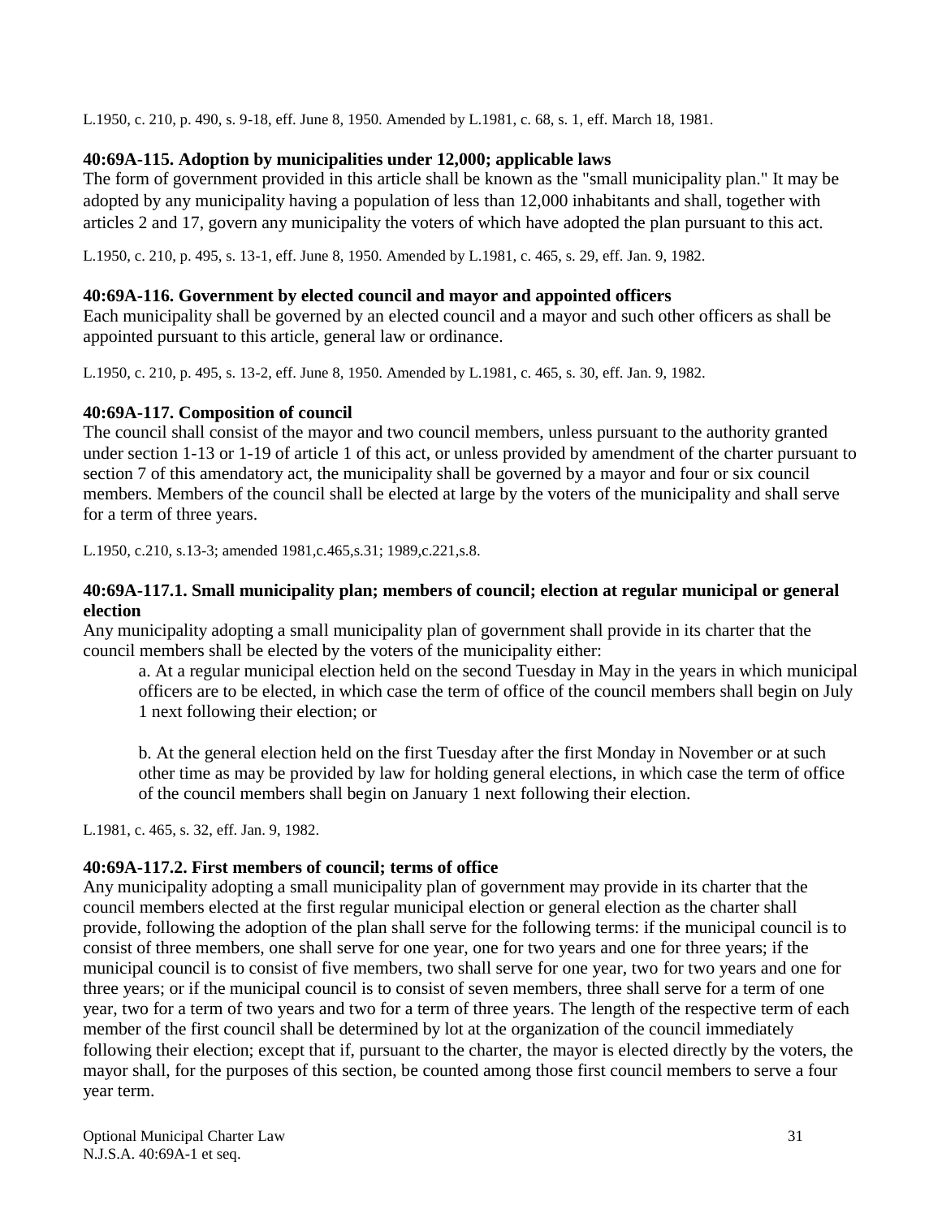L.1950, c. 210, p. 490, s. 9-18, eff. June 8, 1950. Amended by L.1981, c. 68, s. 1, eff. March 18, 1981.

**40:69A-115. Adoption by municipalities under 12,000; applicable laws**

The form of government provided in this article shall be known as the "small municipality plan." It may be adopted by any municipality having a population of less than 12,000 inhabitants and shall, together with articles 2 and 17, govern any municipality the voters of which have adopted the plan pursuant to this act.

L.1950, c. 210, p. 495, s. 13-1, eff. June 8, 1950. Amended by L.1981, c. 465, s. 29, eff. Jan. 9, 1982.

**40:69A-116. Government by elected council and mayor and appointed officers**

Each municipality shall be governed by an elected council and a mayor and such other officers as shall be appointed pursuant to this article, general law or ordinance.

L.1950, c. 210, p. 495, s. 13-2, eff. June 8, 1950. Amended by L.1981, c. 465, s. 30, eff. Jan. 9, 1982.

**40:69A-117. Composition of council**

The council shall consist of the mayor and two council members, unless pursuant to the authority granted under section 1-13 or 1-19 of article 1 of this act, or unless provided by amendment of the charter pursuant to section 7 of this amendatory act, the municipality shall be governed by a mayor and four or six council members. Members of the council shall be elected at large by the voters of the municipality and shall serve for a term of three years.

L.1950, c.210, s.13-3; amended 1981,c.465,s.31; 1989,c.221,s.8.

**40:69A-117.1. Small municipality plan; members of council; election at regular municipal or general election**

Any municipality adopting a small municipality plan of government shall provide in its charter that the council members shall be elected by the voters of the municipality either:

a. At a regular municipal election held on the second Tuesday in May in the years in which municipal officers are to be elected, in which case the term of office of the council members shall begin on July 1 next following their election; or

b. At the general election held on the first Tuesday after the first Monday in November or at such other time as may be provided by law for holding general elections, in which case the term of office of the council members shall begin on January 1 next following their election.

L.1981, c. 465, s. 32, eff. Jan. 9, 1982.

**40:69A-117.2. First members of council; terms of office**

Any municipality adopting a small municipality plan of government may provide in its charter that the council members elected at the first regular municipal election or general election as the charter shall provide, following the adoption of the plan shall serve for the following terms: if the municipal council is to consist of three members, one shall serve for one year, one for two years and one for three years; if the municipal council is to consist of five members, two shall serve for one year, two for two years and one for three years; or if the municipal council is to consist of seven members, three shall serve for a term of one year, two for a term of two years and two for a term of three years. The length of the respective term of each member of the first council shall be determined by lot at the organization of the council immediately following their election; except that if, pursuant to the charter, the mayor is elected directly by the voters, the mayor shall, for the purposes of this section, be counted among those first council members to serve a four year term.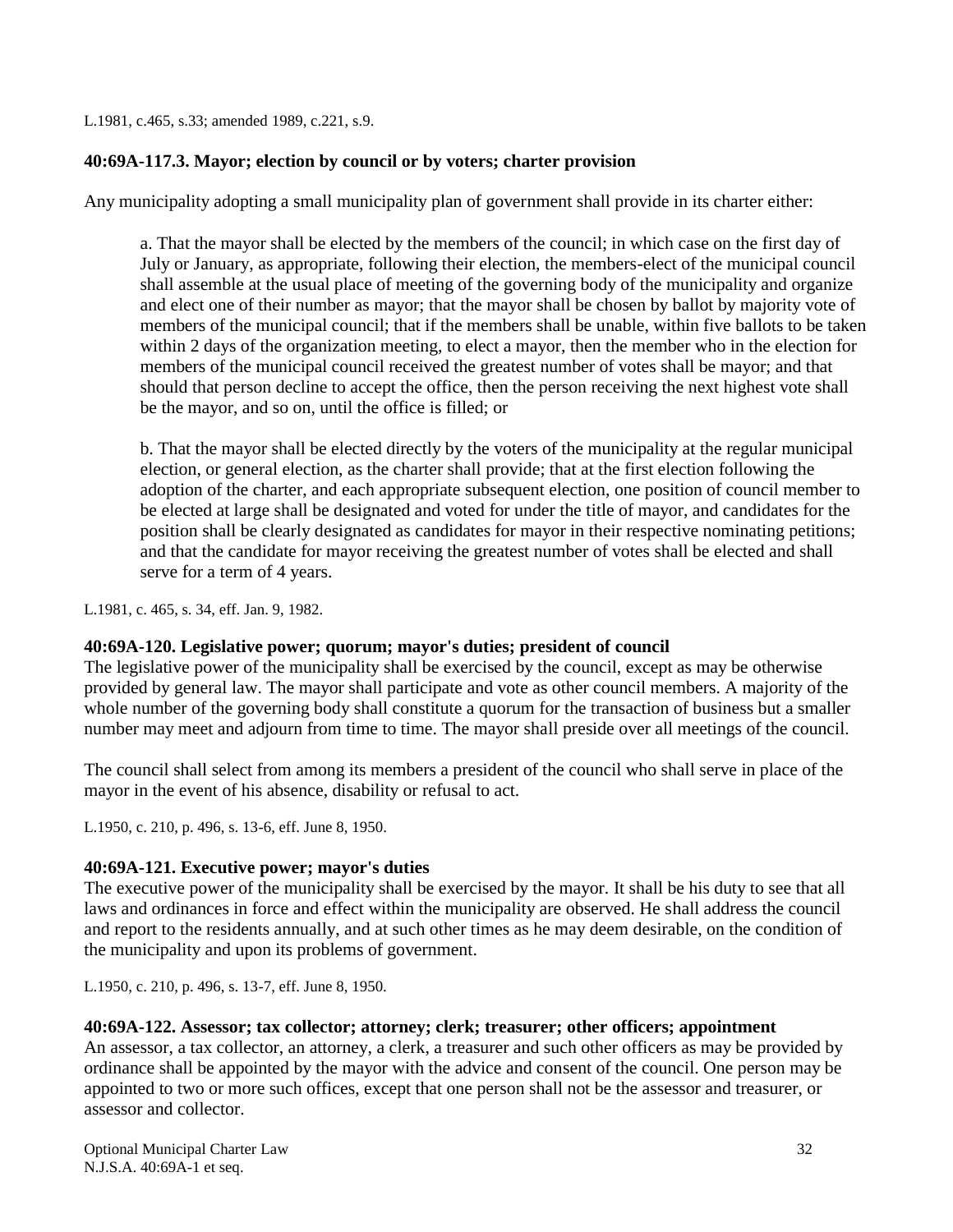L.1981, c.465, s.33; amended 1989, c.221, s.9.

### 40:69A-117.3. Mayor; election by council or by voters; charter provision

Any municipality adopting a small municipality plan of government shall provide in its charter either:

> a. That the mayor shall be elected by the members of the council; in which case on the first day of July or January, as appropriate, following their election, the members-elect of the municipal council shall assemble at the usual place of meeting of the governing body of the municipality and organize and elect one of their number as mayor; that the mayor shall be chosen by ballot by majority vote of members of the municipal council; that if the members shall be unable, within five ballots to be taken within 2 days of the organization meeting, to elect a mayor, then the member who in the election for members of the municipal council received the greatest number of votes shall be mayor; and that should that person decline to accept the office, then the person receiving the next highest vote shall be the mayor, and so on, until the office is filled; or
>
> b. That the mayor shall be elected directly by the voters of the municipality at the regular municipal election, or general election, as the charter shall provide; that at the first election following the adoption of the charter, and each appropriate subsequent election, one position of council member to be elected at large shall be designated and voted for under the title of mayor, and candidates for the position shall be clearly designated as candidates for mayor in their respective nominating petitions; and that the candidate for mayor receiving the greatest number of votes shall be elected and shall serve for a term of 4 years.

L.1981, c. 465, s. 34, eff. Jan. 9, 1982.

### 40:69A-120. Legislative power; quorum; mayor's duties; president of council

The legislative power of the municipality shall be exercised by the council, except as may be otherwise provided by general law. The mayor shall participate and vote as other council members. A majority of the whole number of the governing body shall constitute a quorum for the transaction of business but a smaller number may meet and adjourn from time to time. The mayor shall preside over all meetings of the council.

The council shall select from among its members a president of the council who shall serve in place of the mayor in the event of his absence, disability or refusal to act.

L.1950, c. 210, p. 496, s. 13-6, eff. June 8, 1950.

### 40:69A-121. Executive power; mayor's duties

The executive power of the municipality shall be exercised by the mayor. It shall be his duty to see that all laws and ordinances in force and effect within the municipality are observed. He shall address the council and report to the residents annually, and at such other times as he may deem desirable, on the condition of the municipality and upon its problems of government.

L.1950, c. 210, p. 496, s. 13-7, eff. June 8, 1950.

### 40:69A-122. Assessor; tax collector; attorney; clerk; treasurer; other officers; appointment

An assessor, a tax collector, an attorney, a clerk, a treasurer and such other officers as may be provided by ordinance shall be appointed by the mayor with the advice and consent of the council. One person may be appointed to two or more such offices, except that one person shall not be the assessor and treasurer, or assessor and collector.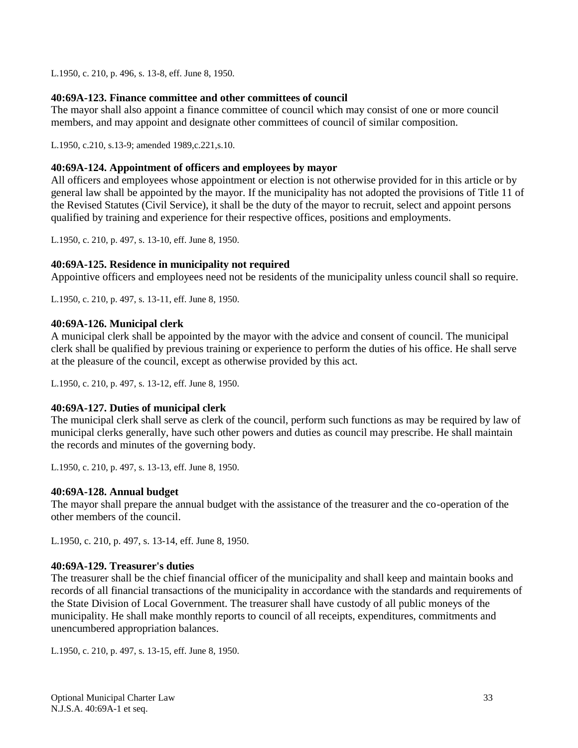L.1950, c. 210, p. 496, s. 13-8, eff. June 8, 1950.

**40:69A-123. Finance committee and other committees of council**

The mayor shall also appoint a finance committee of council which may consist of one or more council members, and may appoint and designate other committees of council of similar composition.

L.1950, c.210, s.13-9; amended 1989,c.221,s.10.

**40:69A-124. Appointment of officers and employees by mayor**

All officers and employees whose appointment or election is not otherwise provided for in this article or by general law shall be appointed by the mayor. If the municipality has not adopted the provisions of Title 11 of the Revised Statutes (Civil Service), it shall be the duty of the mayor to recruit, select and appoint persons qualified by training and experience for their respective offices, positions and employments.

L.1950, c. 210, p. 497, s. 13-10, eff. June 8, 1950.

**40:69A-125. Residence in municipality not required**

Appointive officers and employees need not be residents of the municipality unless council shall so require.

L.1950, c. 210, p. 497, s. 13-11, eff. June 8, 1950.

**40:69A-126. Municipal clerk**

A municipal clerk shall be appointed by the mayor with the advice and consent of council. The municipal clerk shall be qualified by previous training or experience to perform the duties of his office. He shall serve at the pleasure of the council, except as otherwise provided by this act.

L.1950, c. 210, p. 497, s. 13-12, eff. June 8, 1950.

**40:69A-127. Duties of municipal clerk**

The municipal clerk shall serve as clerk of the council, perform such functions as may be required by law of municipal clerks generally, have such other powers and duties as council may prescribe. He shall maintain the records and minutes of the governing body.

L.1950, c. 210, p. 497, s. 13-13, eff. June 8, 1950.

**40:69A-128. Annual budget**

The mayor shall prepare the annual budget with the assistance of the treasurer and the co-operation of the other members of the council.

L.1950, c. 210, p. 497, s. 13-14, eff. June 8, 1950.

**40:69A-129. Treasurer's duties**

The treasurer shall be the chief financial officer of the municipality and shall keep and maintain books and records of all financial transactions of the municipality in accordance with the standards and requirements of the State Division of Local Government. The treasurer shall have custody of all public moneys of the municipality. He shall make monthly reports to council of all receipts, expenditures, commitments and unencumbered appropriation balances.

L.1950, c. 210, p. 497, s. 13-15, eff. June 8, 1950.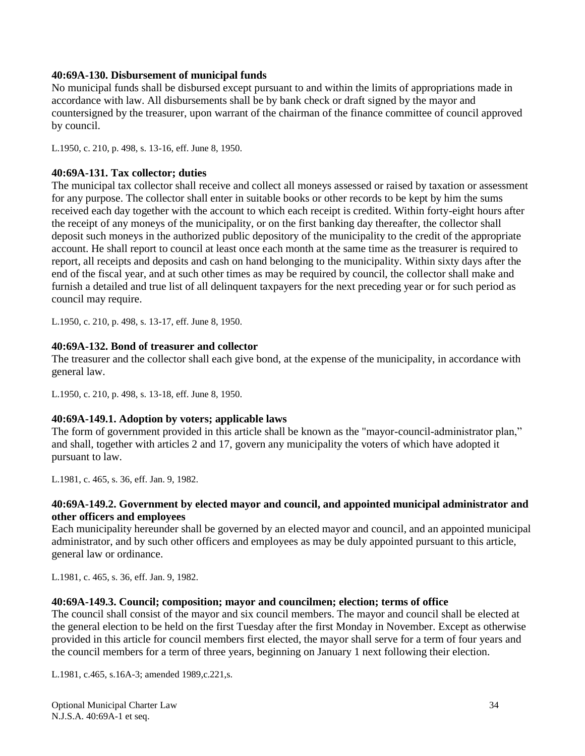**40:69A-130. Disbursement of municipal funds**

No municipal funds shall be disbursed except pursuant to and within the limits of appropriations made in accordance with law. All disbursements shall be by bank check or draft signed by the mayor and countersigned by the treasurer, upon warrant of the chairman of the finance committee of council approved by council.

L.1950, c. 210, p. 498, s. 13-16, eff. June 8, 1950.

**40:69A-131. Tax collector; duties**

The municipal tax collector shall receive and collect all moneys assessed or raised by taxation or assessment for any purpose. The collector shall enter in suitable books or other records to be kept by him the sums received each day together with the account to which each receipt is credited. Within forty-eight hours after the receipt of any moneys of the municipality, or on the first banking day thereafter, the collector shall deposit such moneys in the authorized public depository of the municipality to the credit of the appropriate account. He shall report to council at least once each month at the same time as the treasurer is required to report, all receipts and deposits and cash on hand belonging to the municipality. Within sixty days after the end of the fiscal year, and at such other times as may be required by council, the collector shall make and furnish a detailed and true list of all delinquent taxpayers for the next preceding year or for such period as council may require.

L.1950, c. 210, p. 498, s. 13-17, eff. June 8, 1950.

**40:69A-132. Bond of treasurer and collector**

The treasurer and the collector shall each give bond, at the expense of the municipality, in accordance with general law.

L.1950, c. 210, p. 498, s. 13-18, eff. June 8, 1950.

**40:69A-149.1. Adoption by voters; applicable laws**

The form of government provided in this article shall be known as the "mayor-council-administrator plan," and shall, together with articles 2 and 17, govern any municipality the voters of which have adopted it pursuant to law.

L.1981, c. 465, s. 36, eff. Jan. 9, 1982.

**40:69A-149.2. Government by elected mayor and council, and appointed municipal administrator and other officers and employees**

Each municipality hereunder shall be governed by an elected mayor and council, and an appointed municipal administrator, and by such other officers and employees as may be duly appointed pursuant to this article, general law or ordinance.

L.1981, c. 465, s. 36, eff. Jan. 9, 1982.

**40:69A-149.3. Council; composition; mayor and councilmen; election; terms of office**

The council shall consist of the mayor and six council members. The mayor and council shall be elected at the general election to be held on the first Tuesday after the first Monday in November. Except as otherwise provided in this article for council members first elected, the mayor shall serve for a term of four years and the council members for a term of three years, beginning on January 1 next following their election.

L.1981, c.465, s.16A-3; amended 1989,c.221,s.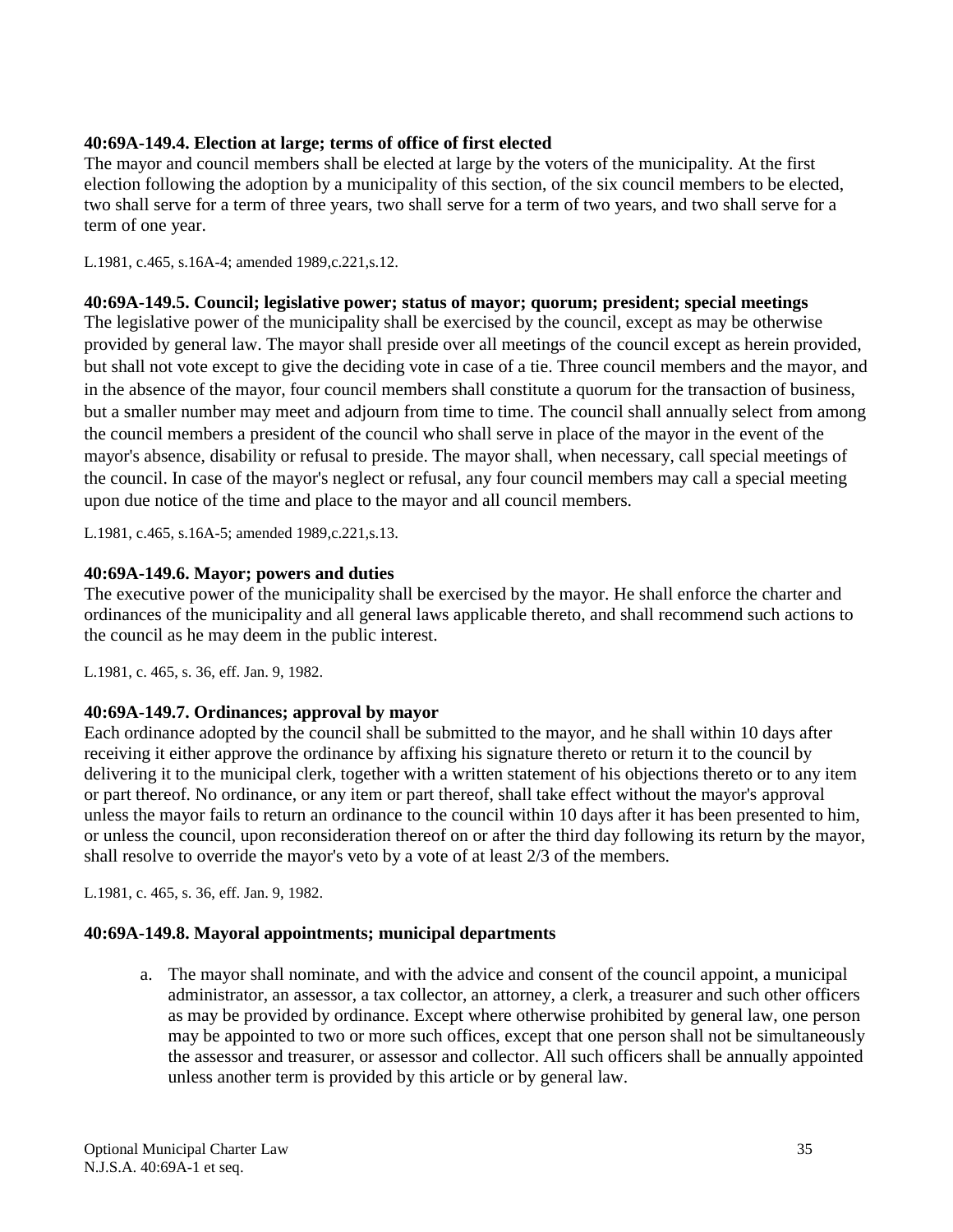**40:69A-149.4. Election at large; terms of office of first elected**

The mayor and council members shall be elected at large by the voters of the municipality. At the first election following the adoption by a municipality of this section, of the six council members to be elected, two shall serve for a term of three years, two shall serve for a term of two years, and two shall serve for a term of one year.

L.1981, c.465, s.16A-4; amended 1989,c.221,s.12.

**40:69A-149.5. Council; legislative power; status of mayor; quorum; president; special meetings**

The legislative power of the municipality shall be exercised by the council, except as may be otherwise provided by general law. The mayor shall preside over all meetings of the council except as herein provided, but shall not vote except to give the deciding vote in case of a tie. Three council members and the mayor, and in the absence of the mayor, four council members shall constitute a quorum for the transaction of business, but a smaller number may meet and adjourn from time to time. The council shall annually select from among the council members a president of the council who shall serve in place of the mayor in the event of the mayor's absence, disability or refusal to preside. The mayor shall, when necessary, call special meetings of the council. In case of the mayor's neglect or refusal, any four council members may call a special meeting upon due notice of the time and place to the mayor and all council members.

L.1981, c.465, s.16A-5; amended 1989,c.221,s.13.

**40:69A-149.6. Mayor; powers and duties**

The executive power of the municipality shall be exercised by the mayor. He shall enforce the charter and ordinances of the municipality and all general laws applicable thereto, and shall recommend such actions to the council as he may deem in the public interest.

L.1981, c. 465, s. 36, eff. Jan. 9, 1982.

**40:69A-149.7. Ordinances; approval by mayor**

Each ordinance adopted by the council shall be submitted to the mayor, and he shall within 10 days after receiving it either approve the ordinance by affixing his signature thereto or return it to the council by delivering it to the municipal clerk, together with a written statement of his objections thereto or to any item or part thereof. No ordinance, or any item or part thereof, shall take effect without the mayor's approval unless the mayor fails to return an ordinance to the council within 10 days after it has been presented to him, or unless the council, upon reconsideration thereof on or after the third day following its return by the mayor, shall resolve to override the mayor's veto by a vote of at least 2/3 of the members.

L.1981, c. 465, s. 36, eff. Jan. 9, 1982.

**40:69A-149.8. Mayoral appointments; municipal departments**

a. The mayor shall nominate, and with the advice and consent of the council appoint, a municipal administrator, an assessor, a tax collector, an attorney, a clerk, a treasurer and such other officers as may be provided by ordinance. Except where otherwise prohibited by general law, one person may be appointed to two or more such offices, except that one person shall not be simultaneously the assessor and treasurer, or assessor and collector. All such officers shall be annually appointed unless another term is provided by this article or by general law.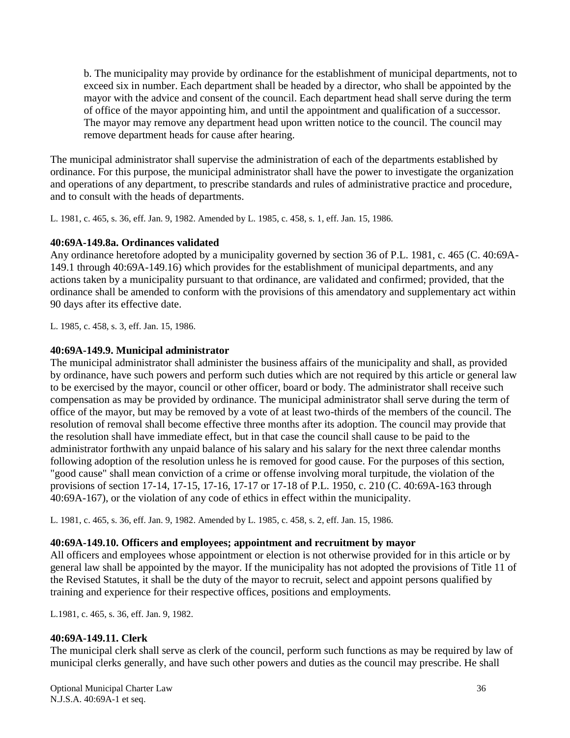b. The municipality may provide by ordinance for the establishment of municipal departments, not to exceed six in number. Each department shall be headed by a director, who shall be appointed by the mayor with the advice and consent of the council. Each department head shall serve during the term of office of the mayor appointing him, and until the appointment and qualification of a successor. The mayor may remove any department head upon written notice to the council. The council may remove department heads for cause after hearing.

The municipal administrator shall supervise the administration of each of the departments established by ordinance. For this purpose, the municipal administrator shall have the power to investigate the organization and operations of any department, to prescribe standards and rules of administrative practice and procedure, and to consult with the heads of departments.

L. 1981, c. 465, s. 36, eff. Jan. 9, 1982. Amended by L. 1985, c. 458, s. 1, eff. Jan. 15, 1986.

### 40:69A-149.8a. Ordinances validated

Any ordinance heretofore adopted by a municipality governed by section 36 of P.L. 1981, c. 465 (C. 40:69A-149.1 through 40:69A-149.16) which provides for the establishment of municipal departments, and any actions taken by a municipality pursuant to that ordinance, are validated and confirmed; provided, that the ordinance shall be amended to conform with the provisions of this amendatory and supplementary act within 90 days after its effective date.

L. 1985, c. 458, s. 3, eff. Jan. 15, 1986.

### 40:69A-149.9. Municipal administrator

The municipal administrator shall administer the business affairs of the municipality and shall, as provided by ordinance, have such powers and perform such duties which are not required by this article or general law to be exercised by the mayor, council or other officer, board or body. The administrator shall receive such compensation as may be provided by ordinance. The municipal administrator shall serve during the term of office of the mayor, but may be removed by a vote of at least two-thirds of the members of the council. The resolution of removal shall become effective three months after its adoption. The council may provide that the resolution shall have immediate effect, but in that case the council shall cause to be paid to the administrator forthwith any unpaid balance of his salary and his salary for the next three calendar months following adoption of the resolution unless he is removed for good cause. For the purposes of this section, "good cause" shall mean conviction of a crime or offense involving moral turpitude, the violation of the provisions of section 17-14, 17-15, 17-16, 17-17 or 17-18 of P.L. 1950, c. 210 (C. 40:69A-163 through 40:69A-167), or the violation of any code of ethics in effect within the municipality.

L. 1981, c. 465, s. 36, eff. Jan. 9, 1982. Amended by L. 1985, c. 458, s. 2, eff. Jan. 15, 1986.

### 40:69A-149.10. Officers and employees; appointment and recruitment by mayor

All officers and employees whose appointment or election is not otherwise provided for in this article or by general law shall be appointed by the mayor. If the municipality has not adopted the provisions of Title 11 of the Revised Statutes, it shall be the duty of the mayor to recruit, select and appoint persons qualified by training and experience for their respective offices, positions and employments.

L.1981, c. 465, s. 36, eff. Jan. 9, 1982.

### 40:69A-149.11. Clerk

The municipal clerk shall serve as clerk of the council, perform such functions as may be required by law of municipal clerks generally, and have such other powers and duties as the council may prescribe. He shall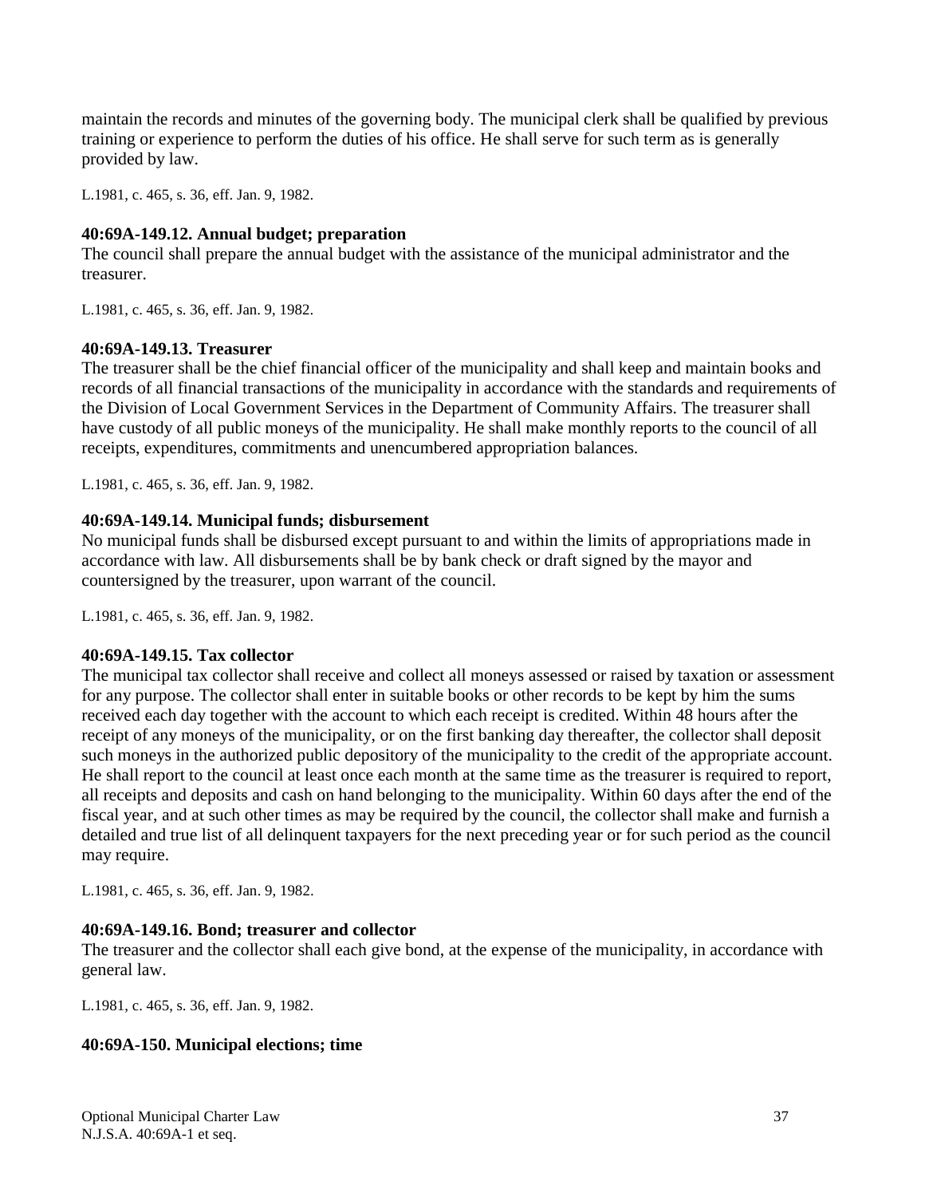maintain the records and minutes of the governing body. The municipal clerk shall be qualified by previous training or experience to perform the duties of his office. He shall serve for such term as is generally provided by law.

L.1981, c. 465, s. 36, eff. Jan. 9, 1982.

**40:69A-149.12. Annual budget; preparation**

The council shall prepare the annual budget with the assistance of the municipal administrator and the treasurer.

L.1981, c. 465, s. 36, eff. Jan. 9, 1982.

**40:69A-149.13. Treasurer**

The treasurer shall be the chief financial officer of the municipality and shall keep and maintain books and records of all financial transactions of the municipality in accordance with the standards and requirements of the Division of Local Government Services in the Department of Community Affairs. The treasurer shall have custody of all public moneys of the municipality. He shall make monthly reports to the council of all receipts, expenditures, commitments and unencumbered appropriation balances.

L.1981, c. 465, s. 36, eff. Jan. 9, 1982.

**40:69A-149.14. Municipal funds; disbursement**

No municipal funds shall be disbursed except pursuant to and within the limits of appropriations made in accordance with law. All disbursements shall be by bank check or draft signed by the mayor and countersigned by the treasurer, upon warrant of the council.

L.1981, c. 465, s. 36, eff. Jan. 9, 1982.

**40:69A-149.15. Tax collector**

The municipal tax collector shall receive and collect all moneys assessed or raised by taxation or assessment for any purpose. The collector shall enter in suitable books or other records to be kept by him the sums received each day together with the account to which each receipt is credited. Within 48 hours after the receipt of any moneys of the municipality, or on the first banking day thereafter, the collector shall deposit such moneys in the authorized public depository of the municipality to the credit of the appropriate account. He shall report to the council at least once each month at the same time as the treasurer is required to report, all receipts and deposits and cash on hand belonging to the municipality. Within 60 days after the end of the fiscal year, and at such other times as may be required by the council, the collector shall make and furnish a detailed and true list of all delinquent taxpayers for the next preceding year or for such period as the council may require.

L.1981, c. 465, s. 36, eff. Jan. 9, 1982.

**40:69A-149.16. Bond; treasurer and collector**

The treasurer and the collector shall each give bond, at the expense of the municipality, in accordance with general law.

L.1981, c. 465, s. 36, eff. Jan. 9, 1982.

**40:69A-150. Municipal elections; time**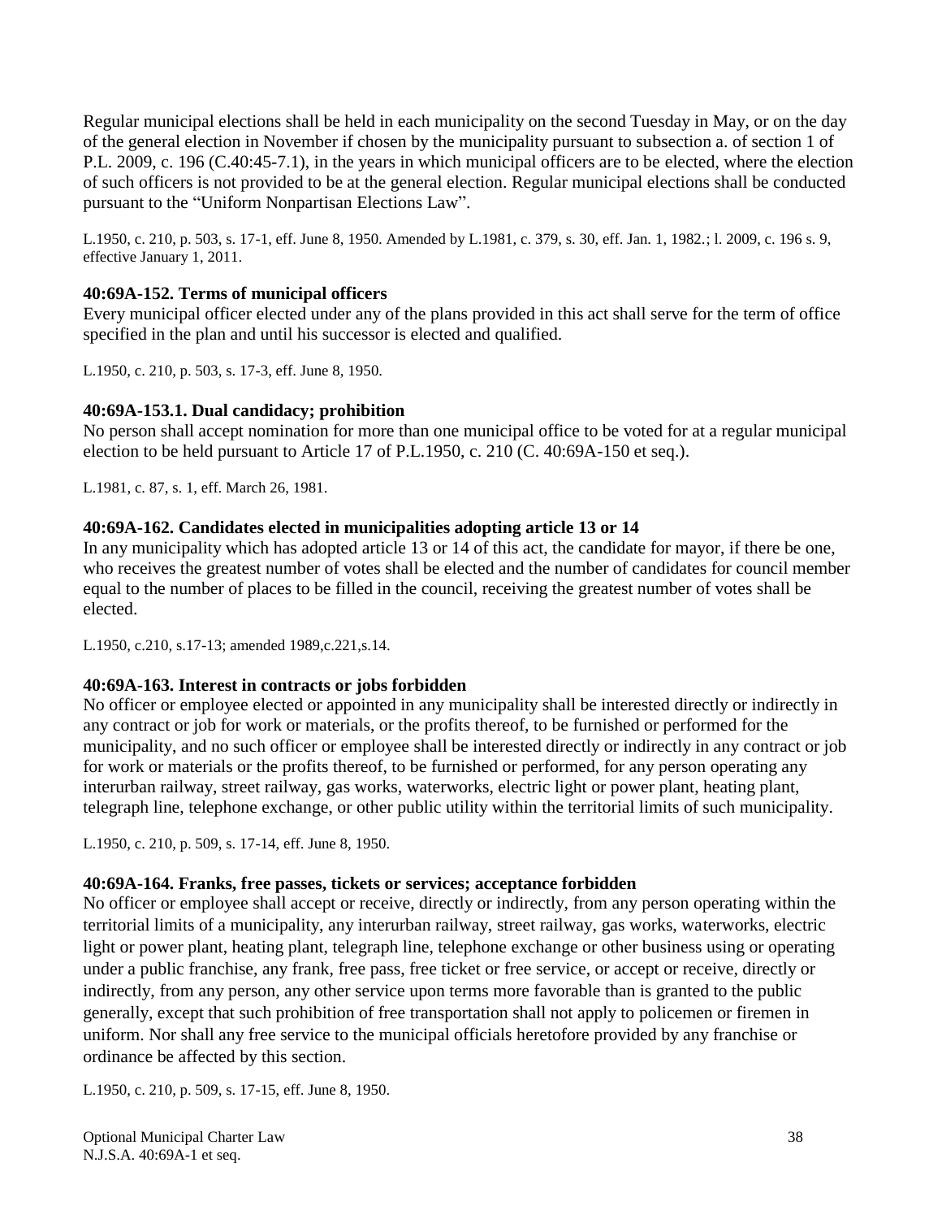Regular municipal elections shall be held in each municipality on the second Tuesday in May, or on the day of the general election in November if chosen by the municipality pursuant to subsection a. of section 1 of P.L. 2009, c. 196 (C.40:45-7.1), in the years in which municipal officers are to be elected, where the election of such officers is not provided to be at the general election. Regular municipal elections shall be conducted pursuant to the "Uniform Nonpartisan Elections Law".

L.1950, c. 210, p. 503, s. 17-1, eff. June 8, 1950. Amended by L.1981, c. 379, s. 30, eff. Jan. 1, 1982.; l. 2009, c. 196 s. 9, effective January 1, 2011.

**40:69A-152. Terms of municipal officers**
Every municipal officer elected under any of the plans provided in this act shall serve for the term of office specified in the plan and until his successor is elected and qualified.

L.1950, c. 210, p. 503, s. 17-3, eff. June 8, 1950.

**40:69A-153.1. Dual candidacy; prohibition**
No person shall accept nomination for more than one municipal office to be voted for at a regular municipal election to be held pursuant to Article 17 of P.L.1950, c. 210 (C. 40:69A-150 et seq.).

L.1981, c. 87, s. 1, eff. March 26, 1981.

**40:69A-162. Candidates elected in municipalities adopting article 13 or 14**
In any municipality which has adopted article 13 or 14 of this act, the candidate for mayor, if there be one, who receives the greatest number of votes shall be elected and the number of candidates for council member equal to the number of places to be filled in the council, receiving the greatest number of votes shall be elected.

L.1950, c.210, s.17-13; amended 1989,c.221,s.14.

**40:69A-163. Interest in contracts or jobs forbidden**
No officer or employee elected or appointed in any municipality shall be interested directly or indirectly in any contract or job for work or materials, or the profits thereof, to be furnished or performed for the municipality, and no such officer or employee shall be interested directly or indirectly in any contract or job for work or materials or the profits thereof, to be furnished or performed, for any person operating any interurban railway, street railway, gas works, waterworks, electric light or power plant, heating plant, telegraph line, telephone exchange, or other public utility within the territorial limits of such municipality.

L.1950, c. 210, p. 509, s. 17-14, eff. June 8, 1950.

**40:69A-164. Franks, free passes, tickets or services; acceptance forbidden**
No officer or employee shall accept or receive, directly or indirectly, from any person operating within the territorial limits of a municipality, any interurban railway, street railway, gas works, waterworks, electric light or power plant, heating plant, telegraph line, telephone exchange or other business using or operating under a public franchise, any frank, free pass, free ticket or free service, or accept or receive, directly or indirectly, from any person, any other service upon terms more favorable than is granted to the public generally, except that such prohibition of free transportation shall not apply to policemen or firemen in uniform. Nor shall any free service to the municipal officials heretofore provided by any franchise or ordinance be affected by this section.

L.1950, c. 210, p. 509, s. 17-15, eff. June 8, 1950.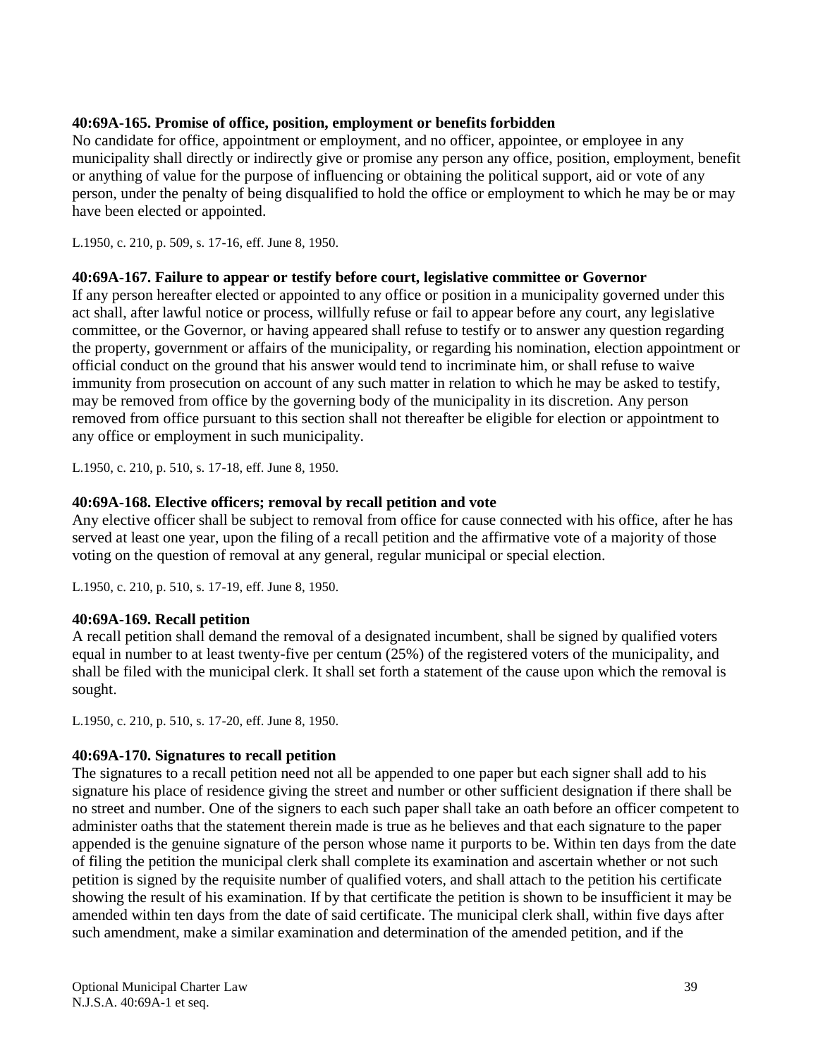**40:69A-165. Promise of office, position, employment or benefits forbidden**

No candidate for office, appointment or employment, and no officer, appointee, or employee in any municipality shall directly or indirectly give or promise any person any office, position, employment, benefit or anything of value for the purpose of influencing or obtaining the political support, aid or vote of any person, under the penalty of being disqualified to hold the office or employment to which he may be or may have been elected or appointed.

L.1950, c. 210, p. 509, s. 17-16, eff. June 8, 1950.

**40:69A-167. Failure to appear or testify before court, legislative committee or Governor**

If any person hereafter elected or appointed to any office or position in a municipality governed under this act shall, after lawful notice or process, willfully refuse or fail to appear before any court, any legislative committee, or the Governor, or having appeared shall refuse to testify or to answer any question regarding the property, government or affairs of the municipality, or regarding his nomination, election appointment or official conduct on the ground that his answer would tend to incriminate him, or shall refuse to waive immunity from prosecution on account of any such matter in relation to which he may be asked to testify, may be removed from office by the governing body of the municipality in its discretion. Any person removed from office pursuant to this section shall not thereafter be eligible for election or appointment to any office or employment in such municipality.

L.1950, c. 210, p. 510, s. 17-18, eff. June 8, 1950.

**40:69A-168. Elective officers; removal by recall petition and vote**

Any elective officer shall be subject to removal from office for cause connected with his office, after he has served at least one year, upon the filing of a recall petition and the affirmative vote of a majority of those voting on the question of removal at any general, regular municipal or special election.

L.1950, c. 210, p. 510, s. 17-19, eff. June 8, 1950.

**40:69A-169. Recall petition**

A recall petition shall demand the removal of a designated incumbent, shall be signed by qualified voters equal in number to at least twenty-five per centum (25%) of the registered voters of the municipality, and shall be filed with the municipal clerk. It shall set forth a statement of the cause upon which the removal is sought.

L.1950, c. 210, p. 510, s. 17-20, eff. June 8, 1950.

**40:69A-170. Signatures to recall petition**

The signatures to a recall petition need not all be appended to one paper but each signer shall add to his signature his place of residence giving the street and number or other sufficient designation if there shall be no street and number. One of the signers to each such paper shall take an oath before an officer competent to administer oaths that the statement therein made is true as he believes and that each signature to the paper appended is the genuine signature of the person whose name it purports to be. Within ten days from the date of filing the petition the municipal clerk shall complete its examination and ascertain whether or not such petition is signed by the requisite number of qualified voters, and shall attach to the petition his certificate showing the result of his examination. If by that certificate the petition is shown to be insufficient it may be amended within ten days from the date of said certificate. The municipal clerk shall, within five days after such amendment, make a similar examination and determination of the amended petition, and if the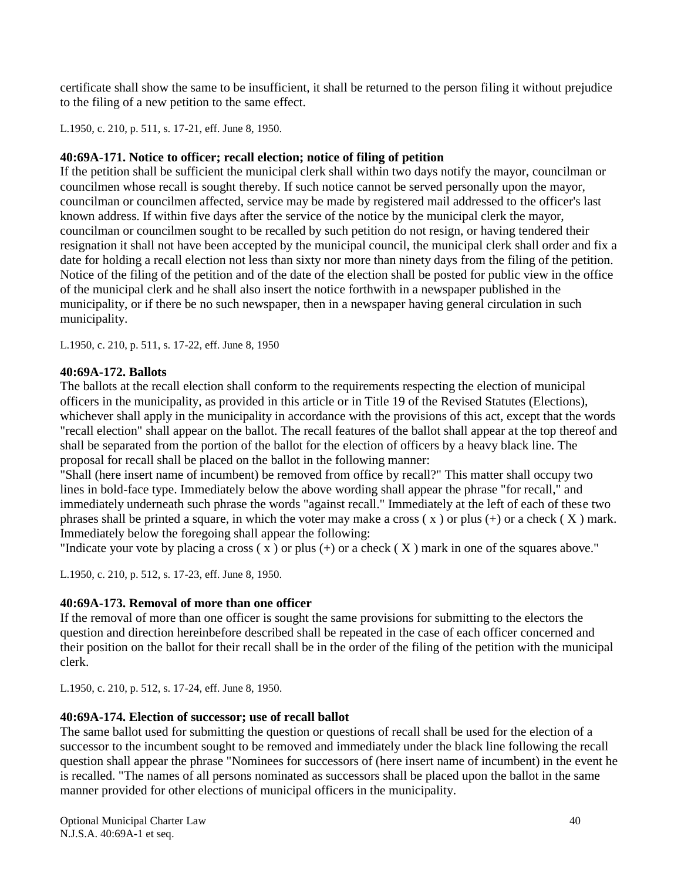certificate shall show the same to be insufficient, it shall be returned to the person filing it without prejudice to the filing of a new petition to the same effect.

L.1950, c. 210, p. 511, s. 17-21, eff. June 8, 1950.

**40:69A-171. Notice to officer; recall election; notice of filing of petition**

If the petition shall be sufficient the municipal clerk shall within two days notify the mayor, councilman or councilmen whose recall is sought thereby. If such notice cannot be served personally upon the mayor, councilman or councilmen affected, service may be made by registered mail addressed to the officer's last known address. If within five days after the service of the notice by the municipal clerk the mayor, councilman or councilmen sought to be recalled by such petition do not resign, or having tendered their resignation it shall not have been accepted by the municipal council, the municipal clerk shall order and fix a date for holding a recall election not less than sixty nor more than ninety days from the filing of the petition. Notice of the filing of the petition and of the date of the election shall be posted for public view in the office of the municipal clerk and he shall also insert the notice forthwith in a newspaper published in the municipality, or if there be no such newspaper, then in a newspaper having general circulation in such municipality.

L.1950, c. 210, p. 511, s. 17-22, eff. June 8, 1950

**40:69A-172. Ballots**

The ballots at the recall election shall conform to the requirements respecting the election of municipal officers in the municipality, as provided in this article or in Title 19 of the Revised Statutes (Elections), whichever shall apply in the municipality in accordance with the provisions of this act, except that the words "recall election" shall appear on the ballot. The recall features of the ballot shall appear at the top thereof and shall be separated from the portion of the ballot for the election of officers by a heavy black line. The proposal for recall shall be placed on the ballot in the following manner:

"Shall (here insert name of incumbent) be removed from office by recall?" This matter shall occupy two lines in bold-face type. Immediately below the above wording shall appear the phrase "for recall," and immediately underneath such phrase the words "against recall." Immediately at the left of each of these two phrases shall be printed a square, in which the voter may make a cross ( x ) or plus (+) or a check ( X ) mark. Immediately below the foregoing shall appear the following:

"Indicate your vote by placing a cross ( x ) or plus (+) or a check ( X ) mark in one of the squares above."

L.1950, c. 210, p. 512, s. 17-23, eff. June 8, 1950.

**40:69A-173. Removal of more than one officer**

If the removal of more than one officer is sought the same provisions for submitting to the electors the question and direction hereinbefore described shall be repeated in the case of each officer concerned and their position on the ballot for their recall shall be in the order of the filing of the petition with the municipal clerk.

L.1950, c. 210, p. 512, s. 17-24, eff. June 8, 1950.

**40:69A-174. Election of successor; use of recall ballot**

The same ballot used for submitting the question or questions of recall shall be used for the election of a successor to the incumbent sought to be removed and immediately under the black line following the recall question shall appear the phrase "Nominees for successors of (here insert name of incumbent) in the event he is recalled. "The names of all persons nominated as successors shall be placed upon the ballot in the same manner provided for other elections of municipal officers in the municipality.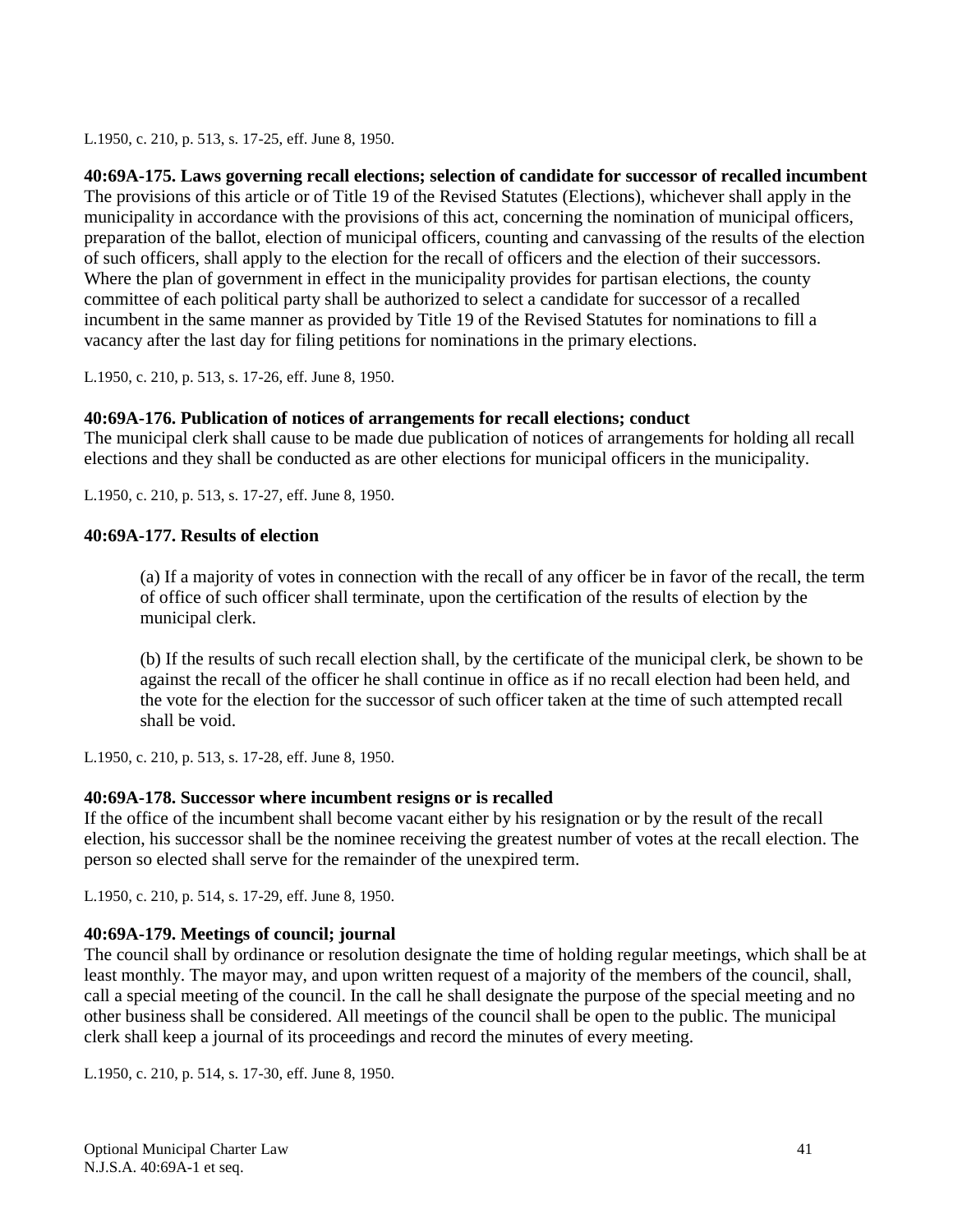L.1950, c. 210, p. 513, s. 17-25, eff. June 8, 1950.

**40:69A-175. Laws governing recall elections; selection of candidate for successor of recalled incumbent**

The provisions of this article or of Title 19 of the Revised Statutes (Elections), whichever shall apply in the municipality in accordance with the provisions of this act, concerning the nomination of municipal officers, preparation of the ballot, election of municipal officers, counting and canvassing of the results of the election of such officers, shall apply to the election for the recall of officers and the election of their successors. Where the plan of government in effect in the municipality provides for partisan elections, the county committee of each political party shall be authorized to select a candidate for successor of a recalled incumbent in the same manner as provided by Title 19 of the Revised Statutes for nominations to fill a vacancy after the last day for filing petitions for nominations in the primary elections.

L.1950, c. 210, p. 513, s. 17-26, eff. June 8, 1950.

**40:69A-176. Publication of notices of arrangements for recall elections; conduct**

The municipal clerk shall cause to be made due publication of notices of arrangements for holding all recall elections and they shall be conducted as are other elections for municipal officers in the municipality.

L.1950, c. 210, p. 513, s. 17-27, eff. June 8, 1950.

**40:69A-177. Results of election**

(a) If a majority of votes in connection with the recall of any officer be in favor of the recall, the term of office of such officer shall terminate, upon the certification of the results of election by the municipal clerk.

(b) If the results of such recall election shall, by the certificate of the municipal clerk, be shown to be against the recall of the officer he shall continue in office as if no recall election had been held, and the vote for the election for the successor of such officer taken at the time of such attempted recall shall be void.

L.1950, c. 210, p. 513, s. 17-28, eff. June 8, 1950.

**40:69A-178. Successor where incumbent resigns or is recalled**

If the office of the incumbent shall become vacant either by his resignation or by the result of the recall election, his successor shall be the nominee receiving the greatest number of votes at the recall election. The person so elected shall serve for the remainder of the unexpired term.

L.1950, c. 210, p. 514, s. 17-29, eff. June 8, 1950.

**40:69A-179. Meetings of council; journal**

The council shall by ordinance or resolution designate the time of holding regular meetings, which shall be at least monthly. The mayor may, and upon written request of a majority of the members of the council, shall, call a special meeting of the council. In the call he shall designate the purpose of the special meeting and no other business shall be considered. All meetings of the council shall be open to the public. The municipal clerk shall keep a journal of its proceedings and record the minutes of every meeting.

L.1950, c. 210, p. 514, s. 17-30, eff. June 8, 1950.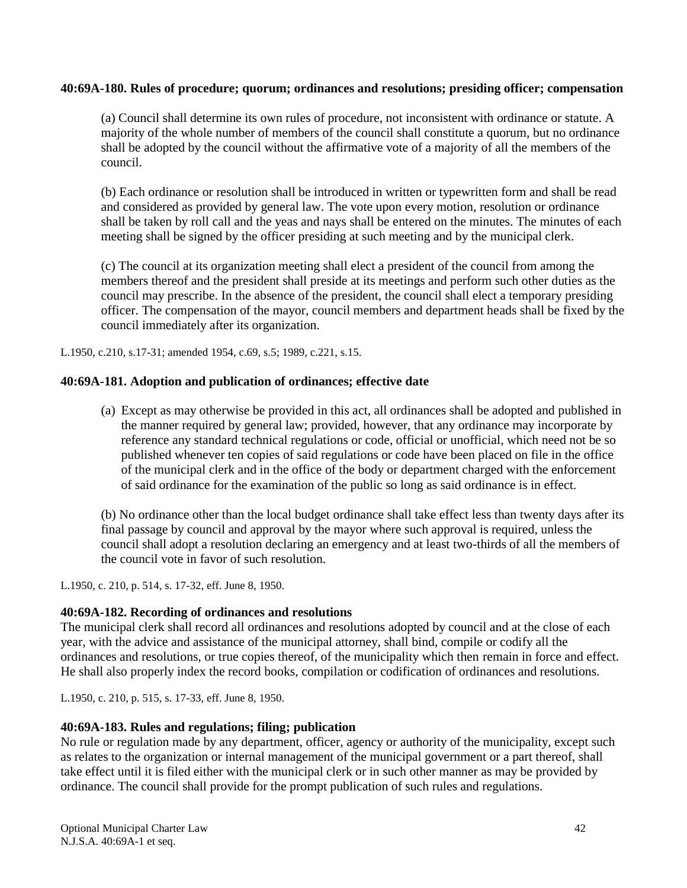**40:69A-180. Rules of procedure; quorum; ordinances and resolutions; presiding officer; compensation**

(a) Council shall determine its own rules of procedure, not inconsistent with ordinance or statute. A majority of the whole number of members of the council shall constitute a quorum, but no ordinance shall be adopted by the council without the affirmative vote of a majority of all the members of the council.

(b) Each ordinance or resolution shall be introduced in written or typewritten form and shall be read and considered as provided by general law. The vote upon every motion, resolution or ordinance shall be taken by roll call and the yeas and nays shall be entered on the minutes. The minutes of each meeting shall be signed by the officer presiding at such meeting and by the municipal clerk.

(c) The council at its organization meeting shall elect a president of the council from among the members thereof and the president shall preside at its meetings and perform such other duties as the council may prescribe. In the absence of the president, the council shall elect a temporary presiding officer. The compensation of the mayor, council members and department heads shall be fixed by the council immediately after its organization.

L.1950, c.210, s.17-31; amended 1954, c.69, s.5; 1989, c.221, s.15.

**40:69A-181. Adoption and publication of ordinances; effective date**

(a) Except as may otherwise be provided in this act, all ordinances shall be adopted and published in the manner required by general law; provided, however, that any ordinance may incorporate by reference any standard technical regulations or code, official or unofficial, which need not be so published whenever ten copies of said regulations or code have been placed on file in the office of the municipal clerk and in the office of the body or department charged with the enforcement of said ordinance for the examination of the public so long as said ordinance is in effect.

(b) No ordinance other than the local budget ordinance shall take effect less than twenty days after its final passage by council and approval by the mayor where such approval is required, unless the council shall adopt a resolution declaring an emergency and at least two-thirds of all the members of the council vote in favor of such resolution.

L.1950, c. 210, p. 514, s. 17-32, eff. June 8, 1950.

**40:69A-182. Recording of ordinances and resolutions**

The municipal clerk shall record all ordinances and resolutions adopted by council and at the close of each year, with the advice and assistance of the municipal attorney, shall bind, compile or codify all the ordinances and resolutions, or true copies thereof, of the municipality which then remain in force and effect. He shall also properly index the record books, compilation or codification of ordinances and resolutions.

L.1950, c. 210, p. 515, s. 17-33, eff. June 8, 1950.

**40:69A-183. Rules and regulations; filing; publication**

No rule or regulation made by any department, officer, agency or authority of the municipality, except such as relates to the organization or internal management of the municipal government or a part thereof, shall take effect until it is filed either with the municipal clerk or in such other manner as may be provided by ordinance. The council shall provide for the prompt publication of such rules and regulations.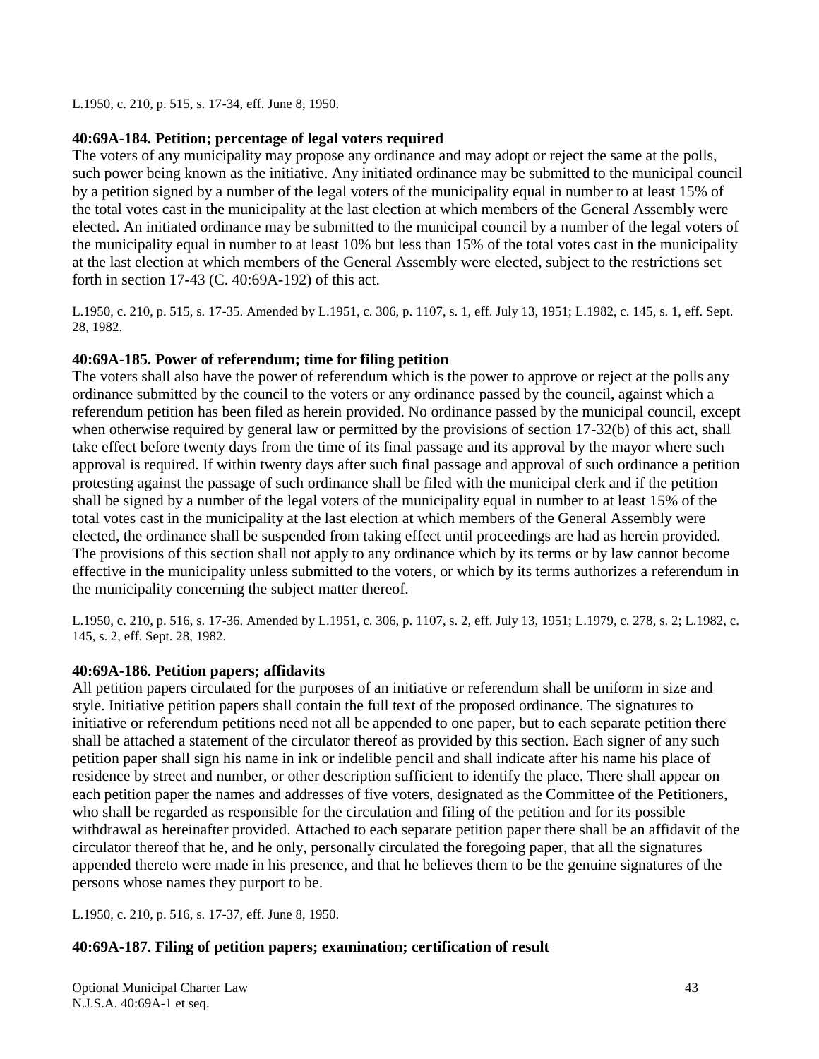L.1950, c. 210, p. 515, s. 17-34, eff. June 8, 1950.

**40:69A-184. Petition; percentage of legal voters required**

The voters of any municipality may propose any ordinance and may adopt or reject the same at the polls, such power being known as the initiative. Any initiated ordinance may be submitted to the municipal council by a petition signed by a number of the legal voters of the municipality equal in number to at least 15% of the total votes cast in the municipality at the last election at which members of the General Assembly were elected. An initiated ordinance may be submitted to the municipal council by a number of the legal voters of the municipality equal in number to at least 10% but less than 15% of the total votes cast in the municipality at the last election at which members of the General Assembly were elected, subject to the restrictions set forth in section 17-43 (C. 40:69A-192) of this act.

L.1950, c. 210, p. 515, s. 17-35. Amended by L.1951, c. 306, p. 1107, s. 1, eff. July 13, 1951; L.1982, c. 145, s. 1, eff. Sept. 28, 1982.

**40:69A-185. Power of referendum; time for filing petition**

The voters shall also have the power of referendum which is the power to approve or reject at the polls any ordinance submitted by the council to the voters or any ordinance passed by the council, against which a referendum petition has been filed as herein provided. No ordinance passed by the municipal council, except when otherwise required by general law or permitted by the provisions of section 17-32(b) of this act, shall take effect before twenty days from the time of its final passage and its approval by the mayor where such approval is required. If within twenty days after such final passage and approval of such ordinance a petition protesting against the passage of such ordinance shall be filed with the municipal clerk and if the petition shall be signed by a number of the legal voters of the municipality equal in number to at least 15% of the total votes cast in the municipality at the last election at which members of the General Assembly were elected, the ordinance shall be suspended from taking effect until proceedings are had as herein provided. The provisions of this section shall not apply to any ordinance which by its terms or by law cannot become effective in the municipality unless submitted to the voters, or which by its terms authorizes a referendum in the municipality concerning the subject matter thereof.

L.1950, c. 210, p. 516, s. 17-36. Amended by L.1951, c. 306, p. 1107, s. 2, eff. July 13, 1951; L.1979, c. 278, s. 2; L.1982, c. 145, s. 2, eff. Sept. 28, 1982.

**40:69A-186. Petition papers; affidavits**

All petition papers circulated for the purposes of an initiative or referendum shall be uniform in size and style. Initiative petition papers shall contain the full text of the proposed ordinance. The signatures to initiative or referendum petitions need not all be appended to one paper, but to each separate petition there shall be attached a statement of the circulator thereof as provided by this section. Each signer of any such petition paper shall sign his name in ink or indelible pencil and shall indicate after his name his place of residence by street and number, or other description sufficient to identify the place. There shall appear on each petition paper the names and addresses of five voters, designated as the Committee of the Petitioners, who shall be regarded as responsible for the circulation and filing of the petition and for its possible withdrawal as hereinafter provided. Attached to each separate petition paper there shall be an affidavit of the circulator thereof that he, and he only, personally circulated the foregoing paper, that all the signatures appended thereto were made in his presence, and that he believes them to be the genuine signatures of the persons whose names they purport to be.

L.1950, c. 210, p. 516, s. 17-37, eff. June 8, 1950.

**40:69A-187. Filing of petition papers; examination; certification of result**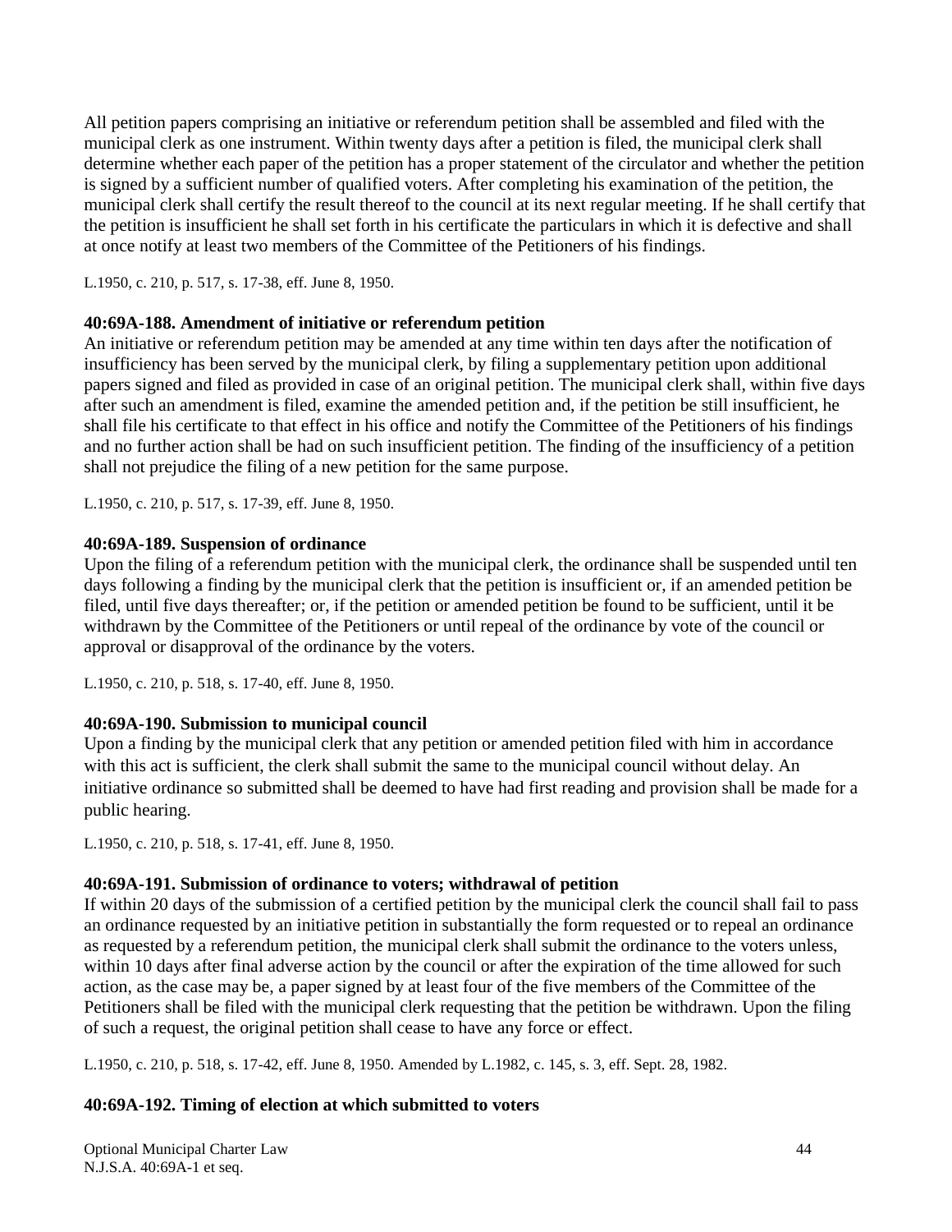All petition papers comprising an initiative or referendum petition shall be assembled and filed with the municipal clerk as one instrument. Within twenty days after a petition is filed, the municipal clerk shall determine whether each paper of the petition has a proper statement of the circulator and whether the petition is signed by a sufficient number of qualified voters. After completing his examination of the petition, the municipal clerk shall certify the result thereof to the council at its next regular meeting. If he shall certify that the petition is insufficient he shall set forth in his certificate the particulars in which it is defective and shall at once notify at least two members of the Committee of the Petitioners of his findings.

L.1950, c. 210, p. 517, s. 17-38, eff. June 8, 1950.

**40:69A-188. Amendment of initiative or referendum petition**
An initiative or referendum petition may be amended at any time within ten days after the notification of insufficiency has been served by the municipal clerk, by filing a supplementary petition upon additional papers signed and filed as provided in case of an original petition. The municipal clerk shall, within five days after such an amendment is filed, examine the amended petition and, if the petition be still insufficient, he shall file his certificate to that effect in his office and notify the Committee of the Petitioners of his findings and no further action shall be had on such insufficient petition. The finding of the insufficiency of a petition shall not prejudice the filing of a new petition for the same purpose.

L.1950, c. 210, p. 517, s. 17-39, eff. June 8, 1950.

**40:69A-189. Suspension of ordinance**
Upon the filing of a referendum petition with the municipal clerk, the ordinance shall be suspended until ten days following a finding by the municipal clerk that the petition is insufficient or, if an amended petition be filed, until five days thereafter; or, if the petition or amended petition be found to be sufficient, until it be withdrawn by the Committee of the Petitioners or until repeal of the ordinance by vote of the council or approval or disapproval of the ordinance by the voters.

L.1950, c. 210, p. 518, s. 17-40, eff. June 8, 1950.

**40:69A-190. Submission to municipal council**
Upon a finding by the municipal clerk that any petition or amended petition filed with him in accordance with this act is sufficient, the clerk shall submit the same to the municipal council without delay. An initiative ordinance so submitted shall be deemed to have had first reading and provision shall be made for a public hearing.

L.1950, c. 210, p. 518, s. 17-41, eff. June 8, 1950.

**40:69A-191. Submission of ordinance to voters; withdrawal of petition**
If within 20 days of the submission of a certified petition by the municipal clerk the council shall fail to pass an ordinance requested by an initiative petition in substantially the form requested or to repeal an ordinance as requested by a referendum petition, the municipal clerk shall submit the ordinance to the voters unless, within 10 days after final adverse action by the council or after the expiration of the time allowed for such action, as the case may be, a paper signed by at least four of the five members of the Committee of the Petitioners shall be filed with the municipal clerk requesting that the petition be withdrawn. Upon the filing of such a request, the original petition shall cease to have any force or effect.

L.1950, c. 210, p. 518, s. 17-42, eff. June 8, 1950. Amended by L.1982, c. 145, s. 3, eff. Sept. 28, 1982.

**40:69A-192. Timing of election at which submitted to voters**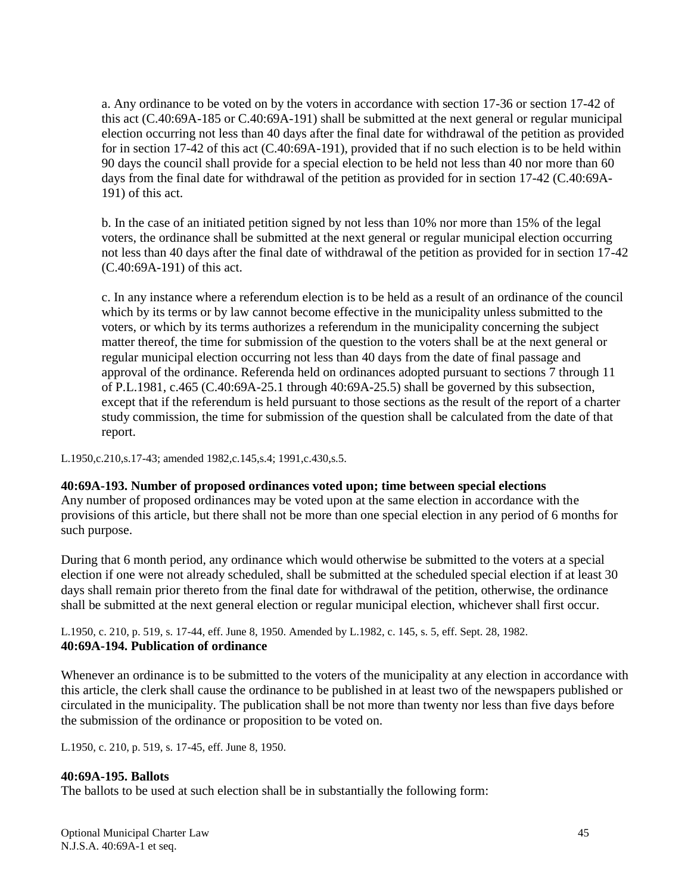a. Any ordinance to be voted on by the voters in accordance with section 17-36 or section 17-42 of this act (C.40:69A-185 or C.40:69A-191) shall be submitted at the next general or regular municipal election occurring not less than 40 days after the final date for withdrawal of the petition as provided for in section 17-42 of this act (C.40:69A-191), provided that if no such election is to be held within 90 days the council shall provide for a special election to be held not less than 40 nor more than 60 days from the final date for withdrawal of the petition as provided for in section 17-42 (C.40:69A-191) of this act.

b. In the case of an initiated petition signed by not less than 10% nor more than 15% of the legal voters, the ordinance shall be submitted at the next general or regular municipal election occurring not less than 40 days after the final date of withdrawal of the petition as provided for in section 17-42 (C.40:69A-191) of this act.

c. In any instance where a referendum election is to be held as a result of an ordinance of the council which by its terms or by law cannot become effective in the municipality unless submitted to the voters, or which by its terms authorizes a referendum in the municipality concerning the subject matter thereof, the time for submission of the question to the voters shall be at the next general or regular municipal election occurring not less than 40 days from the date of final passage and approval of the ordinance. Referenda held on ordinances adopted pursuant to sections 7 through 11 of P.L.1981, c.465 (C.40:69A-25.1 through 40:69A-25.5) shall be governed by this subsection, except that if the referendum is held pursuant to those sections as the result of the report of a charter study commission, the time for submission of the question shall be calculated from the date of that report.

L.1950,c.210,s.17-43; amended 1982,c.145,s.4; 1991,c.430,s.5.

**40:69A-193. Number of proposed ordinances voted upon; time between special elections**

Any number of proposed ordinances may be voted upon at the same election in accordance with the provisions of this article, but there shall not be more than one special election in any period of 6 months for such purpose.

During that 6 month period, any ordinance which would otherwise be submitted to the voters at a special election if one were not already scheduled, shall be submitted at the scheduled special election if at least 30 days shall remain prior thereto from the final date for withdrawal of the petition, otherwise, the ordinance shall be submitted at the next general election or regular municipal election, whichever shall first occur.

L.1950, c. 210, p. 519, s. 17-44, eff. June 8, 1950. Amended by L.1982, c. 145, s. 5, eff. Sept. 28, 1982.

**40:69A-194. Publication of ordinance**

Whenever an ordinance is to be submitted to the voters of the municipality at any election in accordance with this article, the clerk shall cause the ordinance to be published in at least two of the newspapers published or circulated in the municipality. The publication shall be not more than twenty nor less than five days before the submission of the ordinance or proposition to be voted on.

L.1950, c. 210, p. 519, s. 17-45, eff. June 8, 1950.

**40:69A-195. Ballots**

The ballots to be used at such election shall be in substantially the following form: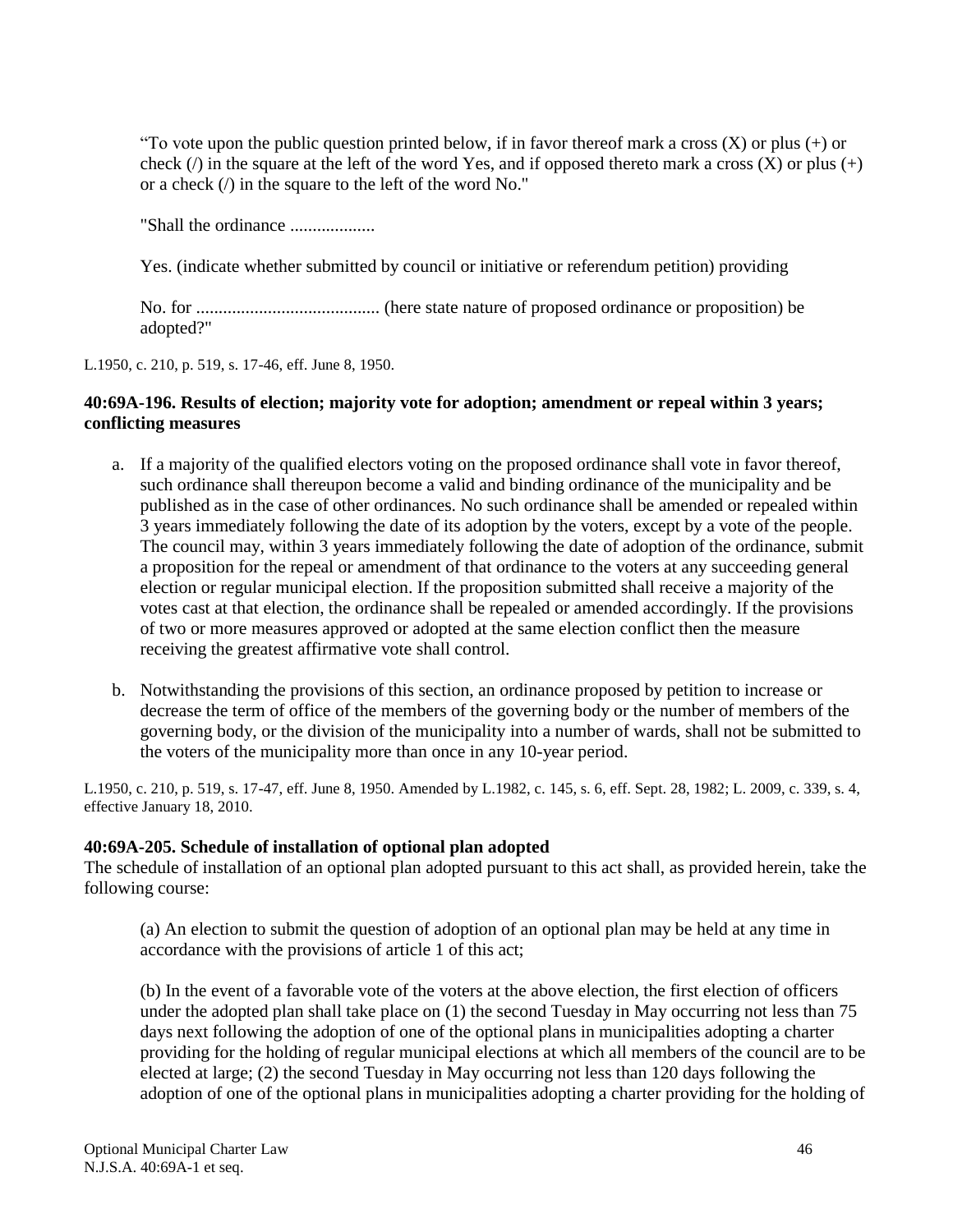"To vote upon the public question printed below, if in favor thereof mark a cross (X) or plus (+) or check (/) in the square at the left of the word Yes, and if opposed thereto mark a cross (X) or plus (+) or a check (/) in the square to the left of the word No."

"Shall the ordinance ...................

Yes. (indicate whether submitted by council or initiative or referendum petition) providing

No. for ......................................... (here state nature of proposed ordinance or proposition) be adopted?"

L.1950, c. 210, p. 519, s. 17-46, eff. June 8, 1950.

**40:69A-196. Results of election; majority vote for adoption; amendment or repeal within 3 years; conflicting measures**

a. If a majority of the qualified electors voting on the proposed ordinance shall vote in favor thereof, such ordinance shall thereupon become a valid and binding ordinance of the municipality and be published as in the case of other ordinances. No such ordinance shall be amended or repealed within 3 years immediately following the date of its adoption by the voters, except by a vote of the people. The council may, within 3 years immediately following the date of adoption of the ordinance, submit a proposition for the repeal or amendment of that ordinance to the voters at any succeeding general election or regular municipal election. If the proposition submitted shall receive a majority of the votes cast at that election, the ordinance shall be repealed or amended accordingly. If the provisions of two or more measures approved or adopted at the same election conflict then the measure receiving the greatest affirmative vote shall control.

b. Notwithstanding the provisions of this section, an ordinance proposed by petition to increase or decrease the term of office of the members of the governing body or the number of members of the governing body, or the division of the municipality into a number of wards, shall not be submitted to the voters of the municipality more than once in any 10-year period.

L.1950, c. 210, p. 519, s. 17-47, eff. June 8, 1950. Amended by L.1982, c. 145, s. 6, eff. Sept. 28, 1982; L. 2009, c. 339, s. 4, effective January 18, 2010.

**40:69A-205. Schedule of installation of optional plan adopted**

The schedule of installation of an optional plan adopted pursuant to this act shall, as provided herein, take the following course:

(a) An election to submit the question of adoption of an optional plan may be held at any time in accordance with the provisions of article 1 of this act;

(b) In the event of a favorable vote of the voters at the above election, the first election of officers under the adopted plan shall take place on (1) the second Tuesday in May occurring not less than 75 days next following the adoption of one of the optional plans in municipalities adopting a charter providing for the holding of regular municipal elections at which all members of the council are to be elected at large; (2) the second Tuesday in May occurring not less than 120 days following the adoption of one of the optional plans in municipalities adopting a charter providing for the holding of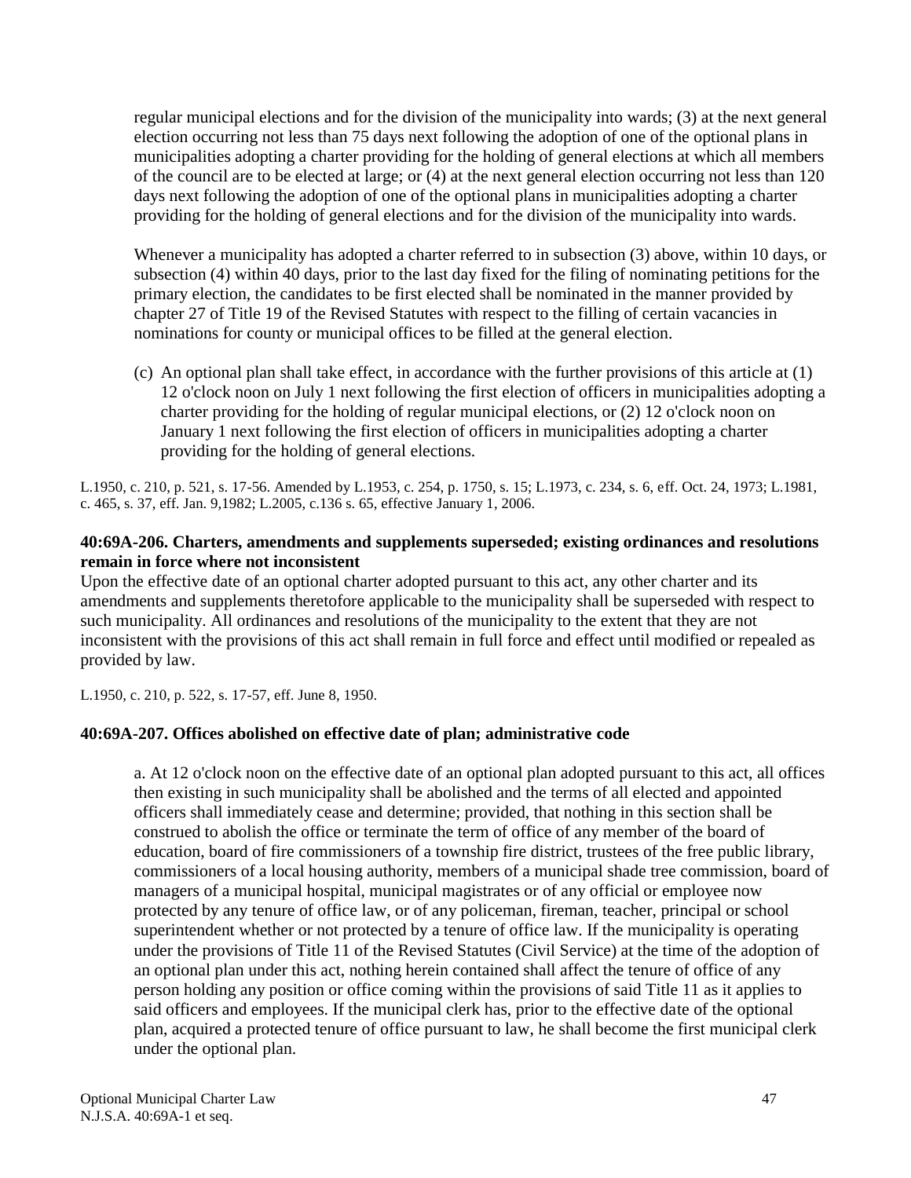regular municipal elections and for the division of the municipality into wards; (3) at the next general election occurring not less than 75 days next following the adoption of one of the optional plans in municipalities adopting a charter providing for the holding of general elections at which all members of the council are to be elected at large; or (4) at the next general election occurring not less than 120 days next following the adoption of one of the optional plans in municipalities adopting a charter providing for the holding of general elections and for the division of the municipality into wards.

Whenever a municipality has adopted a charter referred to in subsection (3) above, within 10 days, or subsection (4) within 40 days, prior to the last day fixed for the filing of nominating petitions for the primary election, the candidates to be first elected shall be nominated in the manner provided by chapter 27 of Title 19 of the Revised Statutes with respect to the filling of certain vacancies in nominations for county or municipal offices to be filled at the general election.

(c) An optional plan shall take effect, in accordance with the further provisions of this article at (1) 12 o'clock noon on July 1 next following the first election of officers in municipalities adopting a charter providing for the holding of regular municipal elections, or (2) 12 o'clock noon on January 1 next following the first election of officers in municipalities adopting a charter providing for the holding of general elections.

L.1950, c. 210, p. 521, s. 17-56. Amended by L.1953, c. 254, p. 1750, s. 15; L.1973, c. 234, s. 6, eff. Oct. 24, 1973; L.1981, c. 465, s. 37, eff. Jan. 9,1982; L.2005, c.136 s. 65, effective January 1, 2006.

**40:69A-206. Charters, amendments and supplements superseded; existing ordinances and resolutions remain in force where not inconsistent**

Upon the effective date of an optional charter adopted pursuant to this act, any other charter and its amendments and supplements theretofore applicable to the municipality shall be superseded with respect to such municipality. All ordinances and resolutions of the municipality to the extent that they are not inconsistent with the provisions of this act shall remain in full force and effect until modified or repealed as provided by law.

L.1950, c. 210, p. 522, s. 17-57, eff. June 8, 1950.

**40:69A-207. Offices abolished on effective date of plan; administrative code**

a. At 12 o'clock noon on the effective date of an optional plan adopted pursuant to this act, all offices then existing in such municipality shall be abolished and the terms of all elected and appointed officers shall immediately cease and determine; provided, that nothing in this section shall be construed to abolish the office or terminate the term of office of any member of the board of education, board of fire commissioners of a township fire district, trustees of the free public library, commissioners of a local housing authority, members of a municipal shade tree commission, board of managers of a municipal hospital, municipal magistrates or of any official or employee now protected by any tenure of office law, or of any policeman, fireman, teacher, principal or school superintendent whether or not protected by a tenure of office law. If the municipality is operating under the provisions of Title 11 of the Revised Statutes (Civil Service) at the time of the adoption of an optional plan under this act, nothing herein contained shall affect the tenure of office of any person holding any position or office coming within the provisions of said Title 11 as it applies to said officers and employees. If the municipal clerk has, prior to the effective date of the optional plan, acquired a protected tenure of office pursuant to law, he shall become the first municipal clerk under the optional plan.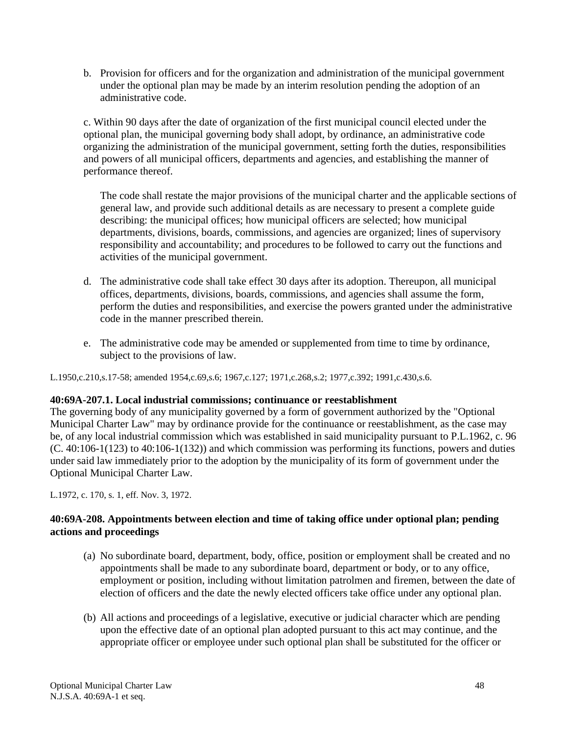b. Provision for officers and for the organization and administration of the municipal government under the optional plan may be made by an interim resolution pending the adoption of an administrative code.

c. Within 90 days after the date of organization of the first municipal council elected under the optional plan, the municipal governing body shall adopt, by ordinance, an administrative code organizing the administration of the municipal government, setting forth the duties, responsibilities and powers of all municipal officers, departments and agencies, and establishing the manner of performance thereof.

The code shall restate the major provisions of the municipal charter and the applicable sections of general law, and provide such additional details as are necessary to present a complete guide describing: the municipal offices; how municipal officers are selected; how municipal departments, divisions, boards, commissions, and agencies are organized; lines of supervisory responsibility and accountability; and procedures to be followed to carry out the functions and activities of the municipal government.

d. The administrative code shall take effect 30 days after its adoption. Thereupon, all municipal offices, departments, divisions, boards, commissions, and agencies shall assume the form, perform the duties and responsibilities, and exercise the powers granted under the administrative code in the manner prescribed therein.

e. The administrative code may be amended or supplemented from time to time by ordinance, subject to the provisions of law.

L.1950,c.210,s.17-58; amended 1954,c.69,s.6; 1967,c.127; 1971,c.268,s.2; 1977,c.392; 1991,c.430,s.6.

**40:69A-207.1. Local industrial commissions; continuance or reestablishment**

The governing body of any municipality governed by a form of government authorized by the "Optional Municipal Charter Law" may by ordinance provide for the continuance or reestablishment, as the case may be, of any local industrial commission which was established in said municipality pursuant to P.L.1962, c. 96 (C. 40:106-1(123) to 40:106-1(132)) and which commission was performing its functions, powers and duties under said law immediately prior to the adoption by the municipality of its form of government under the Optional Municipal Charter Law.

L.1972, c. 170, s. 1, eff. Nov. 3, 1972.

**40:69A-208. Appointments between election and time of taking office under optional plan; pending actions and proceedings**

(a) No subordinate board, department, body, office, position or employment shall be created and no appointments shall be made to any subordinate board, department or body, or to any office, employment or position, including without limitation patrolmen and firemen, between the date of election of officers and the date the newly elected officers take office under any optional plan.

(b) All actions and proceedings of a legislative, executive or judicial character which are pending upon the effective date of an optional plan adopted pursuant to this act may continue, and the appropriate officer or employee under such optional plan shall be substituted for the officer or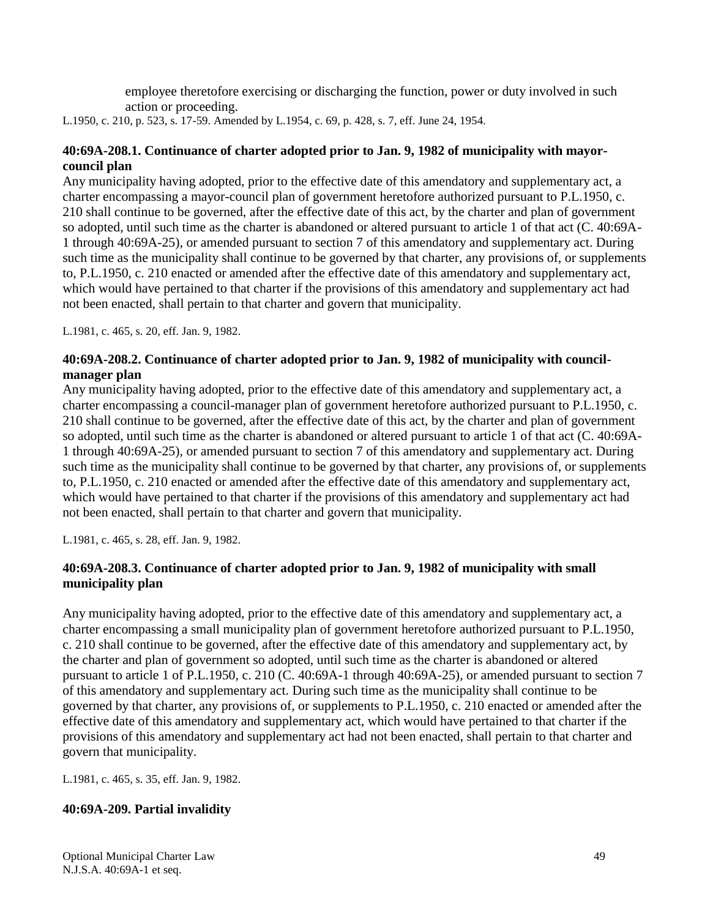employee theretofore exercising or discharging the function, power or duty involved in such action or proceeding.

L.1950, c. 210, p. 523, s. 17-59. Amended by L.1954, c. 69, p. 428, s. 7, eff. June 24, 1954.

**40:69A-208.1. Continuance of charter adopted prior to Jan. 9, 1982 of municipality with mayor-council plan**

Any municipality having adopted, prior to the effective date of this amendatory and supplementary act, a charter encompassing a mayor-council plan of government heretofore authorized pursuant to P.L.1950, c. 210 shall continue to be governed, after the effective date of this act, by the charter and plan of government so adopted, until such time as the charter is abandoned or altered pursuant to article 1 of that act (C. 40:69A-1 through 40:69A-25), or amended pursuant to section 7 of this amendatory and supplementary act. During such time as the municipality shall continue to be governed by that charter, any provisions of, or supplements to, P.L.1950, c. 210 enacted or amended after the effective date of this amendatory and supplementary act, which would have pertained to that charter if the provisions of this amendatory and supplementary act had not been enacted, shall pertain to that charter and govern that municipality.

L.1981, c. 465, s. 20, eff. Jan. 9, 1982.

**40:69A-208.2. Continuance of charter adopted prior to Jan. 9, 1982 of municipality with council-manager plan**

Any municipality having adopted, prior to the effective date of this amendatory and supplementary act, a charter encompassing a council-manager plan of government heretofore authorized pursuant to P.L.1950, c. 210 shall continue to be governed, after the effective date of this act, by the charter and plan of government so adopted, until such time as the charter is abandoned or altered pursuant to article 1 of that act (C. 40:69A-1 through 40:69A-25), or amended pursuant to section 7 of this amendatory and supplementary act. During such time as the municipality shall continue to be governed by that charter, any provisions of, or supplements to, P.L.1950, c. 210 enacted or amended after the effective date of this amendatory and supplementary act, which would have pertained to that charter if the provisions of this amendatory and supplementary act had not been enacted, shall pertain to that charter and govern that municipality.

L.1981, c. 465, s. 28, eff. Jan. 9, 1982.

**40:69A-208.3. Continuance of charter adopted prior to Jan. 9, 1982 of municipality with small municipality plan**

Any municipality having adopted, prior to the effective date of this amendatory and supplementary act, a charter encompassing a small municipality plan of government heretofore authorized pursuant to P.L.1950, c. 210 shall continue to be governed, after the effective date of this amendatory and supplementary act, by the charter and plan of government so adopted, until such time as the charter is abandoned or altered pursuant to article 1 of P.L.1950, c. 210 (C. 40:69A-1 through 40:69A-25), or amended pursuant to section 7 of this amendatory and supplementary act. During such time as the municipality shall continue to be governed by that charter, any provisions of, or supplements to P.L.1950, c. 210 enacted or amended after the effective date of this amendatory and supplementary act, which would have pertained to that charter if the provisions of this amendatory and supplementary act had not been enacted, shall pertain to that charter and govern that municipality.

L.1981, c. 465, s. 35, eff. Jan. 9, 1982.

**40:69A-209. Partial invalidity**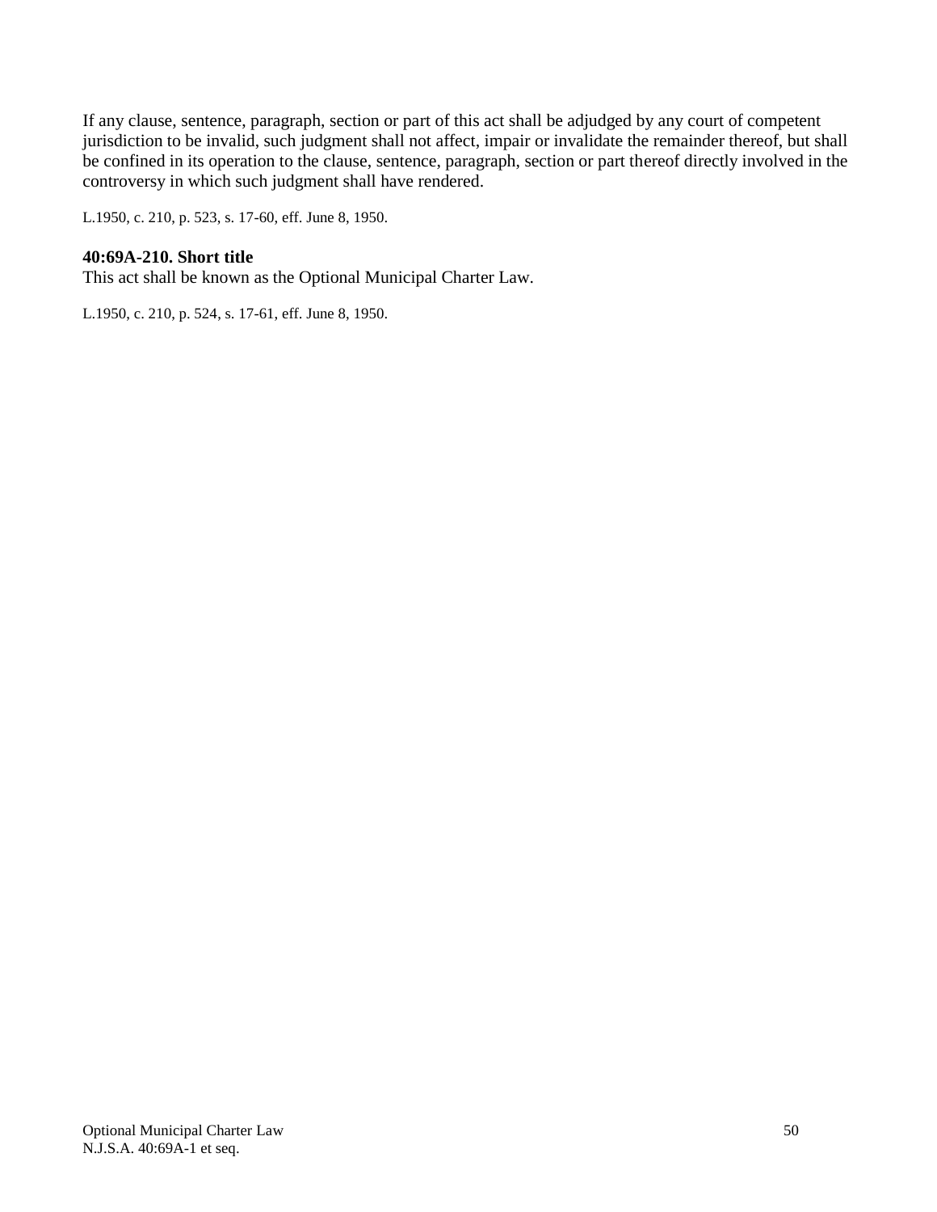If any clause, sentence, paragraph, section or part of this act shall be adjudged by any court of competent jurisdiction to be invalid, such judgment shall not affect, impair or invalidate the remainder thereof, but shall be confined in its operation to the clause, sentence, paragraph, section or part thereof directly involved in the controversy in which such judgment shall have rendered.

L.1950, c. 210, p. 523, s. 17-60, eff. June 8, 1950.

**40:69A-210. Short title**
This act shall be known as the Optional Municipal Charter Law.

L.1950, c. 210, p. 524, s. 17-61, eff. June 8, 1950.